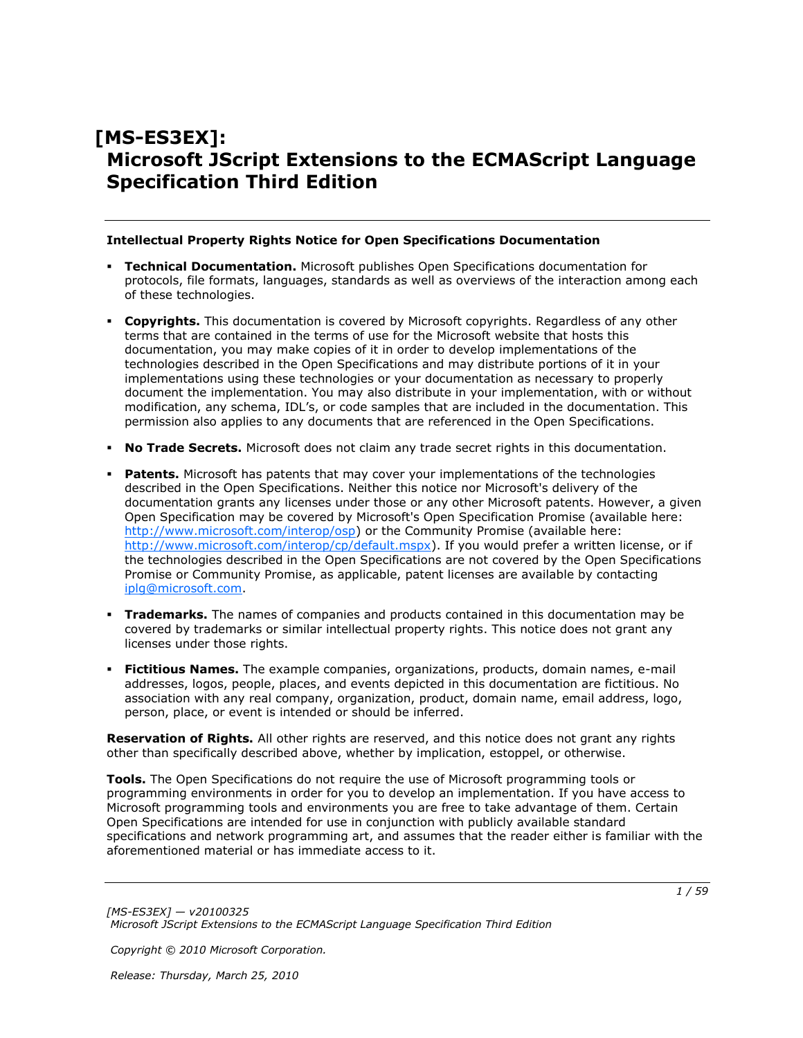# [MS-ES3EX]: Microsoft JScript Extensions to the ECMAScript Language Specification Third Edition

**Intellectual Property Rights Notice for Open Specifications Documentation**

- **Technical Documentation.** Microsoft publishes Open Specifications documentation for protocols, file formats, languages, standards as well as overviews of the interaction among each of these technologies.
- **Copyrights.** This documentation is covered by Microsoft copyrights. Regardless of any other terms that are contained in the terms of use for the Microsoft website that hosts this documentation, you may make copies of it in order to develop implementations of the technologies described in the Open Specifications and may distribute portions of it in your implementations using these technologies or your documentation as necessary to properly document the implementation. You may also distribute in your implementation, with or without modification, any schema, IDL's, or code samples that are included in the documentation. This permission also applies to any documents that are referenced in the Open Specifications.
- **No Trade Secrets.** Microsoft does not claim any trade secret rights in this documentation.
- **Patents.** Microsoft has patents that may cover your implementations of the technologies described in the Open Specifications. Neither this notice nor Microsoft's delivery of the documentation grants any licenses under those or any other Microsoft patents. However, a given Open Specification may be covered by Microsoft's Open Specification Promise (available here: http://www.microsoft.com/interop/osp) or the Community Promise (available here: http://www.microsoft.com/interop/cp/default.mspx). If you would prefer a written license, or if the technologies described in the Open Specifications are not covered by the Open Specifications Promise or Community Promise, as applicable, patent licenses are available by contacting iplg@microsoft.com.
- **Trademarks.** The names of companies and products contained in this documentation may be covered by trademarks or similar intellectual property rights. This notice does not grant any licenses under those rights.
- **Fictitious Names.** The example companies, organizations, products, domain names, e-mail addresses, logos, people, places, and events depicted in this documentation are fictitious. No association with any real company, organization, product, domain name, email address, logo, person, place, or event is intended or should be inferred.

**Reservation of Rights.** All other rights are reserved, and this notice does not grant any rights other than specifically described above, whether by implication, estoppel, or otherwise.

**Tools.** The Open Specifications do not require the use of Microsoft programming tools or programming environments in order for you to develop an implementation. If you have access to Microsoft programming tools and environments you are free to take advantage of them. Certain Open Specifications are intended for use in conjunction with publicly available standard specifications and network programming art, and assumes that the reader either is familiar with the aforementioned material or has immediate access to it.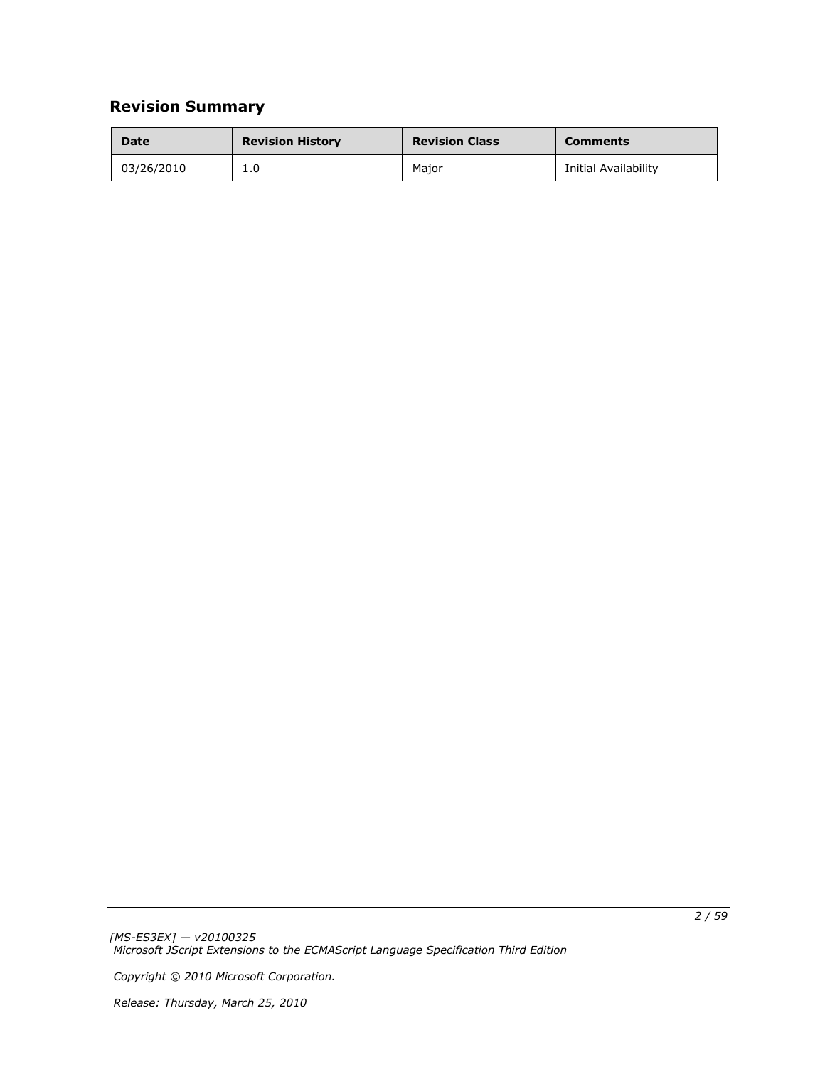## Revision Summary

| Date | Revision History | Revision Class | Comments |
| --- | --- | --- | --- |
| 03/26/2010 | 1.0 | Major | Initial Availability |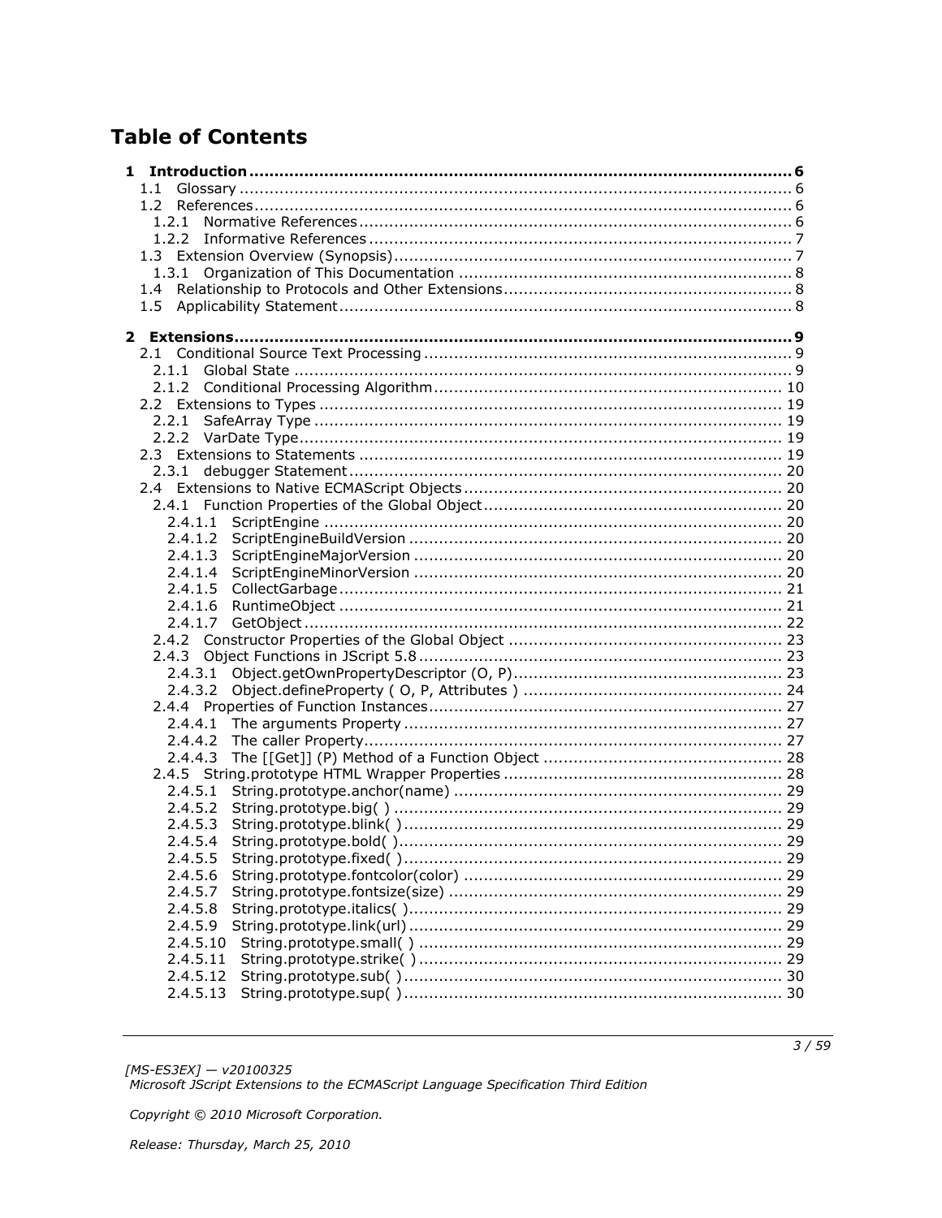# Table of Contents

**1 Introduction ........................................................................................................ 6**

1.1 Glossary ........................................................................................................ 6

1.2 References ........................................................................................................ 6

1.2.1 Normative References ........................................................................................ 6

1.2.2 Informative References ........................................................................................ 7

1.3 Extension Overview (Synopsis) ........................................................................................ 7

1.3.1 Organization of This Documentation ........................................................................................ 8

1.4 Relationship to Protocols and Other Extensions ........................................................................................ 8

1.5 Applicability Statement ........................................................................................ 8

**2 Extensions ........................................................................................................ 9**

2.1 Conditional Source Text Processing ........................................................................................ 9

2.1.1 Global State ........................................................................................ 9

2.1.2 Conditional Processing Algorithm ........................................................................................ 10

2.2 Extensions to Types ........................................................................................ 19

2.2.1 SafeArray Type ........................................................................................ 19

2.2.2 VarDate Type ........................................................................................ 19

2.3 Extensions to Statements ........................................................................................ 19

2.3.1 debugger Statement ........................................................................................ 20

2.4 Extensions to Native ECMAScript Objects ........................................................................................ 20

2.4.1 Function Properties of the Global Object ........................................................................................ 20

2.4.1.1 ScriptEngine ........................................................................................ 20

2.4.1.2 ScriptEngineBuildVersion ........................................................................................ 20

2.4.1.3 ScriptEngineMajorVersion ........................................................................................ 20

2.4.1.4 ScriptEngineMinorVersion ........................................................................................ 20

2.4.1.5 CollectGarbage ........................................................................................ 21

2.4.1.6 RuntimeObject ........................................................................................ 21

2.4.1.7 GetObject ........................................................................................ 22

2.4.2 Constructor Properties of the Global Object ........................................................................................ 23

2.4.3 Object Functions in JScript 5.8 ........................................................................................ 23

2.4.3.1 Object.getOwnPropertyDescriptor (O, P) ........................................................................................ 23

2.4.3.2 Object.defineProperty ( O, P, Attributes ) ........................................................................................ 24

2.4.4 Properties of Function Instances ........................................................................................ 27

2.4.4.1 The arguments Property ........................................................................................ 27

2.4.4.2 The caller Property ........................................................................................ 27

2.4.4.3 The [[Get]] (P) Method of a Function Object ........................................................................................ 28

2.4.5 String.prototype HTML Wrapper Properties ........................................................................................ 28

2.4.5.1 String.prototype.anchor(name) ........................................................................................ 29

2.4.5.2 String.prototype.big( ) ........................................................................................ 29

2.4.5.3 String.prototype.blink( ) ........................................................................................ 29

2.4.5.4 String.prototype.bold( ) ........................................................................................ 29

2.4.5.5 String.prototype.fixed( ) ........................................................................................ 29

2.4.5.6 String.prototype.fontcolor(color) ........................................................................................ 29

2.4.5.7 String.prototype.fontsize(size) ........................................................................................ 29

2.4.5.8 String.prototype.italics( ) ........................................................................................ 29

2.4.5.9 String.prototype.link(url) ........................................................................................ 29

2.4.5.10 String.prototype.small( ) ........................................................................................ 29

2.4.5.11 String.prototype.strike( ) ........................................................................................ 29

2.4.5.12 String.prototype.sub( ) ........................................................................................ 30

2.4.5.13 String.prototype.sup( ) ........................................................................................ 30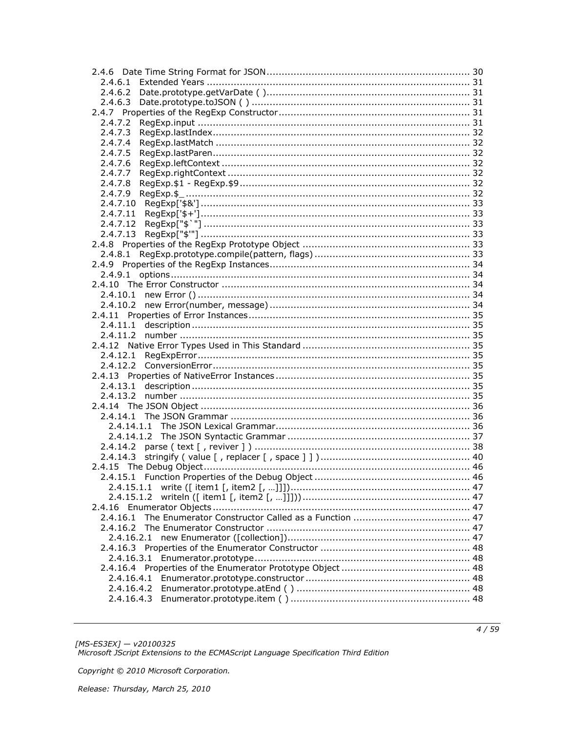- 2.4.6 Date Time String Format for JSON ........ 30
  - 2.4.6.1 Extended Years ........ 31
  - 2.4.6.2 Date.prototype.getVarDate ( ) ........ 31
  - 2.4.6.3 Date.prototype.toJSON ( ) ........ 31
- 2.4.7 Properties of the RegExp Constructor ........ 31
  - 2.4.7.2 RegExp.input ........ 31
  - 2.4.7.3 RegExp.lastIndex ........ 32
  - 2.4.7.4 RegExp.lastMatch ........ 32
  - 2.4.7.5 RegExp.lastParen ........ 32
  - 2.4.7.6 RegExp.leftContext ........ 32
  - 2.4.7.7 RegExp.rightContext ........ 32
  - 2.4.7.8 RegExp.$1 - RegExp.$9 ........ 32
  - 2.4.7.9 RegExp.$_ ........ 32
  - 2.4.7.10 RegExp['$&'] ........ 33
  - 2.4.7.11 RegExp['$+'] ........ 33
  - 2.4.7.12 RegExp["$`"] ........ 33
  - 2.4.7.13 RegExp["$'"] ........ 33
- 2.4.8 Properties of the RegExp Prototype Object ........ 33
  - 2.4.8.1 RegExp.prototype.compile(pattern, flags) ........ 33
- 2.4.9 Properties of the RegExp Instances ........ 34
  - 2.4.9.1 options ........ 34
- 2.4.10 The Error Constructor ........ 34
  - 2.4.10.1 new Error () ........ 34
  - 2.4.10.2 new Error(number, message) ........ 34
- 2.4.11 Properties of Error Instances ........ 35
  - 2.4.11.1 description ........ 35
  - 2.4.11.2 number ........ 35
- 2.4.12 Native Error Types Used in This Standard ........ 35
  - 2.4.12.1 RegExpError ........ 35
  - 2.4.12.2 ConversionError ........ 35
- 2.4.13 Properties of NativeError Instances ........ 35
  - 2.4.13.1 description ........ 35
  - 2.4.13.2 number ........ 35
- 2.4.14 The JSON Object ........ 36
  - 2.4.14.1 The JSON Grammar ........ 36
    - 2.4.14.1.1 The JSON Lexical Grammar ........ 36
    - 2.4.14.1.2 The JSON Syntactic Grammar ........ 37
  - 2.4.14.2 parse ( text [ , reviver ] ) ........ 38
  - 2.4.14.3 stringify ( value [ , replacer [ , space ] ] ) ........ 40
- 2.4.15 The Debug Object ........ 46
  - 2.4.15.1 Function Properties of the Debug Object ........ 46
    - 2.4.15.1.1 write ([ item1 [, item2 [, …]]]) ........ 47
    - 2.4.15.1.2 writeln ([ item1 [, item2 [, …]]]]) ........ 47
- 2.4.16 Enumerator Objects ........ 47
  - 2.4.16.1 The Enumerator Constructor Called as a Function ........ 47
  - 2.4.16.2 The Enumerator Constructor ........ 47
    - 2.4.16.2.1 new Enumerator ([collection]) ........ 47
  - 2.4.16.3 Properties of the Enumerator Constructor ........ 48
    - 2.4.16.3.1 Enumerator.prototype ........ 48
  - 2.4.16.4 Properties of the Enumerator Prototype Object ........ 48
    - 2.4.16.4.1 Enumerator.prototype.constructor ........ 48
    - 2.4.16.4.2 Enumerator.prototype.atEnd ( ) ........ 48
    - 2.4.16.4.3 Enumerator.prototype.item ( ) ........ 48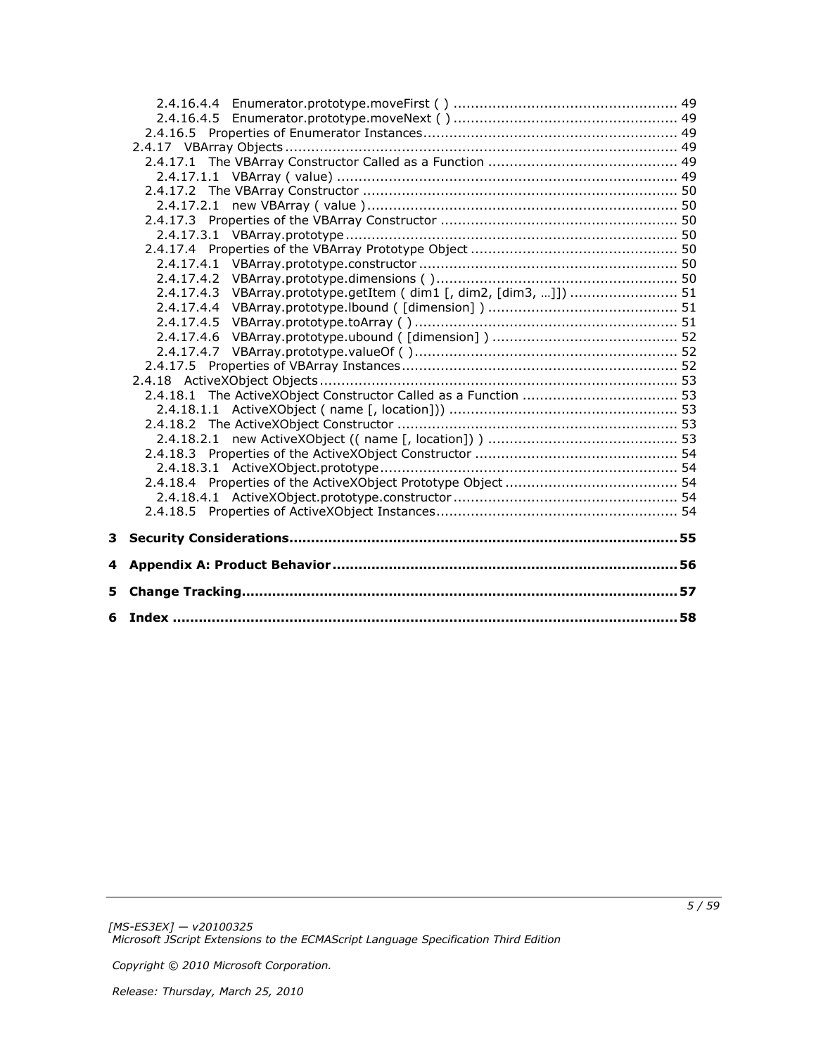2.4.16.4.4 Enumerator.prototype.moveFirst ( ) ..................................................... 49
2.4.16.4.5 Enumerator.prototype.moveNext ( ) ..................................................... 49
2.4.16.5 Properties of Enumerator Instances ......................................................... 49
2.4.17 VBArray Objects ......................................................................................... 49
2.4.17.1 The VBArray Constructor Called as a Function ........................................... 49
2.4.17.1.1 VBArray ( value) ................................................................................. 49
2.4.17.2 The VBArray Constructor ........................................................................ 50
2.4.17.2.1 new VBArray ( value ) .......................................................................... 50
2.4.17.3 Properties of the VBArray Constructor ...................................................... 50
2.4.17.3.1 VBArray.prototype ............................................................................... 50
2.4.17.4 Properties of the VBArray Prototype Object ............................................... 50
2.4.17.4.1 VBArray.prototype.constructor ............................................................. 50
2.4.17.4.2 VBArray.prototype.dimensions ( ) .......................................................... 50
2.4.17.4.3 VBArray.prototype.getItem ( dim1 [, dim2, [dim3, …]]) ......................... 51
2.4.17.4.4 VBArray.prototype.lbound ( [dimension] ) .............................................. 51
2.4.17.4.5 VBArray.prototype.toArray ( ) ............................................................... 51
2.4.17.4.6 VBArray.prototype.ubound ( [dimension] ) ............................................. 52
2.4.17.4.7 VBArray.prototype.valueOf ( ) ............................................................... 52
2.4.17.5 Properties of VBArray Instances .............................................................. 52
2.4.18 ActiveXObject Objects .................................................................................. 53
2.4.18.1 The ActiveXObject Constructor Called as a Function ................................... 53
2.4.18.1.1 ActiveXObject ( name [, location])) ...................................................... 53
2.4.18.2 The ActiveXObject Constructor ................................................................ 53
2.4.18.2.1 new ActiveXObject (( name [, location]) ) ............................................. 53
2.4.18.3 Properties of the ActiveXObject Constructor .............................................. 54
2.4.18.3.1 ActiveXObject.prototype ...................................................................... 54
2.4.18.4 Properties of the ActiveXObject Prototype Object ....................................... 54
2.4.18.4.1 ActiveXObject.prototype.constructor ..................................................... 54
2.4.18.5 Properties of ActiveXObject Instances ...................................................... 54

**3 Security Considerations ......................................................................................... 55**

**4 Appendix A: Product Behavior ............................................................................... 56**

**5 Change Tracking ................................................................................................... 57**

**6 Index .................................................................................................................. 58**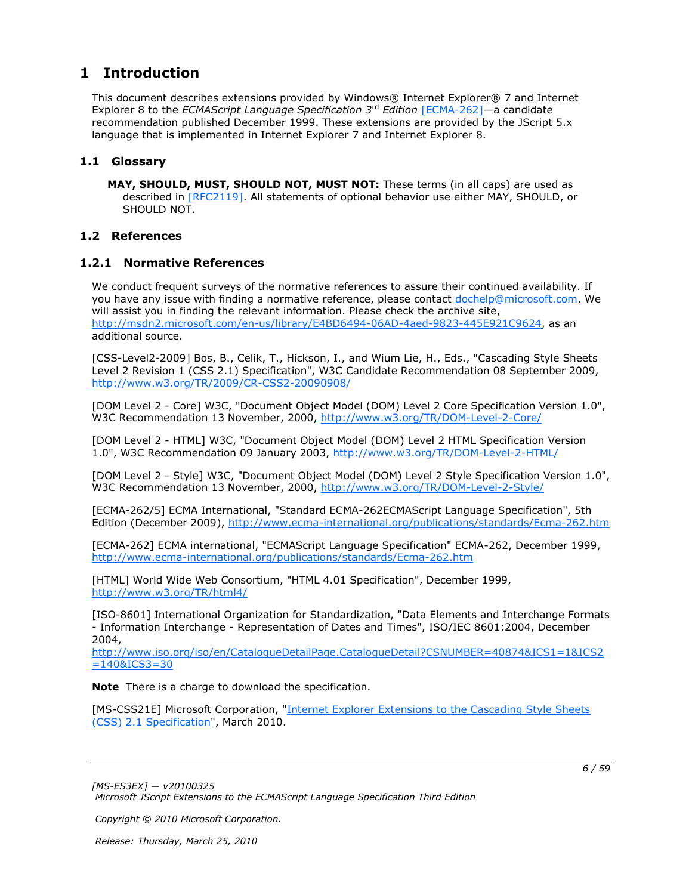# 1 Introduction

This document describes extensions provided by Windows® Internet Explorer® 7 and Internet Explorer 8 to the *ECMAScript Language Specification 3rd Edition* [ECMA-262]—a candidate recommendation published December 1999. These extensions are provided by the JScript 5.x language that is implemented in Internet Explorer 7 and Internet Explorer 8.

## 1.1 Glossary

**MAY, SHOULD, MUST, SHOULD NOT, MUST NOT:** These terms (in all caps) are used as described in [RFC2119]. All statements of optional behavior use either MAY, SHOULD, or SHOULD NOT.

## 1.2 References

### 1.2.1 Normative References

We conduct frequent surveys of the normative references to assure their continued availability. If you have any issue with finding a normative reference, please contact dochelp@microsoft.com. We will assist you in finding the relevant information. Please check the archive site, http://msdn2.microsoft.com/en-us/library/E4BD6494-06AD-4aed-9823-445E921C9624, as an additional source.

[CSS-Level2-2009] Bos, B., Celik, T., Hickson, I., and Wium Lie, H., Eds., "Cascading Style Sheets Level 2 Revision 1 (CSS 2.1) Specification", W3C Candidate Recommendation 08 September 2009, http://www.w3.org/TR/2009/CR-CSS2-20090908/

[DOM Level 2 - Core] W3C, "Document Object Model (DOM) Level 2 Core Specification Version 1.0", W3C Recommendation 13 November, 2000, http://www.w3.org/TR/DOM-Level-2-Core/

[DOM Level 2 - HTML] W3C, "Document Object Model (DOM) Level 2 HTML Specification Version 1.0", W3C Recommendation 09 January 2003, http://www.w3.org/TR/DOM-Level-2-HTML/

[DOM Level 2 - Style] W3C, "Document Object Model (DOM) Level 2 Style Specification Version 1.0", W3C Recommendation 13 November, 2000, http://www.w3.org/TR/DOM-Level-2-Style/

[ECMA-262/5] ECMA International, "Standard ECMA-262ECMAScript Language Specification", 5th Edition (December 2009), http://www.ecma-international.org/publications/standards/Ecma-262.htm

[ECMA-262] ECMA international, "ECMAScript Language Specification" ECMA-262, December 1999, http://www.ecma-international.org/publications/standards/Ecma-262.htm

[HTML] World Wide Web Consortium, "HTML 4.01 Specification", December 1999, http://www.w3.org/TR/html4/

[ISO-8601] International Organization for Standardization, "Data Elements and Interchange Formats - Information Interchange - Representation of Dates and Times", ISO/IEC 8601:2004, December 2004, http://www.iso.org/iso/en/CatalogueDetailPage.CatalogueDetail?CSNUMBER=40874&ICS1=1&ICS2=140&ICS3=30

**Note** There is a charge to download the specification.

[MS-CSS21E] Microsoft Corporation, "Internet Explorer Extensions to the Cascading Style Sheets (CSS) 2.1 Specification", March 2010.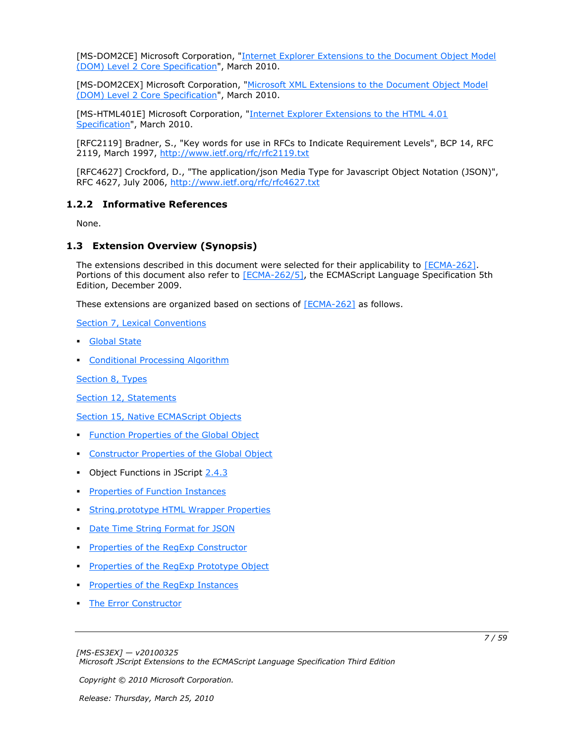[MS-DOM2CE] Microsoft Corporation, "Internet Explorer Extensions to the Document Object Model (DOM) Level 2 Core Specification", March 2010.

[MS-DOM2CEX] Microsoft Corporation, "Microsoft XML Extensions to the Document Object Model (DOM) Level 2 Core Specification", March 2010.

[MS-HTML401E] Microsoft Corporation, "Internet Explorer Extensions to the HTML 4.01 Specification", March 2010.

[RFC2119] Bradner, S., "Key words for use in RFCs to Indicate Requirement Levels", BCP 14, RFC 2119, March 1997, http://www.ietf.org/rfc/rfc2119.txt

[RFC4627] Crockford, D., "The application/json Media Type for Javascript Object Notation (JSON)", RFC 4627, July 2006, http://www.ietf.org/rfc/rfc4627.txt

### 1.2.2 Informative References

None.

## 1.3 Extension Overview (Synopsis)

The extensions described in this document were selected for their applicability to [ECMA-262]. Portions of this document also refer to [ECMA-262/5], the ECMAScript Language Specification 5th Edition, December 2009.

These extensions are organized based on sections of [ECMA-262] as follows.

Section 7, Lexical Conventions

- Global State
- Conditional Processing Algorithm

Section 8, Types

Section 12, Statements

Section 15, Native ECMAScript Objects

- Function Properties of the Global Object
- Constructor Properties of the Global Object
- Object Functions in JScript 2.4.3
- Properties of Function Instances
- String.prototype HTML Wrapper Properties
- Date Time String Format for JSON
- Properties of the RegExp Constructor
- Properties of the RegExp Prototype Object
- Properties of the RegExp Instances
- The Error Constructor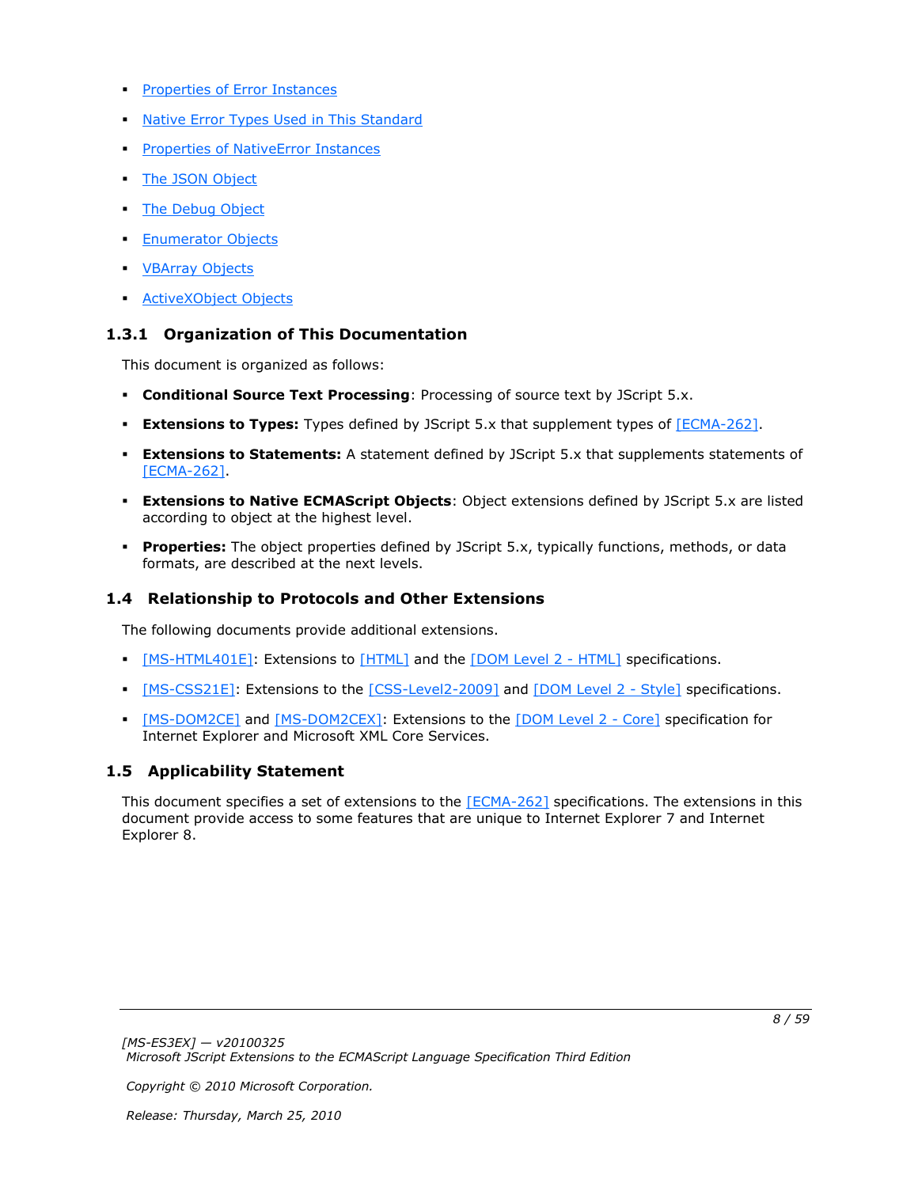- Properties of Error Instances
- Native Error Types Used in This Standard
- Properties of NativeError Instances
- The JSON Object
- The Debug Object
- Enumerator Objects
- VBArray Objects
- ActiveXObject Objects

### 1.3.1 Organization of This Documentation

This document is organized as follows:

- **Conditional Source Text Processing**: Processing of source text by JScript 5.x.
- **Extensions to Types:** Types defined by JScript 5.x that supplement types of [ECMA-262].
- **Extensions to Statements:** A statement defined by JScript 5.x that supplements statements of [ECMA-262].
- **Extensions to Native ECMAScript Objects**: Object extensions defined by JScript 5.x are listed according to object at the highest level.
- **Properties:** The object properties defined by JScript 5.x, typically functions, methods, or data formats, are described at the next levels.

## 1.4 Relationship to Protocols and Other Extensions

The following documents provide additional extensions.

- [MS-HTML401E]: Extensions to [HTML] and the [DOM Level 2 - HTML] specifications.
- [MS-CSS21E]: Extensions to the [CSS-Level2-2009] and [DOM Level 2 - Style] specifications.
- [MS-DOM2CE] and [MS-DOM2CEX]: Extensions to the [DOM Level 2 - Core] specification for Internet Explorer and Microsoft XML Core Services.

## 1.5 Applicability Statement

This document specifies a set of extensions to the [ECMA-262] specifications. The extensions in this document provide access to some features that are unique to Internet Explorer 7 and Internet Explorer 8.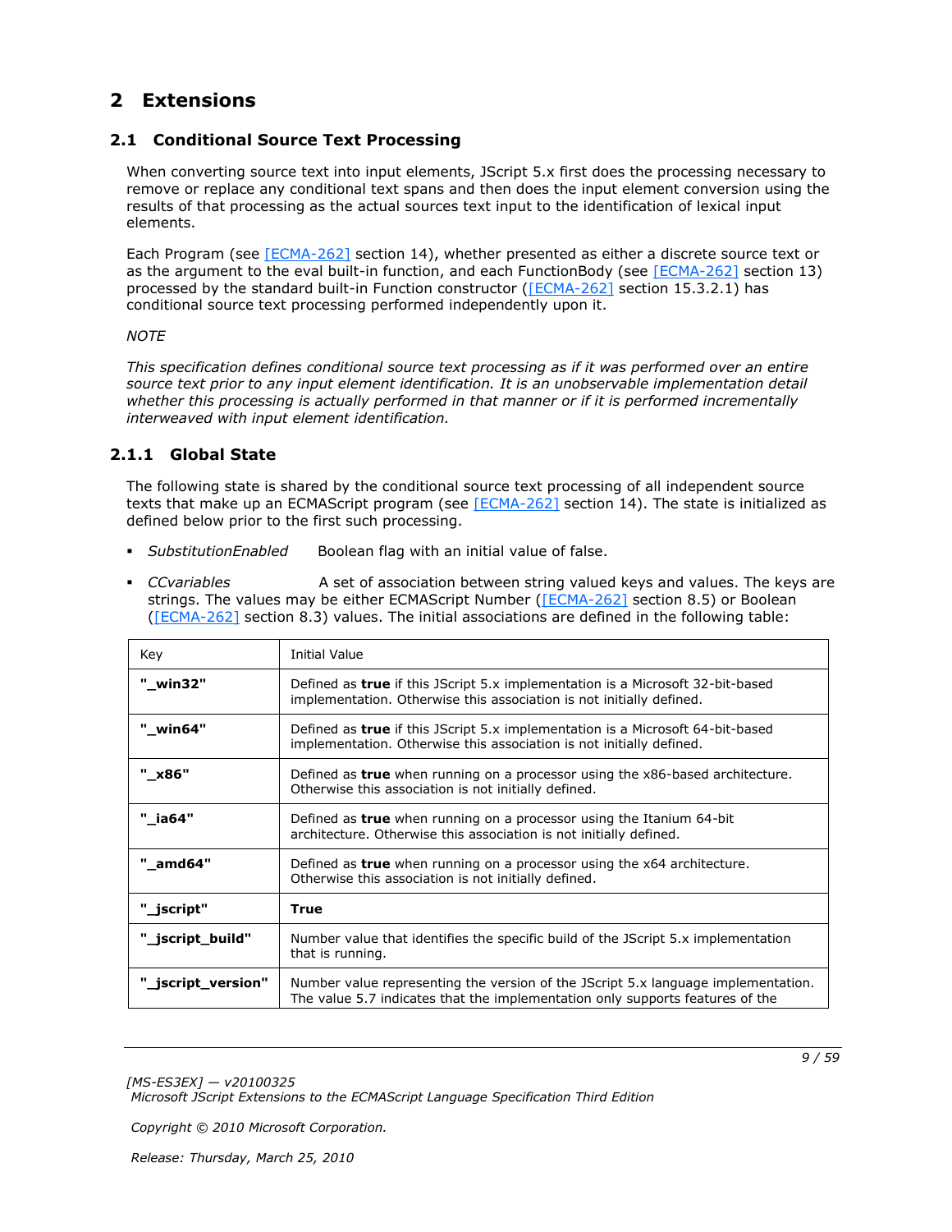# 2 Extensions

## 2.1 Conditional Source Text Processing

When converting source text into input elements, JScript 5.x first does the processing necessary to remove or replace any conditional text spans and then does the input element conversion using the results of that processing as the actual sources text input to the identification of lexical input elements.

Each Program (see [ECMA-262] section 14), whether presented as either a discrete source text or as the argument to the eval built-in function, and each FunctionBody (see [ECMA-262] section 13) processed by the standard built-in Function constructor ([ECMA-262] section 15.3.2.1) has conditional source text processing performed independently upon it.

*NOTE*

*This specification defines conditional source text processing as if it was performed over an entire source text prior to any input element identification. It is an unobservable implementation detail whether this processing is actually performed in that manner or if it is performed incrementally interweaved with input element identification.*

### 2.1.1 Global State

The following state is shared by the conditional source text processing of all independent source texts that make up an ECMAScript program (see [ECMA-262] section 14). The state is initialized as defined below prior to the first such processing.

- *SubstitutionEnabled* Boolean flag with an initial value of false.
- *CCvariables* A set of association between string valued keys and values. The keys are strings. The values may be either ECMAScript Number ([ECMA-262] section 8.5) or Boolean ([ECMA-262] section 8.3) values. The initial associations are defined in the following table:

| Key | Initial Value |
|---|---|
| **"_win32"** | Defined as **true** if this JScript 5.x implementation is a Microsoft 32-bit-based implementation. Otherwise this association is not initially defined. |
| **"_win64"** | Defined as **true** if this JScript 5.x implementation is a Microsoft 64-bit-based implementation. Otherwise this association is not initially defined. |
| **"_x86"** | Defined as **true** when running on a processor using the x86-based architecture. Otherwise this association is not initially defined. |
| **"_ia64"** | Defined as **true** when running on a processor using the Itanium 64-bit architecture. Otherwise this association is not initially defined. |
| **"_amd64"** | Defined as **true** when running on a processor using the x64 architecture. Otherwise this association is not initially defined. |
| **"_jscript"** | **True** |
| **"_jscript_build"** | Number value that identifies the specific build of the JScript 5.x implementation that is running. |
| **"_jscript_version"** | Number value representing the version of the JScript 5.x language implementation. The value 5.7 indicates that the implementation only supports features of the |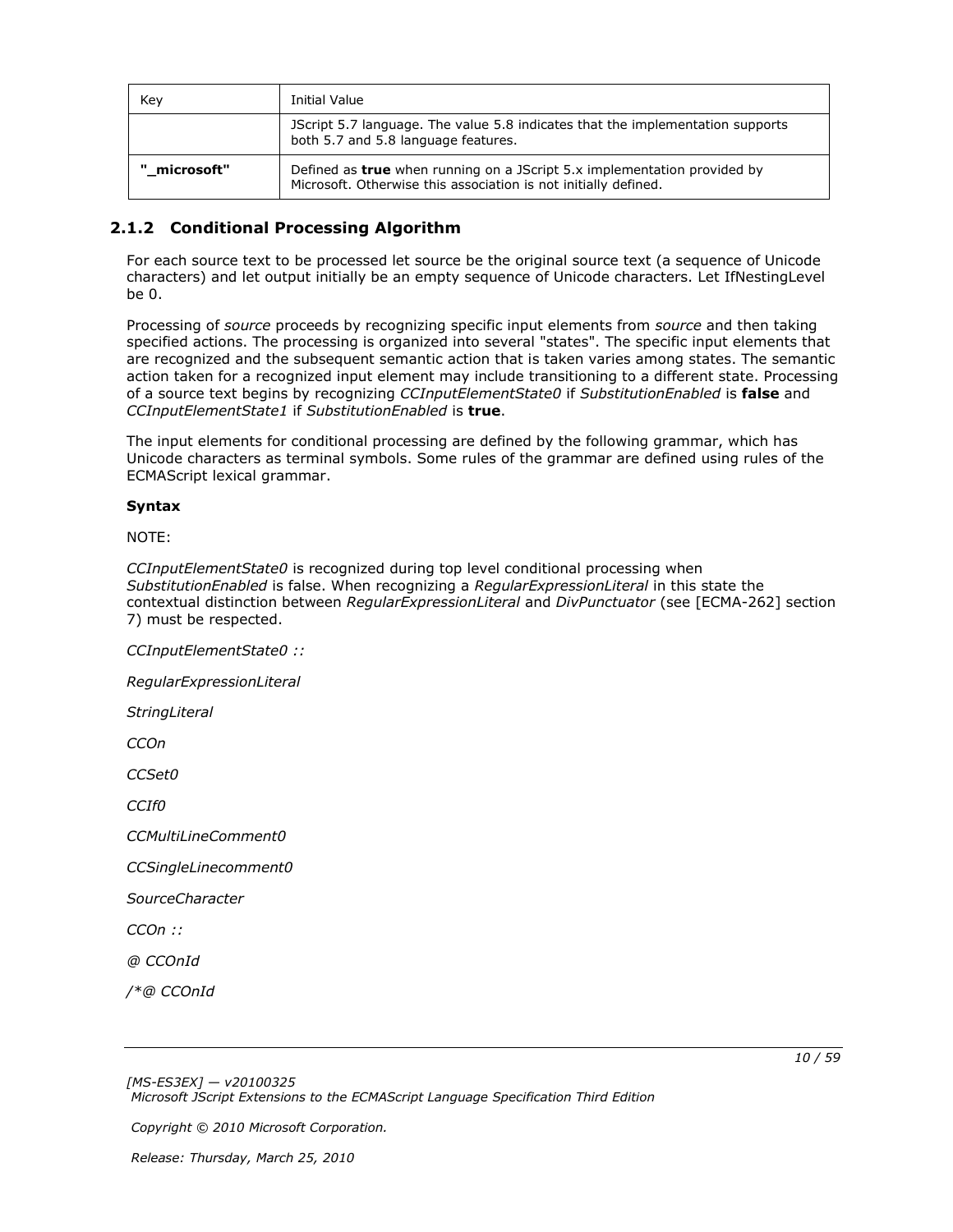| Key | Initial Value |
| --- | --- |
| | JScript 5.7 language. The value 5.8 indicates that the implementation supports both 5.7 and 5.8 language features. |
| **"_microsoft"** | Defined as **true** when running on a JScript 5.x implementation provided by Microsoft. Otherwise this association is not initially defined. |

### 2.1.2 Conditional Processing Algorithm

For each source text to be processed let source be the original source text (a sequence of Unicode characters) and let output initially be an empty sequence of Unicode characters. Let IfNestingLevel be 0.

Processing of *source* proceeds by recognizing specific input elements from *source* and then taking specified actions. The processing is organized into several "states". The specific input elements that are recognized and the subsequent semantic action that is taken varies among states. The semantic action taken for a recognized input element may include transitioning to a different state. Processing of a source text begins by recognizing *CCInputElementState0* if *SubstitutionEnabled* is **false** and *CCInputElementState1* if *SubstitutionEnabled* is **true**.

The input elements for conditional processing are defined by the following grammar, which has Unicode characters as terminal symbols. Some rules of the grammar are defined using rules of the ECMAScript lexical grammar.

**Syntax**

NOTE:

*CCInputElementState0* is recognized during top level conditional processing when *SubstitutionEnabled* is false. When recognizing a *RegularExpressionLiteral* in this state the contextual distinction between *RegularExpressionLiteral* and *DivPunctuator* (see [ECMA-262] section 7) must be respected.

*CCInputElementState0 ::*

*RegularExpressionLiteral*

*StringLiteral*

*CCOn*

*CCSet0*

*CCIf0*

*CCMultiLineComment0*

*CCSingleLinecomment0*

*SourceCharacter*

*CCOn ::*

*@ CCOnId*

*/*@ CCOnId*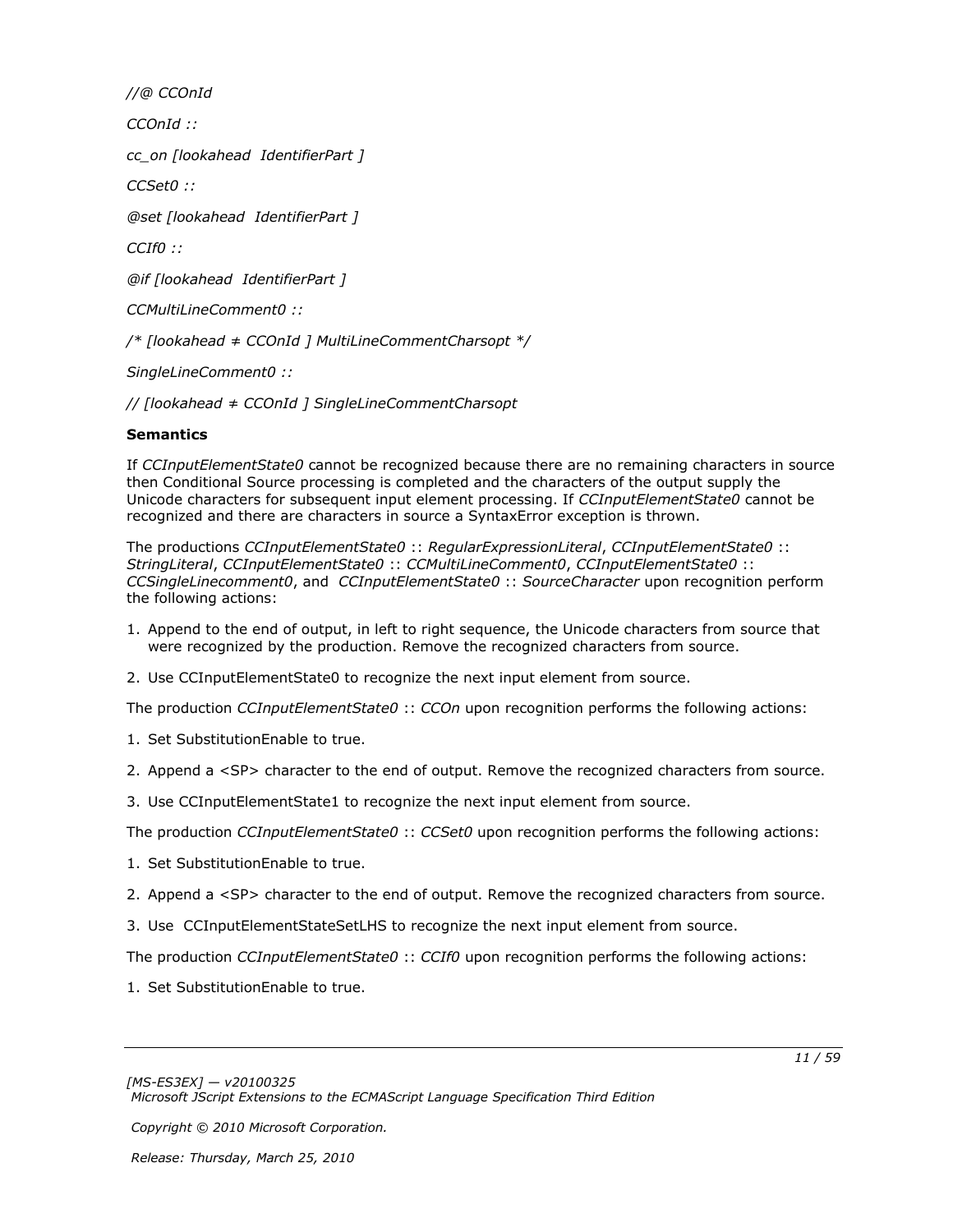*//@ CCOnId*

*CCOnId ::*

*cc_on [lookahead  IdentifierPart ]*

*CCSet0 ::*

*@set [lookahead  IdentifierPart ]*

*CCIf0 ::*

*@if [lookahead  IdentifierPart ]*

*CCMultiLineComment0 ::*

*/* [lookahead ≠ CCOnId ] MultiLineCommentCharsopt */*

*SingleLineComment0 ::*

*// [lookahead ≠ CCOnId ] SingleLineCommentCharsopt*

**Semantics**

If *CCInputElementState0* cannot be recognized because there are no remaining characters in source then Conditional Source processing is completed and the characters of the output supply the Unicode characters for subsequent input element processing. If *CCInputElementState0* cannot be recognized and there are characters in source a SyntaxError exception is thrown.

The productions *CCInputElementState0* :: *RegularExpressionLiteral*, *CCInputElementState0* :: *StringLiteral*, *CCInputElementState0* :: *CCMultiLineComment0*, *CCInputElementState0* :: *CCSingleLinecomment0*, and *CCInputElementState0* :: *SourceCharacter* upon recognition perform the following actions:

1. Append to the end of output, in left to right sequence, the Unicode characters from source that were recognized by the production. Remove the recognized characters from source.
2. Use CCInputElementState0 to recognize the next input element from source.

The production *CCInputElementState0* :: *CCOn* upon recognition performs the following actions:

1. Set SubstitutionEnable to true.
2. Append a <SP> character to the end of output. Remove the recognized characters from source.
3. Use CCInputElementState1 to recognize the next input element from source.

The production *CCInputElementState0* :: *CCSet0* upon recognition performs the following actions:

1. Set SubstitutionEnable to true.
2. Append a <SP> character to the end of output. Remove the recognized characters from source.
3. Use CCInputElementStateSetLHS to recognize the next input element from source.

The production *CCInputElementState0* :: *CCIf0* upon recognition performs the following actions:

1. Set SubstitutionEnable to true.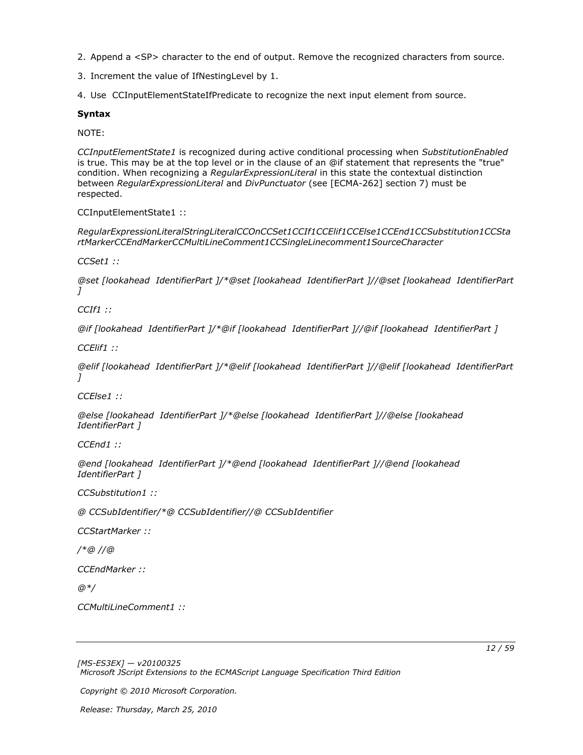2. Append a <SP> character to the end of output. Remove the recognized characters from source.

3. Increment the value of IfNestingLevel by 1.

4. Use CCInputElementStateIfPredicate to recognize the next input element from source.

**Syntax**

NOTE:

*CCInputElementState1* is recognized during active conditional processing when *SubstitutionEnabled* is true. This may be at the top level or in the clause of an @if statement that represents the "true" condition. When recognizing a *RegularExpressionLiteral* in this state the contextual distinction between *RegularExpressionLiteral* and *DivPunctuator* (see [ECMA-262] section 7) must be respected.

CCInputElementState1 ::

*RegularExpressionLiteralStringLiteralCCOnCCSet1CCIf1CCElif1CCElse1CCEnd1CCSubstitution1CCStartMarkerCCEndMarkerCCMultiLineComment1CCSingleLinecomment1SourceCharacter*

*CCSet1 ::*

*@set [lookahead IdentifierPart ]/*@set [lookahead IdentifierPart ]//@set [lookahead IdentifierPart ]*

*CCIf1 ::*

*@if [lookahead IdentifierPart ]/*@if [lookahead IdentifierPart ]//@if [lookahead IdentifierPart ]*

*CCElif1 ::*

*@elif [lookahead IdentifierPart ]/*@elif [lookahead IdentifierPart ]//@elif [lookahead IdentifierPart ]*

*CCElse1 ::*

*@else [lookahead IdentifierPart ]/*@else [lookahead IdentifierPart ]//@else [lookahead IdentifierPart ]*

*CCEnd1 ::*

*@end [lookahead IdentifierPart ]/*@end [lookahead IdentifierPart ]//@end [lookahead IdentifierPart ]*

*CCSubstitution1 ::*

*@ CCSubIdentifier/*@ CCSubIdentifier//@ CCSubIdentifier*

*CCStartMarker ::*

*/*@ //@*

*CCEndMarker ::*

*@*/*

*CCMultiLineComment1 ::*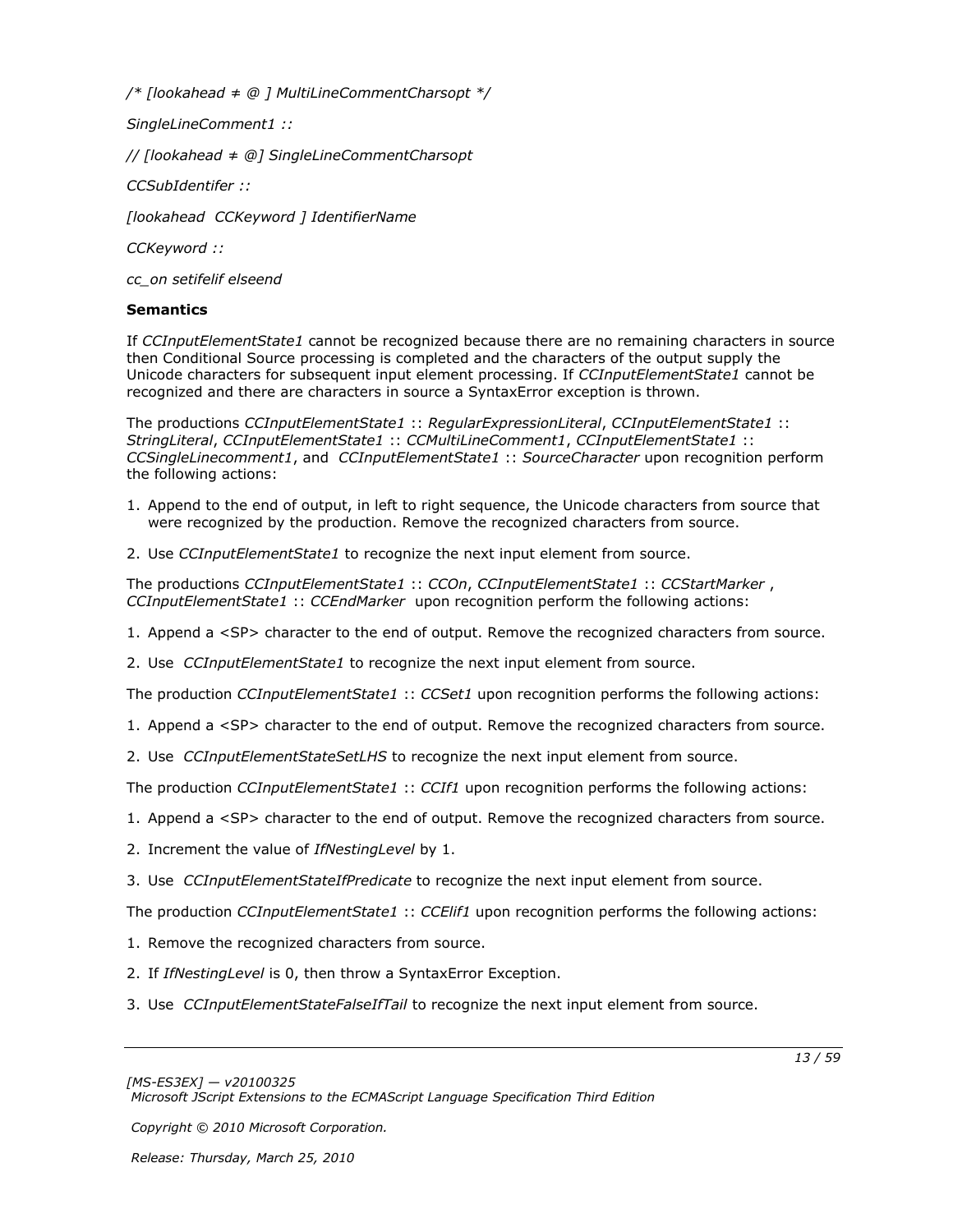*/\* [lookahead ≠ @ ] MultiLineCommentCharsopt \*/*

*SingleLineComment1 ::*

*// [lookahead ≠ @] SingleLineCommentCharsopt*

*CCSubIdentifer ::*

*[lookahead  CCKeyword ] IdentifierName*

*CCKeyword ::*

*cc_on setifelif elseend*

**Semantics**

If *CCInputElementState1* cannot be recognized because there are no remaining characters in source then Conditional Source processing is completed and the characters of the output supply the Unicode characters for subsequent input element processing. If *CCInputElementState1* cannot be recognized and there are characters in source a SyntaxError exception is thrown.

The productions *CCInputElementState1* :: *RegularExpressionLiteral*, *CCInputElementState1* :: *StringLiteral*, *CCInputElementState1* :: *CCMultiLineComment1*, *CCInputElementState1* :: *CCSingleLinecomment1*, and *CCInputElementState1* :: *SourceCharacter* upon recognition perform the following actions:

1. Append to the end of output, in left to right sequence, the Unicode characters from source that were recognized by the production. Remove the recognized characters from source.
2. Use *CCInputElementState1* to recognize the next input element from source.

The productions *CCInputElementState1* :: *CCOn*, *CCInputElementState1* :: *CCStartMarker* , *CCInputElementState1* :: *CCEndMarker* upon recognition perform the following actions:

1. Append a <SP> character to the end of output. Remove the recognized characters from source.
2. Use *CCInputElementState1* to recognize the next input element from source.

The production *CCInputElementState1* :: *CCSet1* upon recognition performs the following actions:

1. Append a <SP> character to the end of output. Remove the recognized characters from source.
2. Use *CCInputElementStateSetLHS* to recognize the next input element from source.

The production *CCInputElementState1* :: *CCIf1* upon recognition performs the following actions:

1. Append a <SP> character to the end of output. Remove the recognized characters from source.
2. Increment the value of *IfNestingLevel* by 1.
3. Use *CCInputElementStateIfPredicate* to recognize the next input element from source.

The production *CCInputElementState1* :: *CCElif1* upon recognition performs the following actions:

1. Remove the recognized characters from source.
2. If *IfNestingLevel* is 0, then throw a SyntaxError Exception.
3. Use *CCInputElementStateFalseIfTail* to recognize the next input element from source.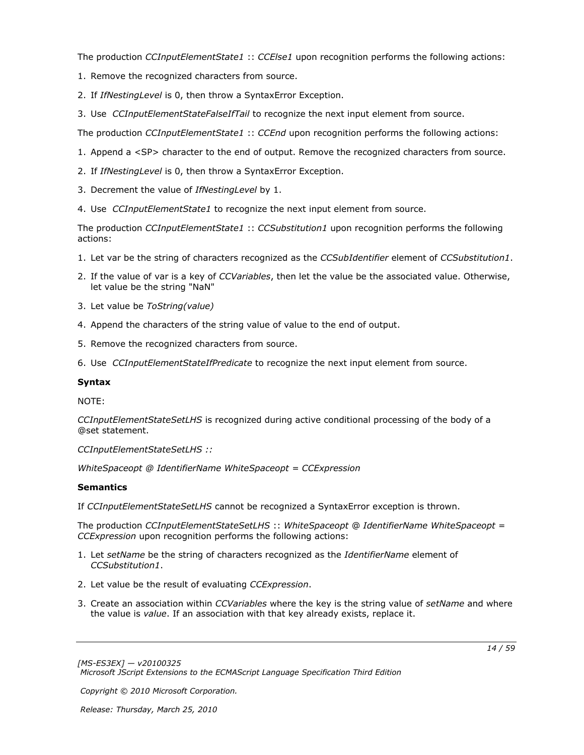The production *CCInputElementState1* :: *CCElse1* upon recognition performs the following actions:

1. Remove the recognized characters from source.
2. If *IfNestingLevel* is 0, then throw a SyntaxError Exception.
3. Use *CCInputElementStateFalseIfTail* to recognize the next input element from source.

The production *CCInputElementState1* :: *CCEnd* upon recognition performs the following actions:

1. Append a <SP> character to the end of output. Remove the recognized characters from source.
2. If *IfNestingLevel* is 0, then throw a SyntaxError Exception.
3. Decrement the value of *IfNestingLevel* by 1.
4. Use *CCInputElementState1* to recognize the next input element from source.

The production *CCInputElementState1* :: *CCSubstitution1* upon recognition performs the following actions:

1. Let var be the string of characters recognized as the *CCSubIdentifier* element of *CCSubstitution1*.
2. If the value of var is a key of *CCVariables*, then let the value be the associated value. Otherwise, let value be the string "NaN"
3. Let value be *ToString(value)*
4. Append the characters of the string value of value to the end of output.
5. Remove the recognized characters from source.
6. Use *CCInputElementStateIfPredicate* to recognize the next input element from source.

**Syntax**

NOTE:

*CCInputElementStateSetLHS* is recognized during active conditional processing of the body of a @set statement.

*CCInputElementStateSetLHS ::*

*WhiteSpaceopt @ IdentifierName WhiteSpaceopt = CCExpression*

**Semantics**

If *CCInputElementStateSetLHS* cannot be recognized a SyntaxError exception is thrown.

The production *CCInputElementStateSetLHS* :: *WhiteSpaceopt @ IdentifierName WhiteSpaceopt = CCExpression* upon recognition performs the following actions:

1. Let *setName* be the string of characters recognized as the *IdentifierName* element of *CCSubstitution1*.
2. Let value be the result of evaluating *CCExpression*.
3. Create an association within *CCVariables* where the key is the string value of *setName* and where the value is *value*. If an association with that key already exists, replace it.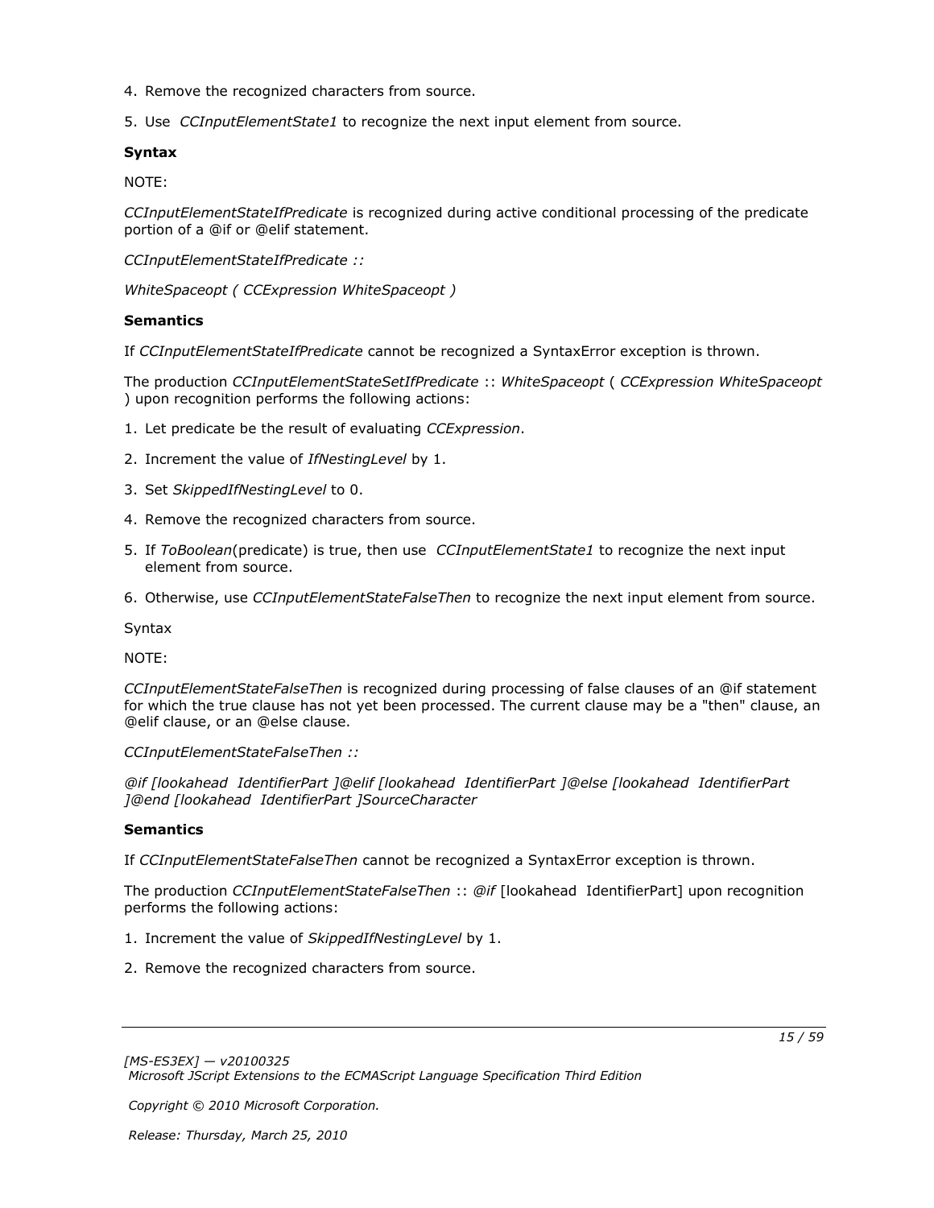4. Remove the recognized characters from source.

5. Use *CCInputElementState1* to recognize the next input element from source.

**Syntax**

NOTE:

*CCInputElementStateIfPredicate* is recognized during active conditional processing of the predicate portion of a @if or @elif statement.

*CCInputElementStateIfPredicate ::*

*WhiteSpaceopt ( CCExpression WhiteSpaceopt )*

**Semantics**

If *CCInputElementStateIfPredicate* cannot be recognized a SyntaxError exception is thrown.

The production *CCInputElementStateSetIfPredicate* :: *WhiteSpaceopt* ( *CCExpression WhiteSpaceopt* ) upon recognition performs the following actions:

1. Let predicate be the result of evaluating *CCExpression*.

2. Increment the value of *IfNestingLevel* by 1.

3. Set *SkippedIfNestingLevel* to 0.

4. Remove the recognized characters from source.

5. If *ToBoolean*(predicate) is true, then use *CCInputElementState1* to recognize the next input element from source.

6. Otherwise, use *CCInputElementStateFalseThen* to recognize the next input element from source.

Syntax

NOTE:

*CCInputElementStateFalseThen* is recognized during processing of false clauses of an @if statement for which the true clause has not yet been processed. The current clause may be a "then" clause, an @elif clause, or an @else clause.

*CCInputElementStateFalseThen ::*

*@if [lookahead IdentifierPart ]@elif [lookahead IdentifierPart ]@else [lookahead IdentifierPart ]@end [lookahead IdentifierPart ]SourceCharacter*

**Semantics**

If *CCInputElementStateFalseThen* cannot be recognized a SyntaxError exception is thrown.

The production *CCInputElementStateFalseThen* :: *@if* [lookahead IdentifierPart] upon recognition performs the following actions:

1. Increment the value of *SkippedIfNestingLevel* by 1.

2. Remove the recognized characters from source.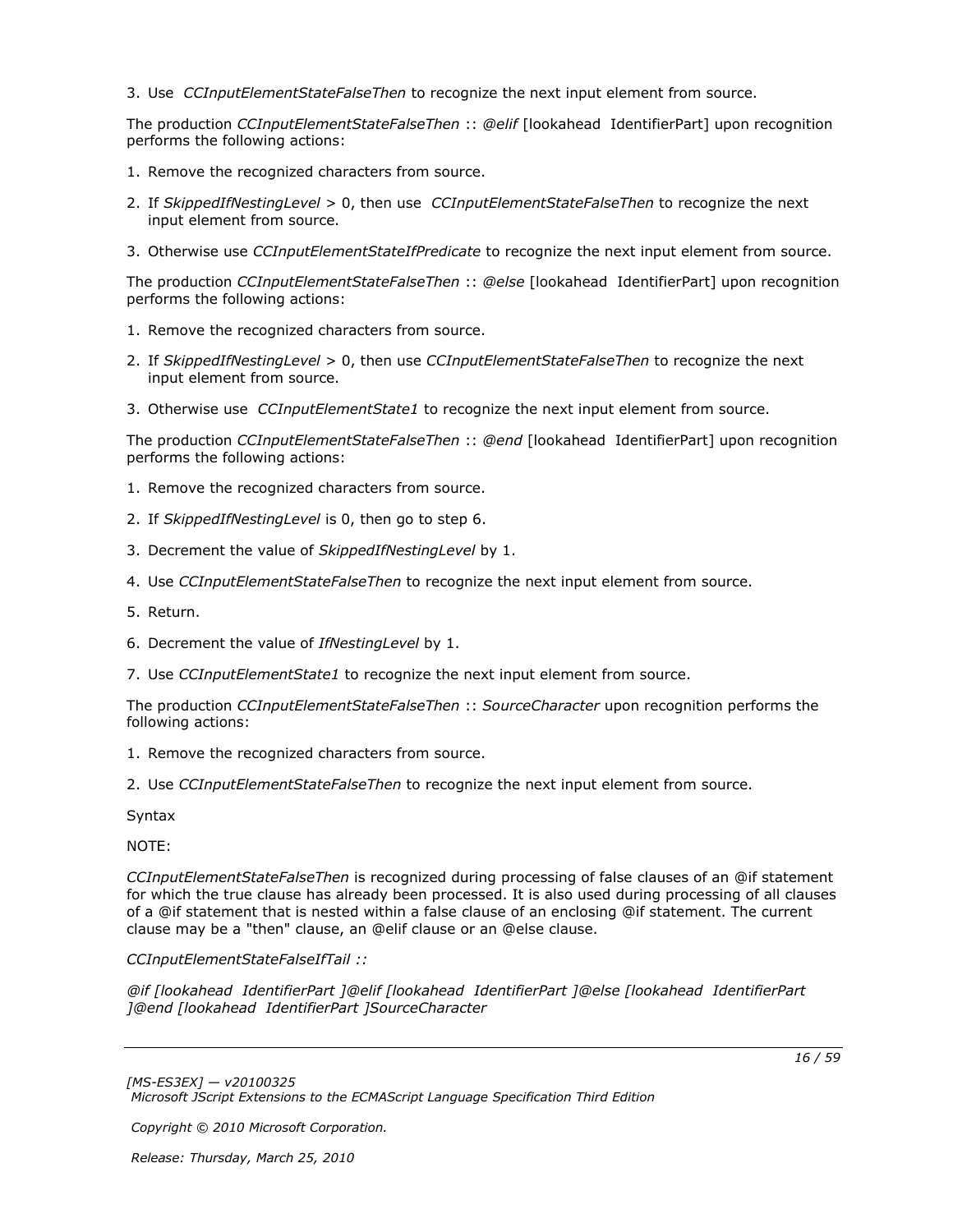3. Use *CCInputElementStateFalseThen* to recognize the next input element from source.

The production *CCInputElementStateFalseThen* :: *@elif* [lookahead IdentifierPart] upon recognition performs the following actions:

1. Remove the recognized characters from source.
2. If *SkippedIfNestingLevel* > 0, then use *CCInputElementStateFalseThen* to recognize the next input element from source.
3. Otherwise use *CCInputElementStateIfPredicate* to recognize the next input element from source.

The production *CCInputElementStateFalseThen* :: *@else* [lookahead IdentifierPart] upon recognition performs the following actions:

1. Remove the recognized characters from source.
2. If *SkippedIfNestingLevel* > 0, then use *CCInputElementStateFalseThen* to recognize the next input element from source.
3. Otherwise use *CCInputElementState1* to recognize the next input element from source.

The production *CCInputElementStateFalseThen* :: *@end* [lookahead IdentifierPart] upon recognition performs the following actions:

1. Remove the recognized characters from source.
2. If *SkippedIfNestingLevel* is 0, then go to step 6.
3. Decrement the value of *SkippedIfNestingLevel* by 1.
4. Use *CCInputElementStateFalseThen* to recognize the next input element from source.
5. Return.
6. Decrement the value of *IfNestingLevel* by 1.
7. Use *CCInputElementState1* to recognize the next input element from source.

The production *CCInputElementStateFalseThen* :: *SourceCharacter* upon recognition performs the following actions:

1. Remove the recognized characters from source.
2. Use *CCInputElementStateFalseThen* to recognize the next input element from source.

Syntax

NOTE:

*CCInputElementStateFalseThen* is recognized during processing of false clauses of an @if statement for which the true clause has already been processed. It is also used during processing of all clauses of a @if statement that is nested within a false clause of an enclosing @if statement. The current clause may be a "then" clause, an @elif clause or an @else clause.

*CCInputElementStateFalseIfTail ::*

*@if [lookahead IdentifierPart ]@elif [lookahead IdentifierPart ]@else [lookahead IdentifierPart ]@end [lookahead IdentifierPart ]SourceCharacter*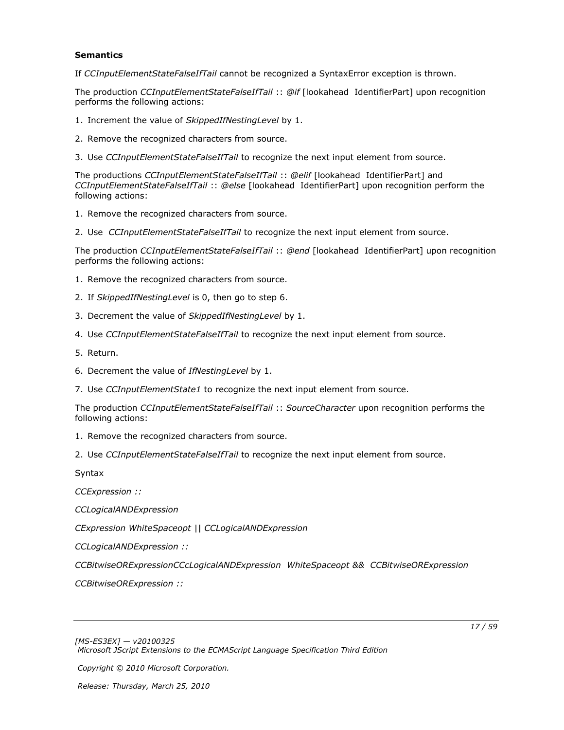**Semantics**

If *CCInputElementStateFalseIfTail* cannot be recognized a SyntaxError exception is thrown.

The production *CCInputElementStateFalseIfTail* :: *@if* [lookahead IdentifierPart] upon recognition performs the following actions:

1. Increment the value of *SkippedIfNestingLevel* by 1.

2. Remove the recognized characters from source.

3. Use *CCInputElementStateFalseIfTail* to recognize the next input element from source.

The productions *CCInputElementStateFalseIfTail* :: *@elif* [lookahead IdentifierPart] and *CCInputElementStateFalseIfTail* :: *@else* [lookahead IdentifierPart] upon recognition perform the following actions:

1. Remove the recognized characters from source.

2. Use *CCInputElementStateFalseIfTail* to recognize the next input element from source.

The production *CCInputElementStateFalseIfTail* :: *@end* [lookahead IdentifierPart] upon recognition performs the following actions:

1. Remove the recognized characters from source.

2. If *SkippedIfNestingLevel* is 0, then go to step 6.

3. Decrement the value of *SkippedIfNestingLevel* by 1.

4. Use *CCInputElementStateFalseIfTail* to recognize the next input element from source.

5. Return.

6. Decrement the value of *IfNestingLevel* by 1.

7. Use *CCInputElementState1* to recognize the next input element from source.

The production *CCInputElementStateFalseIfTail* :: *SourceCharacter* upon recognition performs the following actions:

1. Remove the recognized characters from source.

2. Use *CCInputElementStateFalseIfTail* to recognize the next input element from source.

Syntax

*CCExpression ::*

*CCLogicalANDExpression*

*CExpression WhiteSpaceopt || CCLogicalANDExpression*

*CCLogicalANDExpression ::*

*CCBitwiseORExpressionCCcLogicalANDExpression WhiteSpaceopt && CCBitwiseORExpression*

*CCBitwiseORExpression ::*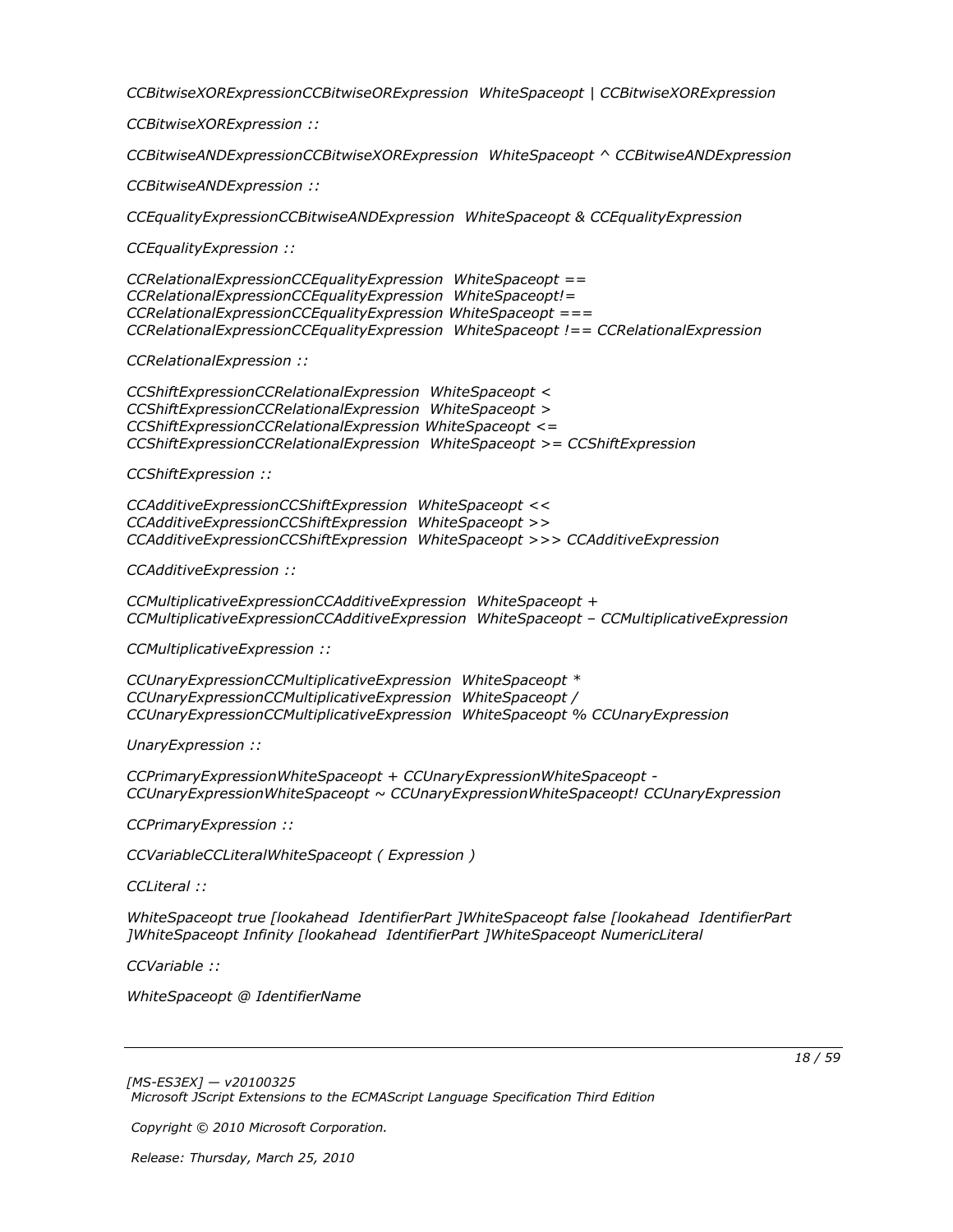*CCBitwiseXORExpressionCCBitwiseORExpression WhiteSpaceopt | CCBitwiseXORExpression*

*CCBitwiseXORExpression ::*

*CCBitwiseANDExpressionCCBitwiseXORExpression WhiteSpaceopt ^ CCBitwiseANDExpression*

*CCBitwiseANDExpression ::*

*CCEqualityExpressionCCBitwiseANDExpression WhiteSpaceopt & CCEqualityExpression*

*CCEqualityExpression ::*

*CCRelationalExpressionCCEqualityExpression WhiteSpaceopt ==*
*CCRelationalExpressionCCEqualityExpression WhiteSpaceopt!=*
*CCRelationalExpressionCCEqualityExpression WhiteSpaceopt ===*
*CCRelationalExpressionCCEqualityExpression WhiteSpaceopt !== CCRelationalExpression*

*CCRelationalExpression ::*

*CCShiftExpressionCCRelationalExpression WhiteSpaceopt <*
*CCShiftExpressionCCRelationalExpression WhiteSpaceopt >*
*CCShiftExpressionCCRelationalExpression WhiteSpaceopt <=*
*CCShiftExpressionCCRelationalExpression WhiteSpaceopt >= CCShiftExpression*

*CCShiftExpression ::*

*CCAdditiveExpressionCCShiftExpression WhiteSpaceopt <<*
*CCAdditiveExpressionCCShiftExpression WhiteSpaceopt >>*
*CCAdditiveExpressionCCShiftExpression WhiteSpaceopt >>> CCAdditiveExpression*

*CCAdditiveExpression ::*

*CCMultiplicativeExpressionCCAdditiveExpression WhiteSpaceopt +*
*CCMultiplicativeExpressionCCAdditiveExpression WhiteSpaceopt – CCMultiplicativeExpression*

*CCMultiplicativeExpression ::*

*CCUnaryExpressionCCMultiplicativeExpression WhiteSpaceopt **
*CCUnaryExpressionCCMultiplicativeExpression WhiteSpaceopt /*
*CCUnaryExpressionCCMultiplicativeExpression WhiteSpaceopt % CCUnaryExpression*

*UnaryExpression ::*

*CCPrimaryExpressionWhiteSpaceopt + CCUnaryExpressionWhiteSpaceopt -*
*CCUnaryExpressionWhiteSpaceopt ~ CCUnaryExpressionWhiteSpaceopt! CCUnaryExpression*

*CCPrimaryExpression ::*

*CCVariableCCLiteralWhiteSpaceopt ( Expression )*

*CCLiteral ::*

*WhiteSpaceopt true [lookahead IdentifierPart ]WhiteSpaceopt false [lookahead IdentifierPart ]WhiteSpaceopt Infinity [lookahead IdentifierPart ]WhiteSpaceopt NumericLiteral*

*CCVariable ::*

*WhiteSpaceopt @ IdentifierName*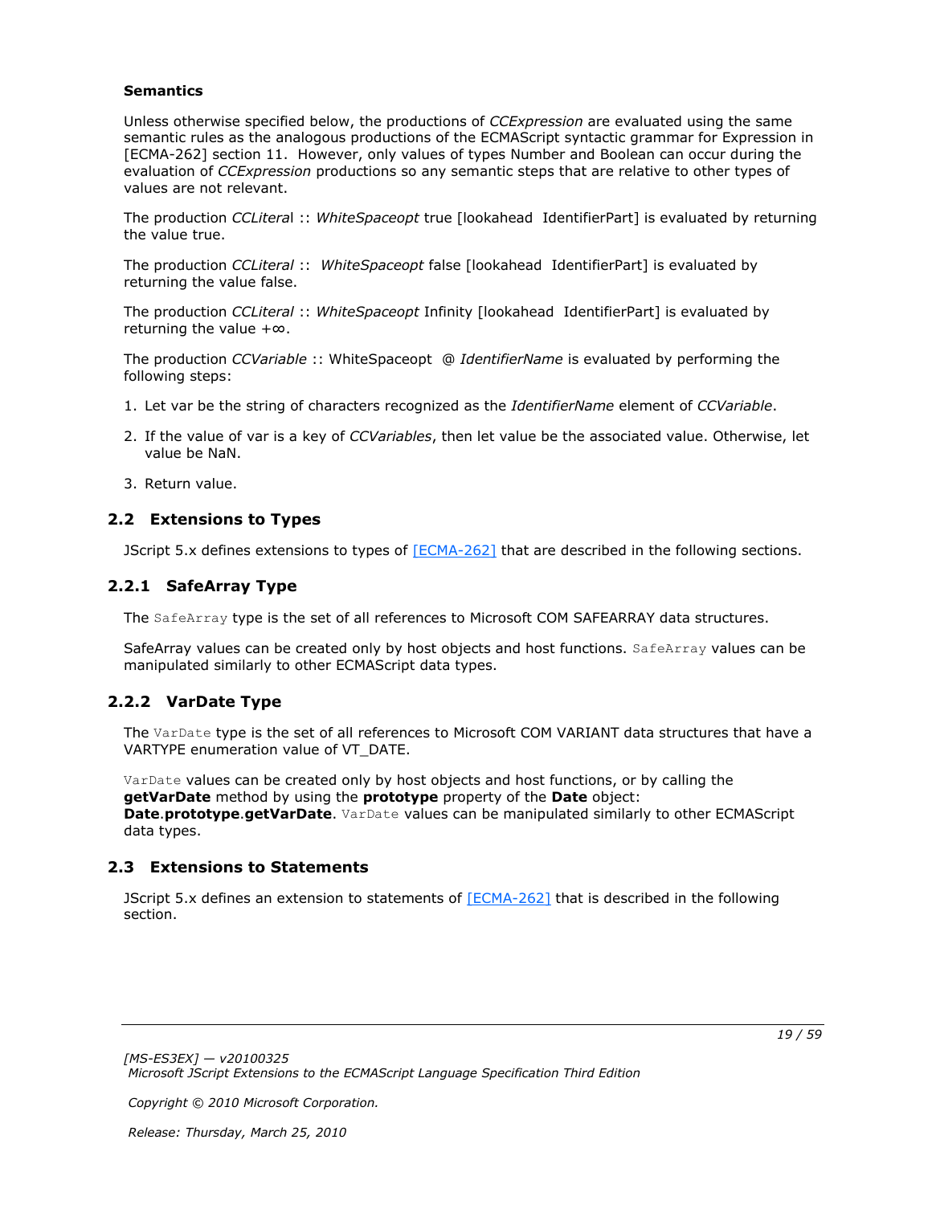**Semantics**

Unless otherwise specified below, the productions of *CCExpression* are evaluated using the same semantic rules as the analogous productions of the ECMAScript syntactic grammar for Expression in [ECMA-262] section 11. However, only values of types Number and Boolean can occur during the evaluation of *CCExpression* productions so any semantic steps that are relative to other types of values are not relevant.

The production *CCLiteral* :: *WhiteSpaceopt* true [lookahead  IdentifierPart] is evaluated by returning the value true.

The production *CCLiteral* :: *WhiteSpaceopt* false [lookahead  IdentifierPart] is evaluated by returning the value false.

The production *CCLiteral* :: *WhiteSpaceopt* Infinity [lookahead  IdentifierPart] is evaluated by returning the value +∞.

The production *CCVariable* :: WhiteSpaceopt @ *IdentifierName* is evaluated by performing the following steps:

1. Let var be the string of characters recognized as the *IdentifierName* element of *CCVariable*.
2. If the value of var is a key of *CCVariables*, then let value be the associated value. Otherwise, let value be NaN.
3. Return value.

## 2.2 Extensions to Types

JScript 5.x defines extensions to types of [ECMA-262] that are described in the following sections.

### 2.2.1 SafeArray Type

The `SafeArray` type is the set of all references to Microsoft COM SAFEARRAY data structures.

SafeArray values can be created only by host objects and host functions. `SafeArray` values can be manipulated similarly to other ECMAScript data types.

### 2.2.2 VarDate Type

The `VarDate` type is the set of all references to Microsoft COM VARIANT data structures that have a VARTYPE enumeration value of VT_DATE.

`VarDate` values can be created only by host objects and host functions, or by calling the **getVarDate** method by using the **prototype** property of the **Date** object: **Date**.**prototype**.**getVarDate**. `VarDate` values can be manipulated similarly to other ECMAScript data types.

## 2.3 Extensions to Statements

JScript 5.x defines an extension to statements of [ECMA-262] that is described in the following section.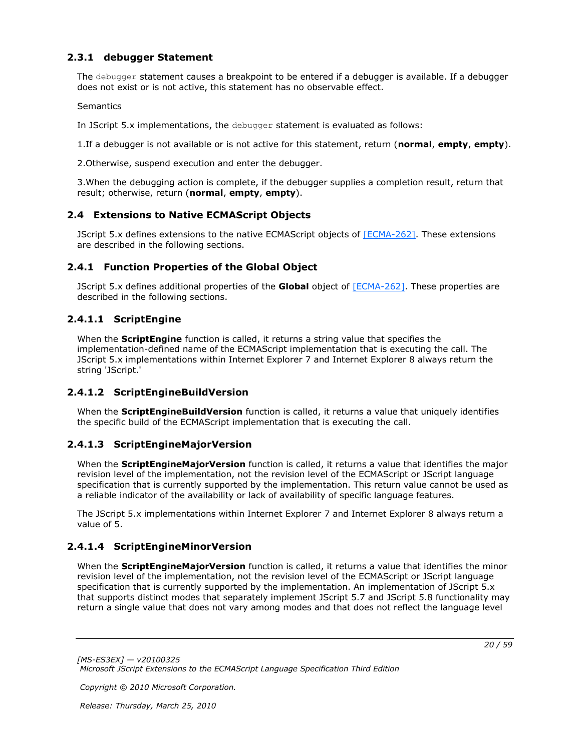### 2.3.1 debugger Statement

The `debugger` statement causes a breakpoint to be entered if a debugger is available. If a debugger does not exist or is not active, this statement has no observable effect.

Semantics

In JScript 5.x implementations, the `debugger` statement is evaluated as follows:

1.If a debugger is not available or is not active for this statement, return (**normal**, **empty**, **empty**).

2.Otherwise, suspend execution and enter the debugger.

3.When the debugging action is complete, if the debugger supplies a completion result, return that result; otherwise, return (**normal**, **empty**, **empty**).

## 2.4 Extensions to Native ECMAScript Objects

JScript 5.x defines extensions to the native ECMAScript objects of [ECMA-262]. These extensions are described in the following sections.

### 2.4.1 Function Properties of the Global Object

JScript 5.x defines additional properties of the **Global** object of [ECMA-262]. These properties are described in the following sections.

#### 2.4.1.1 ScriptEngine

When the **ScriptEngine** function is called, it returns a string value that specifies the implementation-defined name of the ECMAScript implementation that is executing the call. The JScript 5.x implementations within Internet Explorer 7 and Internet Explorer 8 always return the string 'JScript.'

#### 2.4.1.2 ScriptEngineBuildVersion

When the **ScriptEngineBuildVersion** function is called, it returns a value that uniquely identifies the specific build of the ECMAScript implementation that is executing the call.

#### 2.4.1.3 ScriptEngineMajorVersion

When the **ScriptEngineMajorVersion** function is called, it returns a value that identifies the major revision level of the implementation, not the revision level of the ECMAScript or JScript language specification that is currently supported by the implementation. This return value cannot be used as a reliable indicator of the availability or lack of availability of specific language features.

The JScript 5.x implementations within Internet Explorer 7 and Internet Explorer 8 always return a value of 5.

#### 2.4.1.4 ScriptEngineMinorVersion

When the **ScriptEngineMajorVersion** function is called, it returns a value that identifies the minor revision level of the implementation, not the revision level of the ECMAScript or JScript language specification that is currently supported by the implementation. An implementation of JScript 5.x that supports distinct modes that separately implement JScript 5.7 and JScript 5.8 functionality may return a single value that does not vary among modes and that does not reflect the language level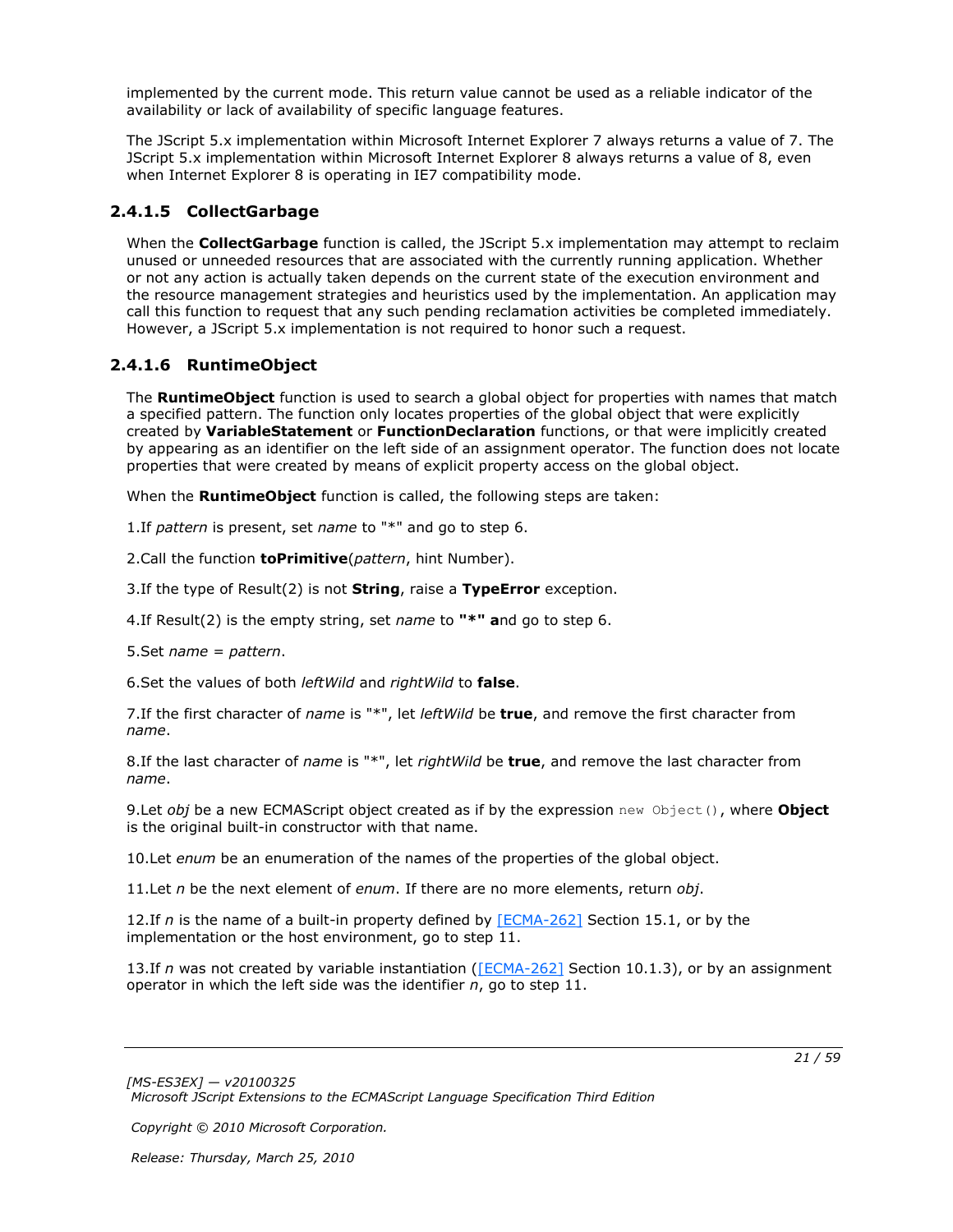implemented by the current mode. This return value cannot be used as a reliable indicator of the availability or lack of availability of specific language features.

The JScript 5.x implementation within Microsoft Internet Explorer 7 always returns a value of 7. The JScript 5.x implementation within Microsoft Internet Explorer 8 always returns a value of 8, even when Internet Explorer 8 is operating in IE7 compatibility mode.

#### 2.4.1.5 CollectGarbage

When the **CollectGarbage** function is called, the JScript 5.x implementation may attempt to reclaim unused or unneeded resources that are associated with the currently running application. Whether or not any action is actually taken depends on the current state of the execution environment and the resource management strategies and heuristics used by the implementation. An application may call this function to request that any such pending reclamation activities be completed immediately. However, a JScript 5.x implementation is not required to honor such a request.

#### 2.4.1.6 RuntimeObject

The **RuntimeObject** function is used to search a global object for properties with names that match a specified pattern. The function only locates properties of the global object that were explicitly created by **VariableStatement** or **FunctionDeclaration** functions, or that were implicitly created by appearing as an identifier on the left side of an assignment operator. The function does not locate properties that were created by means of explicit property access on the global object.

When the **RuntimeObject** function is called, the following steps are taken:

1.If *pattern* is present, set *name* to "*" and go to step 6.

2.Call the function **toPrimitive**(*pattern*, hint Number).

3.If the type of Result(2) is not **String**, raise a **TypeError** exception.

4.If Result(2) is the empty string, set *name* to **"*" a**nd go to step 6.

5.Set *name* = *pattern*.

6.Set the values of both *leftWild* and *rightWild* to **false**.

7.If the first character of *name* is "*", let *leftWild* be **true**, and remove the first character from *name*.

8.If the last character of *name* is "*", let *rightWild* be **true**, and remove the last character from *name*.

9.Let *obj* be a new ECMAScript object created as if by the expression `new Object()`, where **Object** is the original built-in constructor with that name.

10.Let *enum* be an enumeration of the names of the properties of the global object.

11.Let *n* be the next element of *enum*. If there are no more elements, return *obj*.

12.If *n* is the name of a built-in property defined by [ECMA-262] Section 15.1, or by the implementation or the host environment, go to step 11.

13.If *n* was not created by variable instantiation ([ECMA-262] Section 10.1.3), or by an assignment operator in which the left side was the identifier *n*, go to step 11.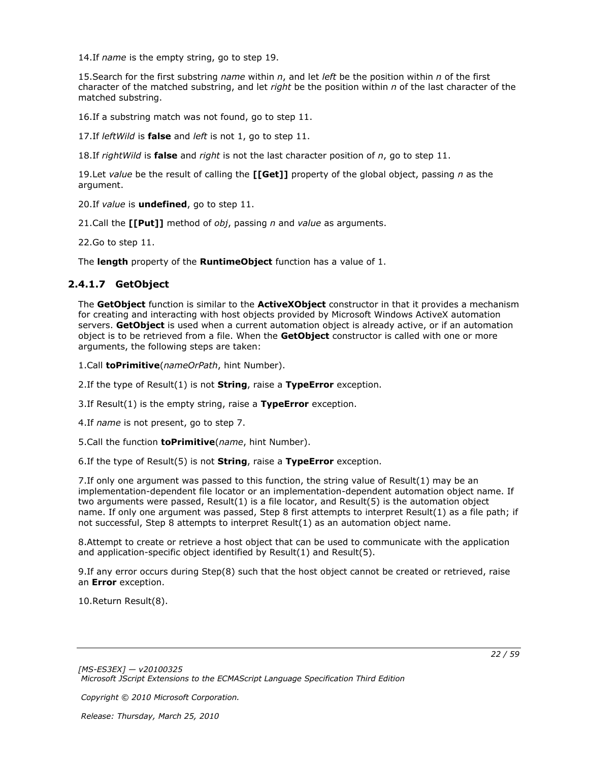14. If *name* is the empty string, go to step 19.

15. Search for the first substring *name* within *n*, and let *left* be the position within *n* of the first character of the matched substring, and let *right* be the position within *n* of the last character of the matched substring.

16. If a substring match was not found, go to step 11.

17. If *leftWild* is **false** and *left* is not 1, go to step 11.

18. If *rightWild* is **false** and *right* is not the last character position of *n*, go to step 11.

19. Let *value* be the result of calling the **[[Get]]** property of the global object, passing *n* as the argument.

20. If *value* is **undefined**, go to step 11.

21. Call the **[[Put]]** method of *obj*, passing *n* and *value* as arguments.

22. Go to step 11.

The **length** property of the **RuntimeObject** function has a value of 1.

### 2.4.1.7 GetObject

The **GetObject** function is similar to the **ActiveXObject** constructor in that it provides a mechanism for creating and interacting with host objects provided by Microsoft Windows ActiveX automation servers. **GetObject** is used when a current automation object is already active, or if an automation object is to be retrieved from a file. When the **GetObject** constructor is called with one or more arguments, the following steps are taken:

1. Call **toPrimitive**(*nameOrPath*, hint Number).

2. If the type of Result(1) is not **String**, raise a **TypeError** exception.

3. If Result(1) is the empty string, raise a **TypeError** exception.

4. If *name* is not present, go to step 7.

5. Call the function **toPrimitive**(*name*, hint Number).

6. If the type of Result(5) is not **String**, raise a **TypeError** exception.

7. If only one argument was passed to this function, the string value of Result(1) may be an implementation-dependent file locator or an implementation-dependent automation object name. If two arguments were passed, Result(1) is a file locator, and Result(5) is the automation object name. If only one argument was passed, Step 8 first attempts to interpret Result(1) as a file path; if not successful, Step 8 attempts to interpret Result(1) as an automation object name.

8. Attempt to create or retrieve a host object that can be used to communicate with the application and application-specific object identified by Result(1) and Result(5).

9. If any error occurs during Step(8) such that the host object cannot be created or retrieved, raise an **Error** exception.

10. Return Result(8).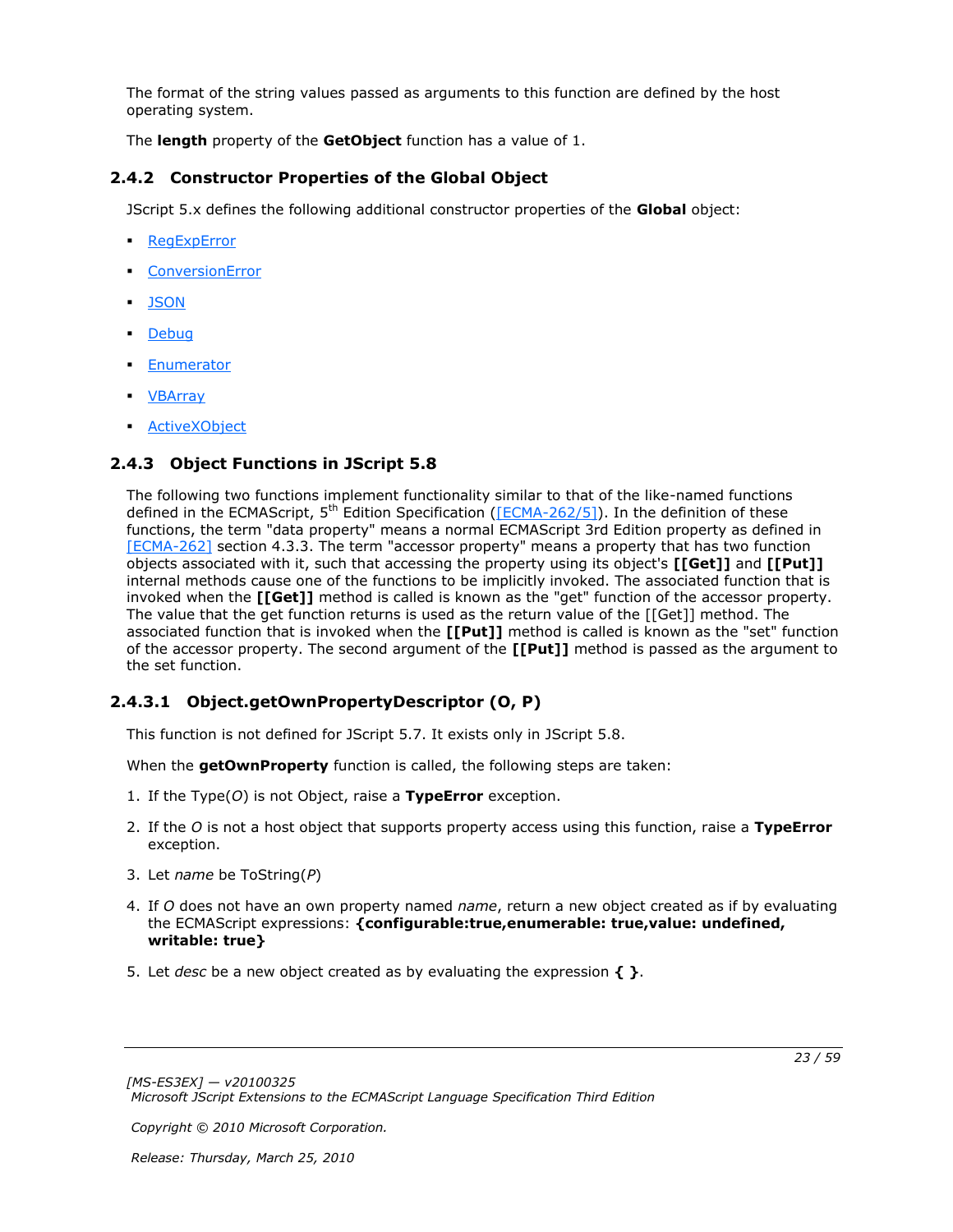The format of the string values passed as arguments to this function are defined by the host operating system.

The **length** property of the **GetObject** function has a value of 1.

### 2.4.2 Constructor Properties of the Global Object

JScript 5.x defines the following additional constructor properties of the **Global** object:

- RegExpError
- ConversionError
- JSON
- Debug
- Enumerator
- VBArray
- ActiveXObject

### 2.4.3 Object Functions in JScript 5.8

The following two functions implement functionality similar to that of the like-named functions defined in the ECMAScript, 5th Edition Specification ([ECMA-262/5]). In the definition of these functions, the term "data property" means a normal ECMAScript 3rd Edition property as defined in [ECMA-262] section 4.3.3. The term "accessor property" means a property that has two function objects associated with it, such that accessing the property using its object's **[[Get]]** and **[[Put]]** internal methods cause one of the functions to be implicitly invoked. The associated function that is invoked when the **[[Get]]** method is called is known as the "get" function of the accessor property. The value that the get function returns is used as the return value of the [[Get]] method. The associated function that is invoked when the **[[Put]]** method is called is known as the "set" function of the accessor property. The second argument of the **[[Put]]** method is passed as the argument to the set function.

#### 2.4.3.1 Object.getOwnPropertyDescriptor (O, P)

This function is not defined for JScript 5.7. It exists only in JScript 5.8.

When the **getOwnProperty** function is called, the following steps are taken:

1. If the Type(*O*) is not Object, raise a **TypeError** exception.
2. If the *O* is not a host object that supports property access using this function, raise a **TypeError** exception.
3. Let *name* be ToString(*P*)
4. If *O* does not have an own property named *name*, return a new object created as if by evaluating the ECMAScript expressions: **{configurable:true,enumerable: true,value: undefined, writable: true}**
5. Let *desc* be a new object created as by evaluating the expression **{ }**.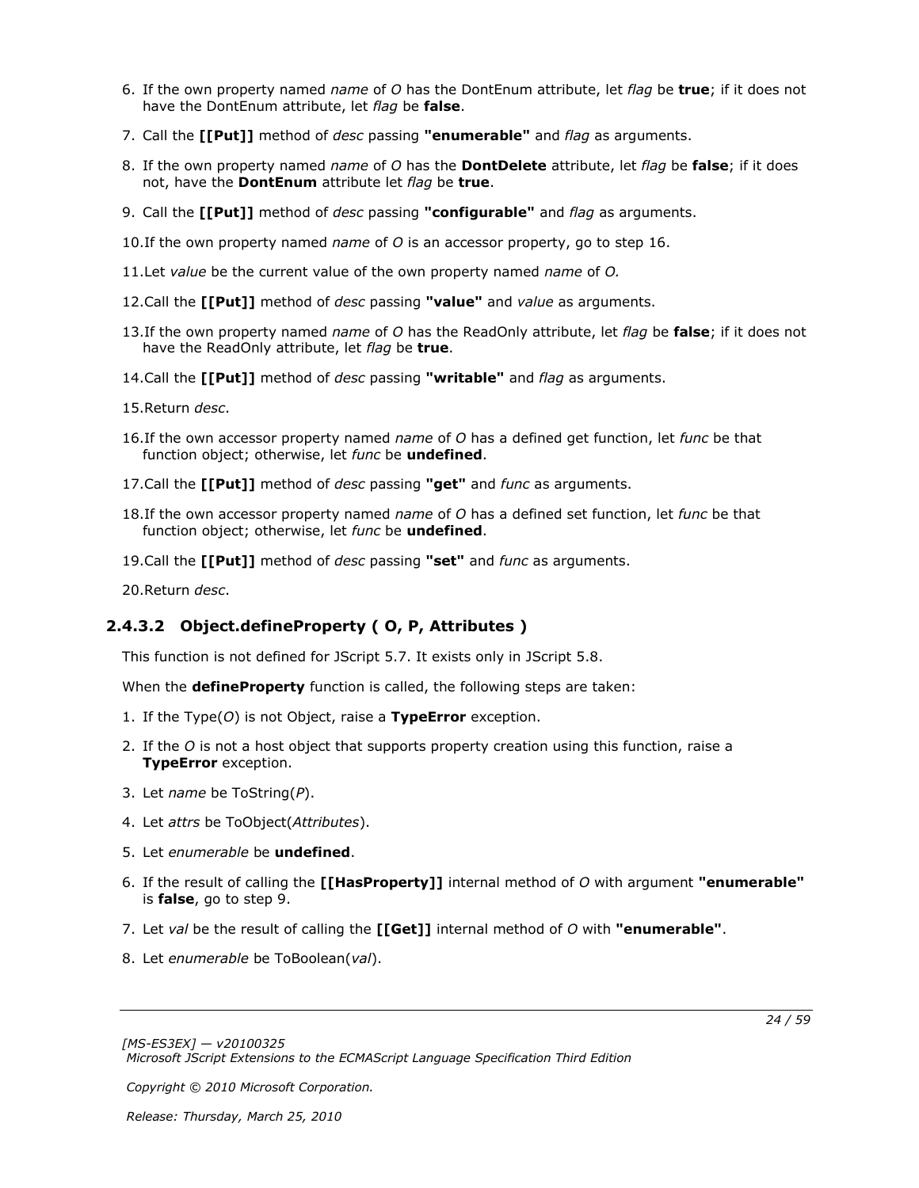6. If the own property named *name* of *O* has the DontEnum attribute, let *flag* be **true**; if it does not have the DontEnum attribute, let *flag* be **false**.
7. Call the **[[Put]]** method of *desc* passing **"enumerable"** and *flag* as arguments.
8. If the own property named *name* of *O* has the **DontDelete** attribute, let *flag* be **false**; if it does not, have the **DontEnum** attribute let *flag* be **true**.
9. Call the **[[Put]]** method of *desc* passing **"configurable"** and *flag* as arguments.
10. If the own property named *name* of *O* is an accessor property, go to step 16.
11. Let *value* be the current value of the own property named *name* of *O.*
12. Call the **[[Put]]** method of *desc* passing **"value"** and *value* as arguments.
13. If the own property named *name* of *O* has the ReadOnly attribute, let *flag* be **false**; if it does not have the ReadOnly attribute, let *flag* be **true**.
14. Call the **[[Put]]** method of *desc* passing **"writable"** and *flag* as arguments.
15. Return *desc*.
16. If the own accessor property named *name* of *O* has a defined get function, let *func* be that function object; otherwise, let *func* be **undefined**.
17. Call the **[[Put]]** method of *desc* passing **"get"** and *func* as arguments.
18. If the own accessor property named *name* of *O* has a defined set function, let *func* be that function object; otherwise, let *func* be **undefined**.
19. Call the **[[Put]]** method of *desc* passing **"set"** and *func* as arguments.
20. Return *desc*.

### 2.4.3.2 Object.defineProperty ( O, P, Attributes )

This function is not defined for JScript 5.7. It exists only in JScript 5.8.

When the **defineProperty** function is called, the following steps are taken:

1. If the Type(*O*) is not Object, raise a **TypeError** exception.
2. If the *O* is not a host object that supports property creation using this function, raise a **TypeError** exception.
3. Let *name* be ToString(*P*).
4. Let *attrs* be ToObject(*Attributes*).
5. Let *enumerable* be **undefined**.
6. If the result of calling the **[[HasProperty]]** internal method of *O* with argument **"enumerable"** is **false**, go to step 9.
7. Let *val* be the result of calling the **[[Get]]** internal method of *O* with **"enumerable"**.
8. Let *enumerable* be ToBoolean(*val*).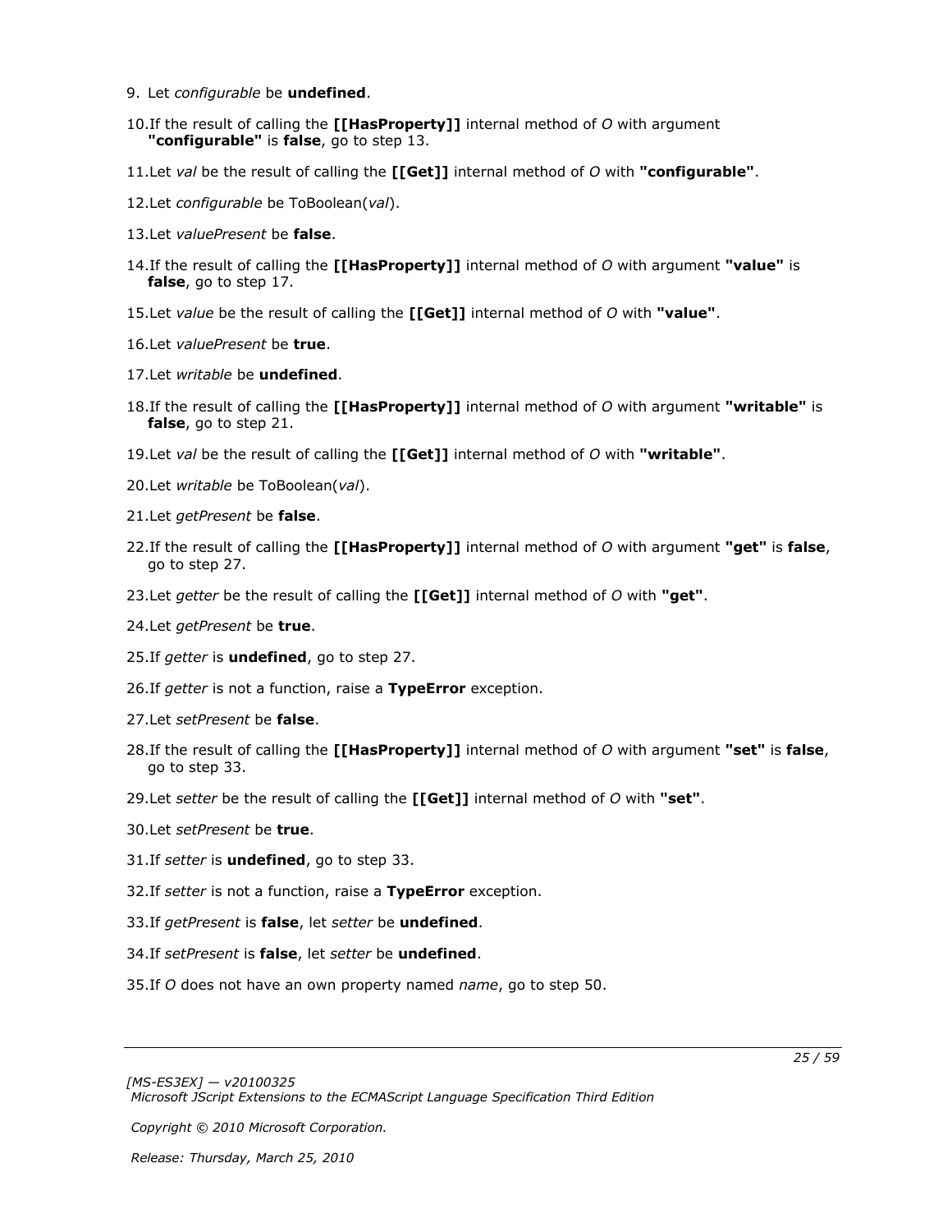9. Let *configurable* be **undefined**.

10. If the result of calling the **[[HasProperty]]** internal method of *O* with argument **"configurable"** is **false**, go to step 13.

11. Let *val* be the result of calling the **[[Get]]** internal method of *O* with **"configurable"**.

12. Let *configurable* be ToBoolean(*val*).

13. Let *valuePresent* be **false**.

14. If the result of calling the **[[HasProperty]]** internal method of *O* with argument **"value"** is **false**, go to step 17.

15. Let *value* be the result of calling the **[[Get]]** internal method of *O* with **"value"**.

16. Let *valuePresent* be **true**.

17. Let *writable* be **undefined**.

18. If the result of calling the **[[HasProperty]]** internal method of *O* with argument **"writable"** is **false**, go to step 21.

19. Let *val* be the result of calling the **[[Get]]** internal method of *O* with **"writable"**.

20. Let *writable* be ToBoolean(*val*).

21. Let *getPresent* be **false**.

22. If the result of calling the **[[HasProperty]]** internal method of *O* with argument **"get"** is **false**, go to step 27.

23. Let *getter* be the result of calling the **[[Get]]** internal method of *O* with **"get"**.

24. Let *getPresent* be **true**.

25. If *getter* is **undefined**, go to step 27.

26. If *getter* is not a function, raise a **TypeError** exception.

27. Let *setPresent* be **false**.

28. If the result of calling the **[[HasProperty]]** internal method of *O* with argument **"set"** is **false**, go to step 33.

29. Let *setter* be the result of calling the **[[Get]]** internal method of *O* with **"set"**.

30. Let *setPresent* be **true**.

31. If *setter* is **undefined**, go to step 33.

32. If *setter* is not a function, raise a **TypeError** exception.

33. If *getPresent* is **false**, let *setter* be **undefined**.

34. If *setPresent* is **false**, let *setter* be **undefined**.

35. If *O* does not have an own property named *name*, go to step 50.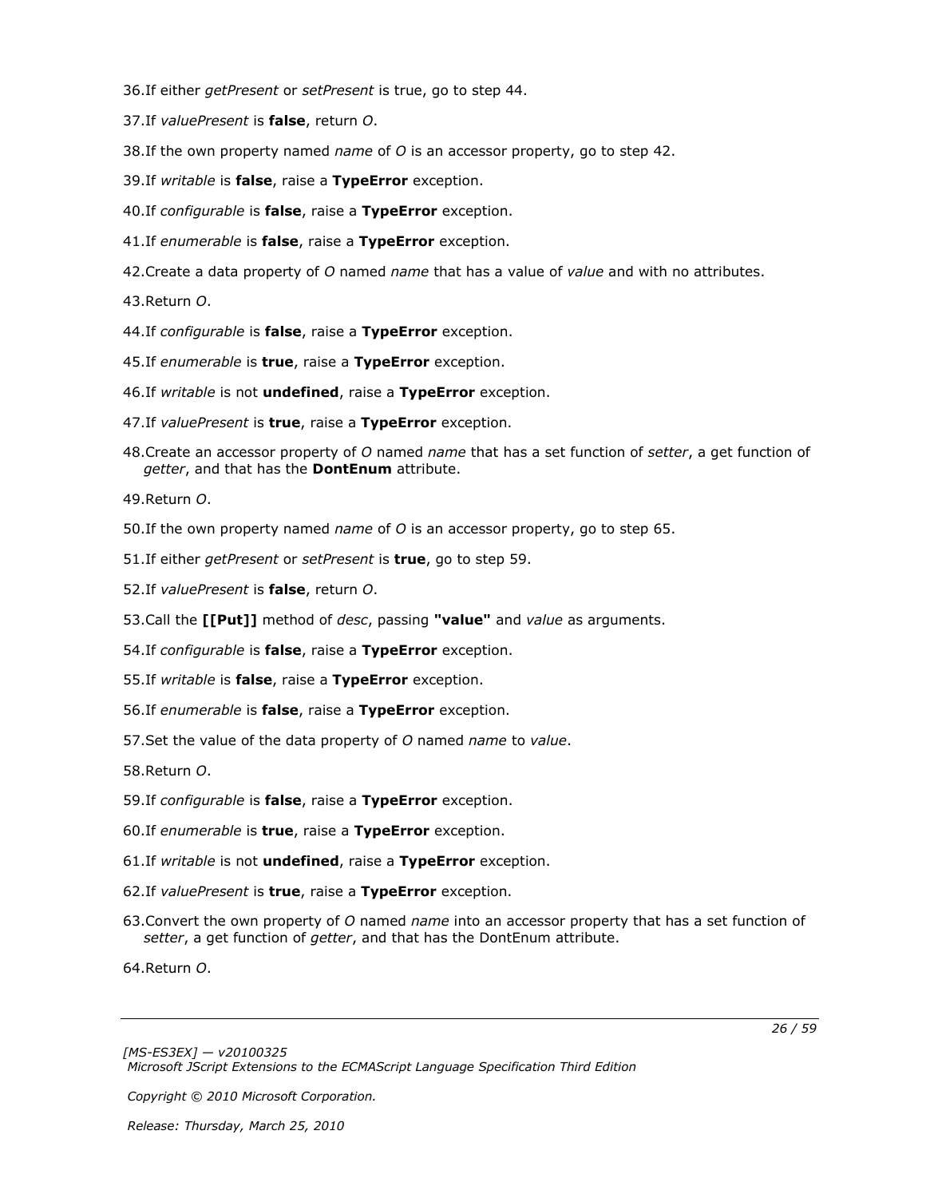36. If either *getPresent* or *setPresent* is true, go to step 44.

37. If *valuePresent* is **false**, return *O*.

38. If the own property named *name* of *O* is an accessor property, go to step 42.

39. If *writable* is **false**, raise a **TypeError** exception.

40. If *configurable* is **false**, raise a **TypeError** exception.

41. If *enumerable* is **false**, raise a **TypeError** exception.

42. Create a data property of *O* named *name* that has a value of *value* and with no attributes.

43. Return *O*.

44. If *configurable* is **false**, raise a **TypeError** exception.

45. If *enumerable* is **true**, raise a **TypeError** exception.

46. If *writable* is not **undefined**, raise a **TypeError** exception.

47. If *valuePresent* is **true**, raise a **TypeError** exception.

48. Create an accessor property of *O* named *name* that has a set function of *setter*, a get function of *getter*, and that has the **DontEnum** attribute.

49. Return *O*.

50. If the own property named *name* of *O* is an accessor property, go to step 65.

51. If either *getPresent* or *setPresent* is **true**, go to step 59.

52. If *valuePresent* is **false**, return *O*.

53. Call the **[[Put]]** method of *desc*, passing **"value"** and *value* as arguments.

54. If *configurable* is **false**, raise a **TypeError** exception.

55. If *writable* is **false**, raise a **TypeError** exception.

56. If *enumerable* is **false**, raise a **TypeError** exception.

57. Set the value of the data property of *O* named *name* to *value*.

58. Return *O*.

59. If *configurable* is **false**, raise a **TypeError** exception.

60. If *enumerable* is **true**, raise a **TypeError** exception.

61. If *writable* is not **undefined**, raise a **TypeError** exception.

62. If *valuePresent* is **true**, raise a **TypeError** exception.

63. Convert the own property of *O* named *name* into an accessor property that has a set function of *setter*, a get function of *getter*, and that has the DontEnum attribute.

64. Return *O*.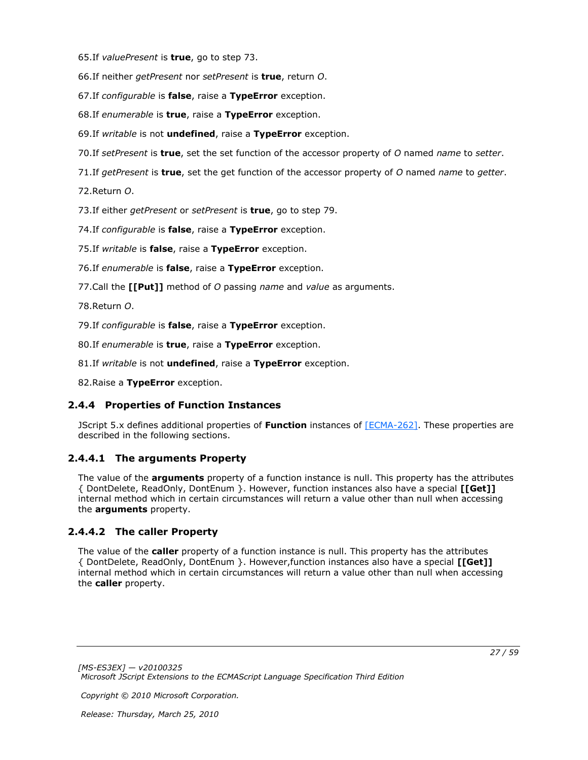65. If *valuePresent* is **true**, go to step 73.

66. If neither *getPresent* nor *setPresent* is **true**, return *O*.

67. If *configurable* is **false**, raise a **TypeError** exception.

68. If *enumerable* is **true**, raise a **TypeError** exception.

69. If *writable* is not **undefined**, raise a **TypeError** exception.

70. If *setPresent* is **true**, set the set function of the accessor property of *O* named *name* to *setter*.

71. If *getPresent* is **true**, set the get function of the accessor property of *O* named *name* to *getter*.

72. Return *O*.

73. If either *getPresent* or *setPresent* is **true**, go to step 79.

74. If *configurable* is **false**, raise a **TypeError** exception.

75. If *writable* is **false**, raise a **TypeError** exception.

76. If *enumerable* is **false**, raise a **TypeError** exception.

77. Call the **[[Put]]** method of *O* passing *name* and *value* as arguments.

78. Return *O*.

79. If *configurable* is **false**, raise a **TypeError** exception.

80. If *enumerable* is **true**, raise a **TypeError** exception.

81. If *writable* is not **undefined**, raise a **TypeError** exception.

82. Raise a **TypeError** exception.

### 2.4.4 Properties of Function Instances

JScript 5.x defines additional properties of **Function** instances of [ECMA-262]. These properties are described in the following sections.

#### 2.4.4.1 The arguments Property

The value of the **arguments** property of a function instance is null. This property has the attributes { DontDelete, ReadOnly, DontEnum }. However, function instances also have a special **[[Get]]** internal method which in certain circumstances will return a value other than null when accessing the **arguments** property.

#### 2.4.4.2 The caller Property

The value of the **caller** property of a function instance is null. This property has the attributes { DontDelete, ReadOnly, DontEnum }. However,function instances also have a special **[[Get]]** internal method which in certain circumstances will return a value other than null when accessing the **caller** property.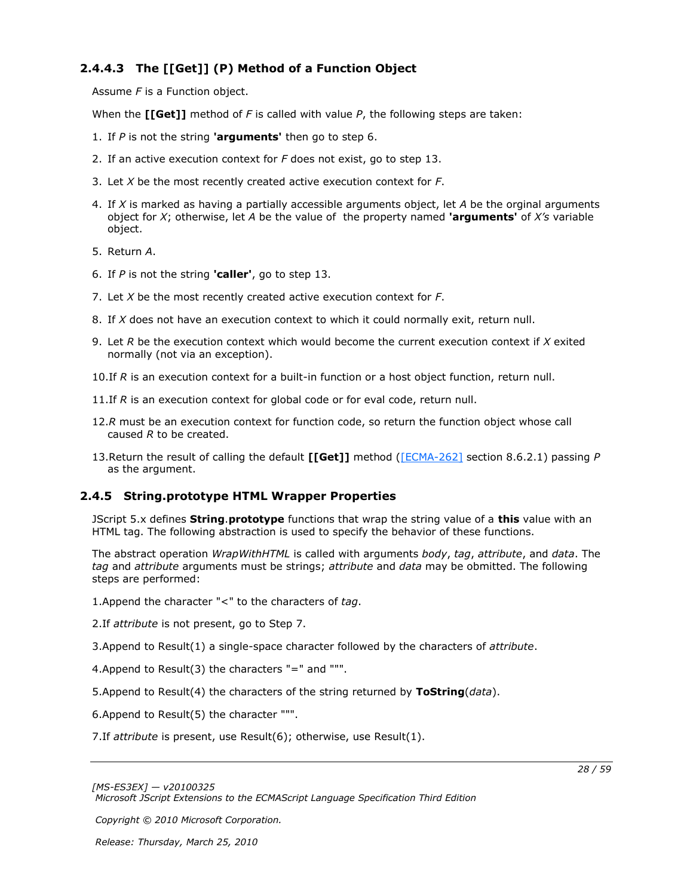### 2.4.4.3 The [[Get]] (P) Method of a Function Object

Assume *F* is a Function object.

When the **[[Get]]** method of *F* is called with value *P*, the following steps are taken:

1. If *P* is not the string **'arguments'** then go to step 6.
2. If an active execution context for *F* does not exist, go to step 13.
3. Let *X* be the most recently created active execution context for *F*.
4. If *X* is marked as having a partially accessible arguments object, let *A* be the orginal arguments object for *X*; otherwise, let *A* be the value of the property named **'arguments'** of *X's* variable object.
5. Return *A*.
6. If *P* is not the string **'caller'**, go to step 13.
7. Let *X* be the most recently created active execution context for *F*.
8. If *X* does not have an execution context to which it could normally exit, return null.
9. Let *R* be the execution context which would become the current execution context if *X* exited normally (not via an exception).
10. If *R* is an execution context for a built-in function or a host object function, return null.
11. If *R* is an execution context for global code or for eval code, return null.
12. *R* must be an execution context for function code, so return the function object whose call caused *R* to be created.
13. Return the result of calling the default **[[Get]]** method ([ECMA-262] section 8.6.2.1) passing *P* as the argument.

### 2.4.5 String.prototype HTML Wrapper Properties

JScript 5.x defines **String**.**prototype** functions that wrap the string value of a **this** value with an HTML tag. The following abstraction is used to specify the behavior of these functions.

The abstract operation *WrapWithHTML* is called with arguments *body*, *tag*, *attribute*, and *data*. The *tag* and *attribute* arguments must be strings; *attribute* and *data* may be obmitted. The following steps are performed:

1. Append the character "<" to the characters of *tag*.
2. If *attribute* is not present, go to Step 7.
3. Append to Result(1) a single-space character followed by the characters of *attribute*.
4. Append to Result(3) the characters "=" and """.
5. Append to Result(4) the characters of the string returned by **ToString**(*data*).
6. Append to Result(5) the character """.
7. If *attribute* is present, use Result(6); otherwise, use Result(1).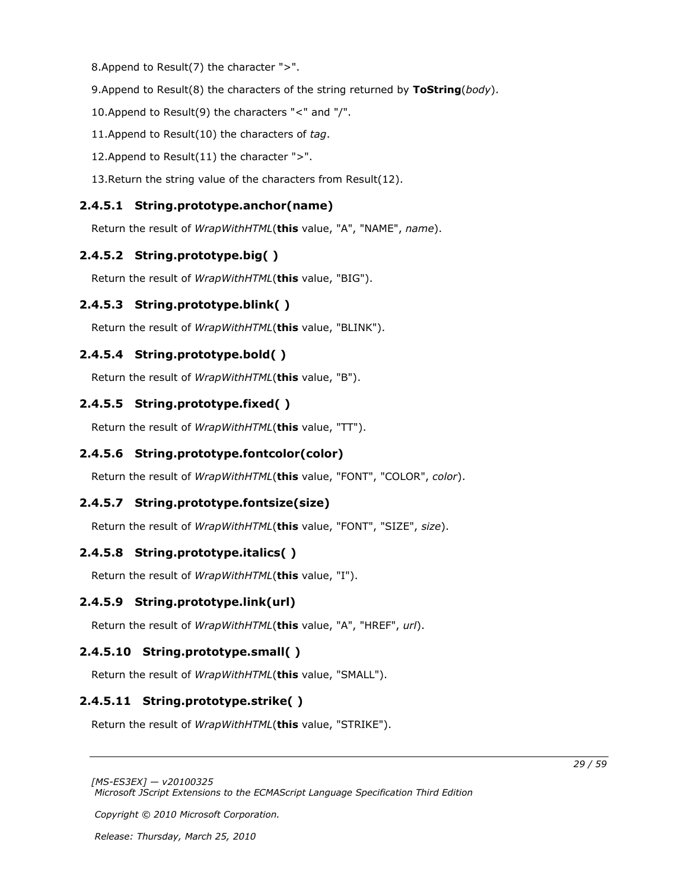8.Append to Result(7) the character ">".

9.Append to Result(8) the characters of the string returned by **ToString**(*body*).

10.Append to Result(9) the characters "<" and "/".

11.Append to Result(10) the characters of *tag*.

12.Append to Result(11) the character ">".

13.Return the string value of the characters from Result(12).

### 2.4.5.1 String.prototype.anchor(name)

Return the result of *WrapWithHTML*(**this** value, "A", "NAME", *name*).

### 2.4.5.2 String.prototype.big( )

Return the result of *WrapWithHTML*(**this** value, "BIG").

### 2.4.5.3 String.prototype.blink( )

Return the result of *WrapWithHTML*(**this** value, "BLINK").

### 2.4.5.4 String.prototype.bold( )

Return the result of *WrapWithHTML*(**this** value, "B").

### 2.4.5.5 String.prototype.fixed( )

Return the result of *WrapWithHTML*(**this** value, "TT").

### 2.4.5.6 String.prototype.fontcolor(color)

Return the result of *WrapWithHTML*(**this** value, "FONT", "COLOR", *color*).

### 2.4.5.7 String.prototype.fontsize(size)

Return the result of *WrapWithHTML*(**this** value, "FONT", "SIZE", *size*).

### 2.4.5.8 String.prototype.italics( )

Return the result of *WrapWithHTML*(**this** value, "I").

### 2.4.5.9 String.prototype.link(url)

Return the result of *WrapWithHTML*(**this** value, "A", "HREF", *url*).

### 2.4.5.10 String.prototype.small( )

Return the result of *WrapWithHTML*(**this** value, "SMALL").

### 2.4.5.11 String.prototype.strike( )

Return the result of *WrapWithHTML*(**this** value, "STRIKE").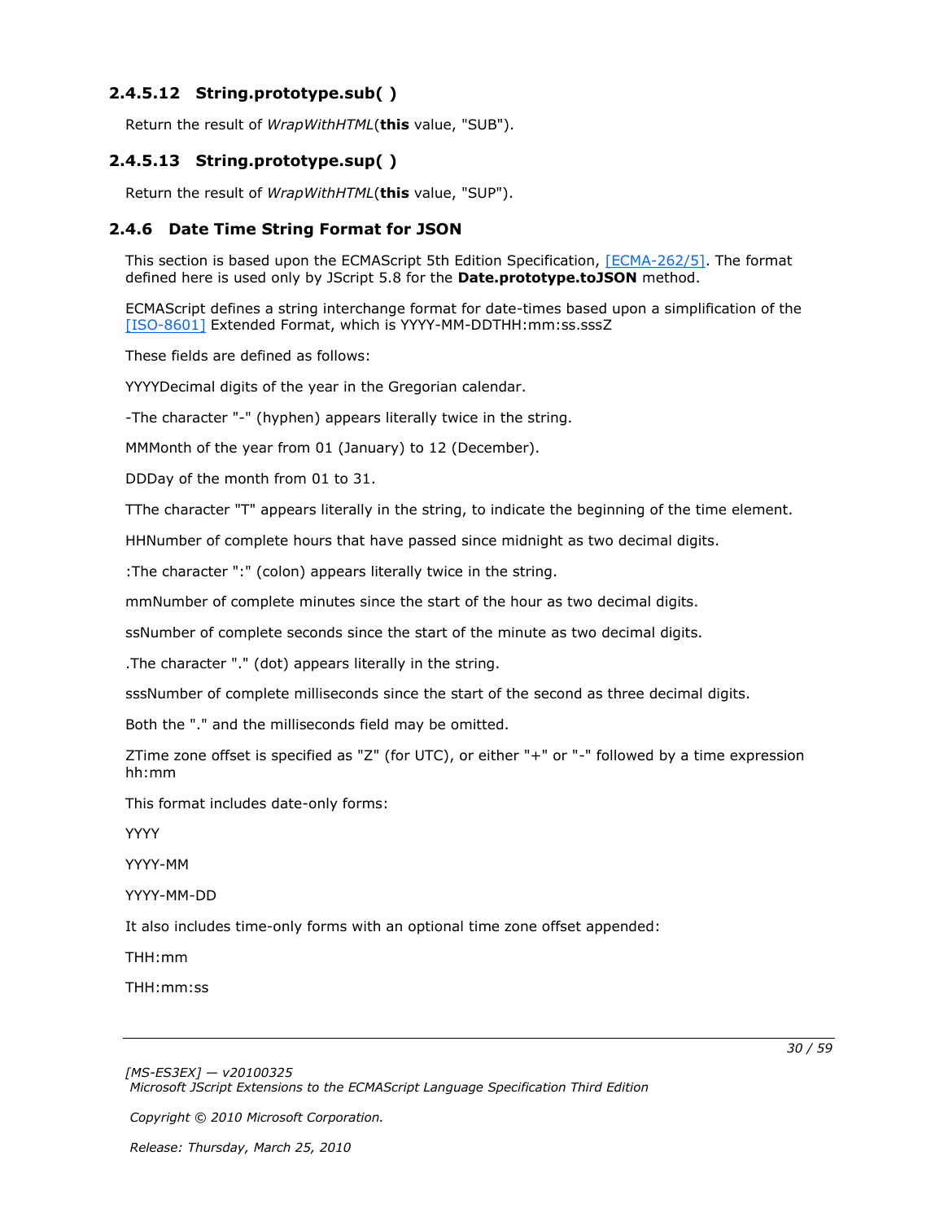### 2.4.5.12 String.prototype.sub( )

Return the result of *WrapWithHTML*(**this** value, "SUB").

### 2.4.5.13 String.prototype.sup( )

Return the result of *WrapWithHTML*(**this** value, "SUP").

### 2.4.6 Date Time String Format for JSON

This section is based upon the ECMAScript 5th Edition Specification, [ECMA-262/5]. The format defined here is used only by JScript 5.8 for the **Date.prototype.toJSON** method.

ECMAScript defines a string interchange format for date-times based upon a simplification of the [ISO-8601] Extended Format, which is YYYY-MM-DDTHH:mm:ss.sssZ

These fields are defined as follows:

YYYYDecimal digits of the year in the Gregorian calendar.

-The character "-" (hyphen) appears literally twice in the string.

MMMonth of the year from 01 (January) to 12 (December).

DDDay of the month from 01 to 31.

TThe character "T" appears literally in the string, to indicate the beginning of the time element.

HHNumber of complete hours that have passed since midnight as two decimal digits.

:The character ":" (colon) appears literally twice in the string.

mmNumber of complete minutes since the start of the hour as two decimal digits.

ssNumber of complete seconds since the start of the minute as two decimal digits.

.The character "." (dot) appears literally in the string.

sssNumber of complete milliseconds since the start of the second as three decimal digits.

Both the "." and the milliseconds field may be omitted.

ZTime zone offset is specified as "Z" (for UTC), or either "+" or "-" followed by a time expression hh:mm

This format includes date-only forms:

YYYY

YYYY-MM

YYYY-MM-DD

It also includes time-only forms with an optional time zone offset appended:

THH:mm

THH:mm:ss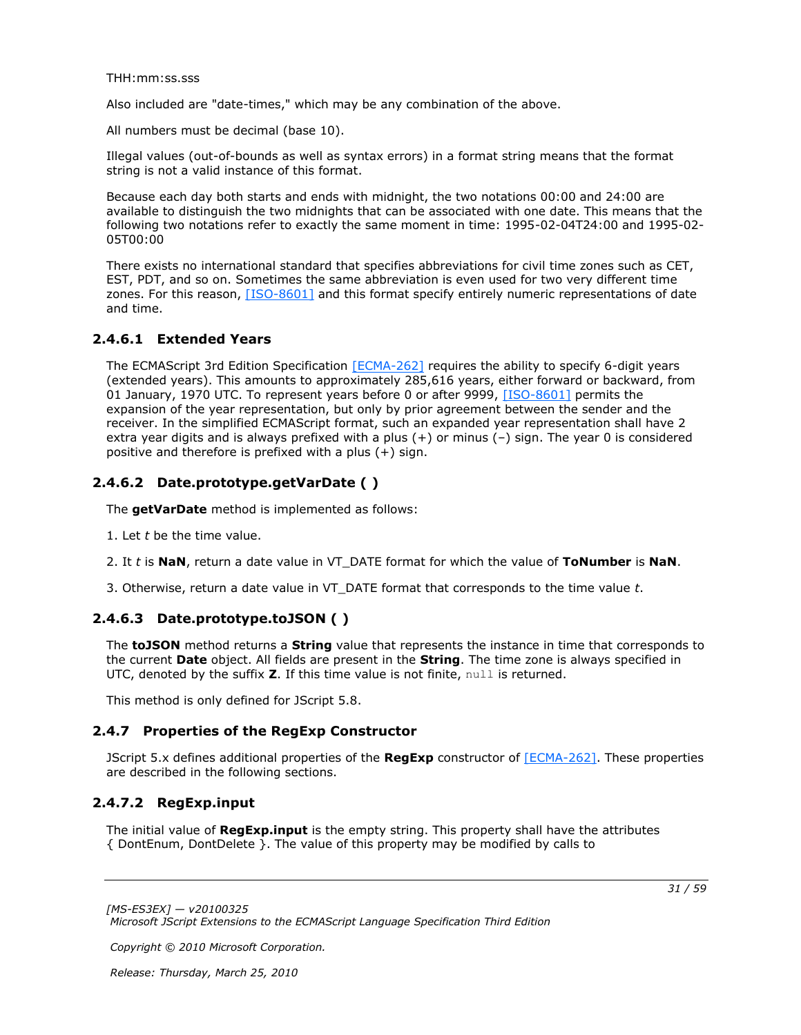THH:mm:ss.sss

Also included are "date-times," which may be any combination of the above.

All numbers must be decimal (base 10).

Illegal values (out-of-bounds as well as syntax errors) in a format string means that the format string is not a valid instance of this format.

Because each day both starts and ends with midnight, the two notations 00:00 and 24:00 are available to distinguish the two midnights that can be associated with one date. This means that the following two notations refer to exactly the same moment in time: 1995-02-04T24:00 and 1995-02-05T00:00

There exists no international standard that specifies abbreviations for civil time zones such as CET, EST, PDT, and so on. Sometimes the same abbreviation is even used for two very different time zones. For this reason, [ISO-8601] and this format specify entirely numeric representations of date and time.

### 2.4.6.1 Extended Years

The ECMAScript 3rd Edition Specification [ECMA-262] requires the ability to specify 6-digit years (extended years). This amounts to approximately 285,616 years, either forward or backward, from 01 January, 1970 UTC. To represent years before 0 or after 9999, [ISO-8601] permits the expansion of the year representation, but only by prior agreement between the sender and the receiver. In the simplified ECMAScript format, such an expanded year representation shall have 2 extra year digits and is always prefixed with a plus (+) or minus (–) sign. The year 0 is considered positive and therefore is prefixed with a plus (+) sign.

### 2.4.6.2 Date.prototype.getVarDate ( )

The **getVarDate** method is implemented as follows:

1. Let *t* be the time value.

2. It *t* is **NaN**, return a date value in VT_DATE format for which the value of **ToNumber** is **NaN**.

3. Otherwise, return a date value in VT_DATE format that corresponds to the time value *t*.

### 2.4.6.3 Date.prototype.toJSON ( )

The **toJSON** method returns a **String** value that represents the instance in time that corresponds to the current **Date** object. All fields are present in the **String**. The time zone is always specified in UTC, denoted by the suffix **Z**. If this time value is not finite, `null` is returned.

This method is only defined for JScript 5.8.

## 2.4.7 Properties of the RegExp Constructor

JScript 5.x defines additional properties of the **RegExp** constructor of [ECMA-262]. These properties are described in the following sections.

### 2.4.7.2 RegExp.input

The initial value of **RegExp.input** is the empty string. This property shall have the attributes { DontEnum, DontDelete }. The value of this property may be modified by calls to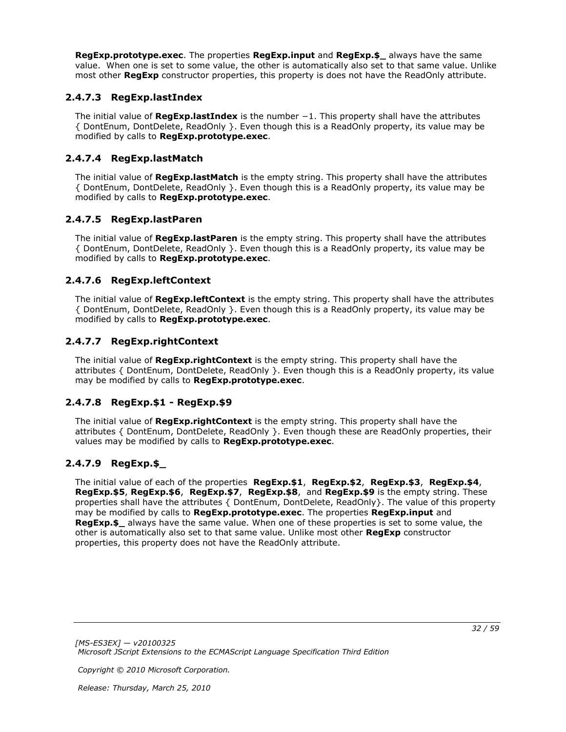**RegExp.prototype.exec**. The properties **RegExp.input** and **RegExp.$_** always have the same value. When one is set to some value, the other is automatically also set to that same value. Unlike most other **RegExp** constructor properties, this property is does not have the ReadOnly attribute.

### 2.4.7.3 RegExp.lastIndex

The initial value of **RegExp.lastIndex** is the number −1. This property shall have the attributes { DontEnum, DontDelete, ReadOnly }. Even though this is a ReadOnly property, its value may be modified by calls to **RegExp.prototype.exec**.

### 2.4.7.4 RegExp.lastMatch

The initial value of **RegExp.lastMatch** is the empty string. This property shall have the attributes { DontEnum, DontDelete, ReadOnly }. Even though this is a ReadOnly property, its value may be modified by calls to **RegExp.prototype.exec**.

### 2.4.7.5 RegExp.lastParen

The initial value of **RegExp.lastParen** is the empty string. This property shall have the attributes { DontEnum, DontDelete, ReadOnly }. Even though this is a ReadOnly property, its value may be modified by calls to **RegExp.prototype.exec**.

### 2.4.7.6 RegExp.leftContext

The initial value of **RegExp.leftContext** is the empty string. This property shall have the attributes { DontEnum, DontDelete, ReadOnly }. Even though this is a ReadOnly property, its value may be modified by calls to **RegExp.prototype.exec**.

### 2.4.7.7 RegExp.rightContext

The initial value of **RegExp.rightContext** is the empty string. This property shall have the attributes { DontEnum, DontDelete, ReadOnly }. Even though this is a ReadOnly property, its value may be modified by calls to **RegExp.prototype.exec**.

### 2.4.7.8 RegExp.$1 - RegExp.$9

The initial value of **RegExp.rightContext** is the empty string. This property shall have the attributes { DontEnum, DontDelete, ReadOnly }. Even though these are ReadOnly properties, their values may be modified by calls to **RegExp.prototype.exec**.

### 2.4.7.9 RegExp.$_

The initial value of each of the properties **RegExp.$1**, **RegExp.$2**, **RegExp.$3**, **RegExp.$4**, **RegExp.$5**, **RegExp.$6**, **RegExp.$7**, **RegExp.$8**, and **RegExp.$9** is the empty string. These properties shall have the attributes { DontEnum, DontDelete, ReadOnly}. The value of this property may be modified by calls to **RegExp.prototype.exec**. The properties **RegExp.input** and **RegExp.$_** always have the same value. When one of these properties is set to some value, the other is automatically also set to that same value. Unlike most other **RegExp** constructor properties, this property does not have the ReadOnly attribute.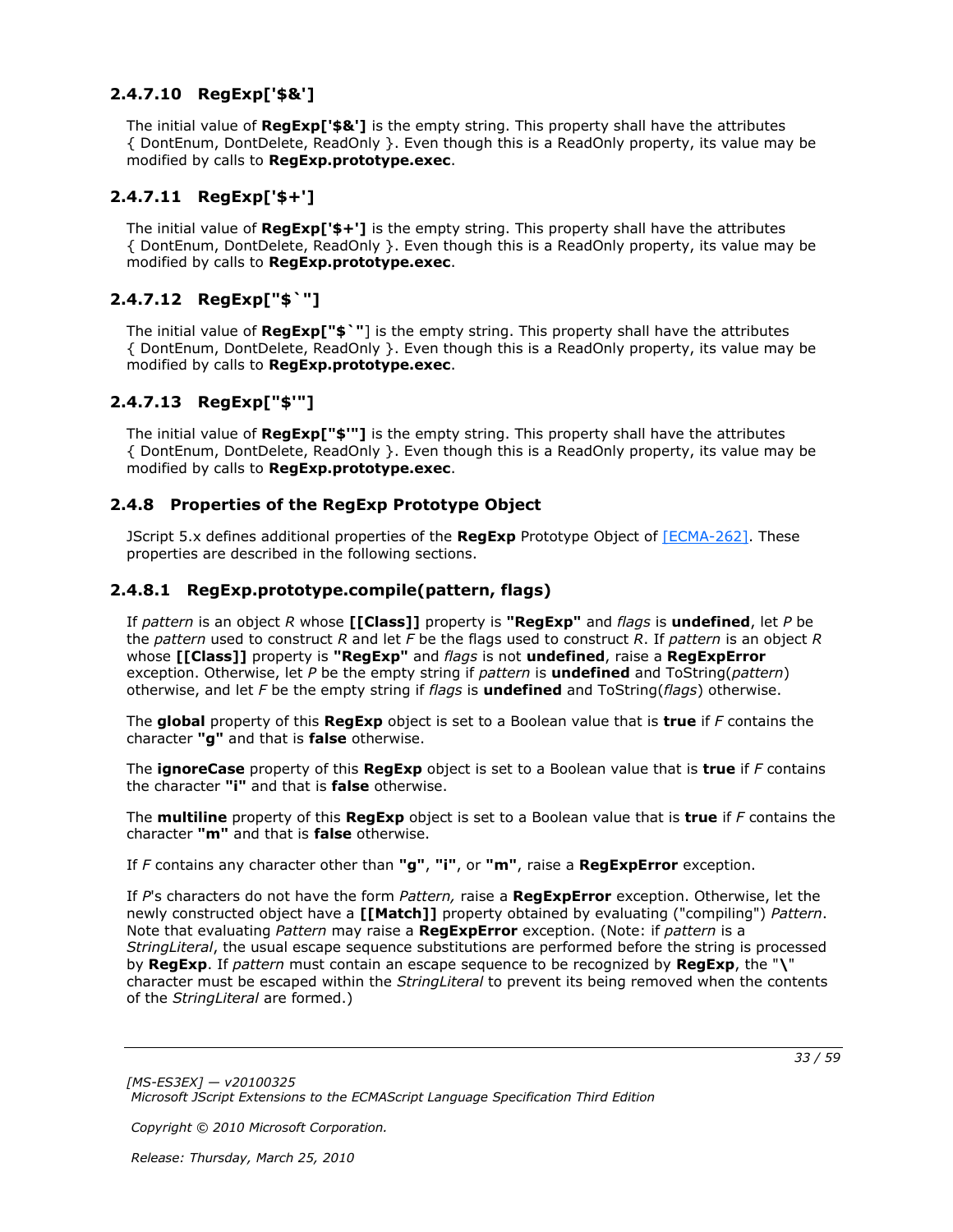### 2.4.7.10 RegExp['$&']

The initial value of **RegExp['$&']** is the empty string. This property shall have the attributes { DontEnum, DontDelete, ReadOnly }. Even though this is a ReadOnly property, its value may be modified by calls to **RegExp.prototype.exec**.

### 2.4.7.11 RegExp['$+']

The initial value of **RegExp['$+']** is the empty string. This property shall have the attributes { DontEnum, DontDelete, ReadOnly }. Even though this is a ReadOnly property, its value may be modified by calls to **RegExp.prototype.exec**.

### 2.4.7.12 RegExp["$`"]

The initial value of **RegExp["$`"**] is the empty string. This property shall have the attributes { DontEnum, DontDelete, ReadOnly }. Even though this is a ReadOnly property, its value may be modified by calls to **RegExp.prototype.exec**.

### 2.4.7.13 RegExp["$'"]

The initial value of **RegExp["$'"]** is the empty string. This property shall have the attributes { DontEnum, DontDelete, ReadOnly }. Even though this is a ReadOnly property, its value may be modified by calls to **RegExp.prototype.exec**.

### 2.4.8 Properties of the RegExp Prototype Object

JScript 5.x defines additional properties of the **RegExp** Prototype Object of [ECMA-262]. These properties are described in the following sections.

### 2.4.8.1 RegExp.prototype.compile(pattern, flags)

If *pattern* is an object *R* whose **[[Class]]** property is **"RegExp"** and *flags* is **undefined**, let *P* be the *pattern* used to construct *R* and let *F* be the flags used to construct *R*. If *pattern* is an object *R* whose **[[Class]]** property is **"RegExp"** and *flags* is not **undefined**, raise a **RegExpError** exception. Otherwise, let *P* be the empty string if *pattern* is **undefined** and ToString(*pattern*) otherwise, and let *F* be the empty string if *flags* is **undefined** and ToString(*flags*) otherwise.

The **global** property of this **RegExp** object is set to a Boolean value that is **true** if *F* contains the character **"g"** and that is **false** otherwise.

The **ignoreCase** property of this **RegExp** object is set to a Boolean value that is **true** if *F* contains the character **"i"** and that is **false** otherwise.

The **multiline** property of this **RegExp** object is set to a Boolean value that is **true** if *F* contains the character **"m"** and that is **false** otherwise.

If *F* contains any character other than **"g"**, **"i"**, or **"m"**, raise a **RegExpError** exception.

If *P*'s characters do not have the form *Pattern,* raise a **RegExpError** exception. Otherwise, let the newly constructed object have a **[[Match]]** property obtained by evaluating ("compiling") *Pattern*. Note that evaluating *Pattern* may raise a **RegExpError** exception. (Note: if *pattern* is a *StringLiteral*, the usual escape sequence substitutions are performed before the string is processed by **RegExp**. If *pattern* must contain an escape sequence to be recognized by **RegExp**, the "**\**" character must be escaped within the *StringLiteral* to prevent its being removed when the contents of the *StringLiteral* are formed.)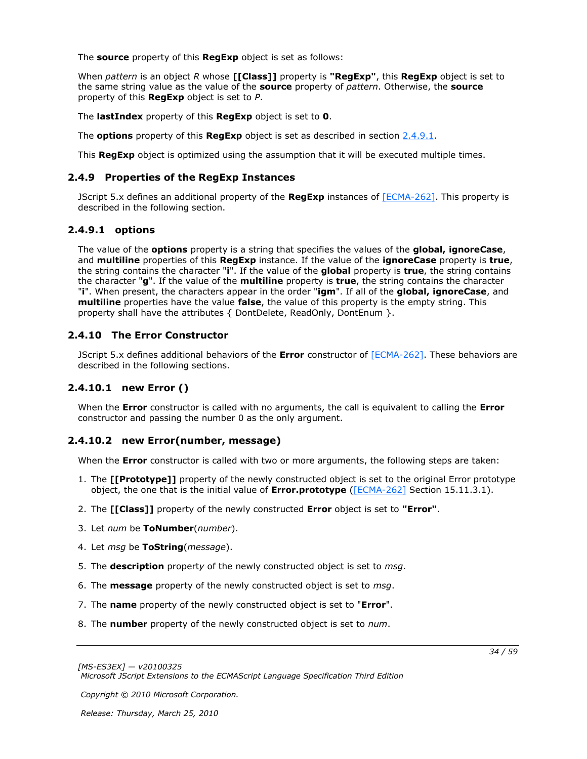The **source** property of this **RegExp** object is set as follows:

When *pattern* is an object *R* whose **[[Class]]** property is **"RegExp"**, this **RegExp** object is set to the same string value as the value of the **source** property of *pattern*. Otherwise, the **source** property of this **RegExp** object is set to *P*.

The **lastIndex** property of this **RegExp** object is set to **0**.

The **options** property of this **RegExp** object is set as described in section 2.4.9.1.

This **RegExp** object is optimized using the assumption that it will be executed multiple times.

### 2.4.9 Properties of the RegExp Instances

JScript 5.x defines an additional property of the **RegExp** instances of [ECMA-262]. This property is described in the following section.

#### 2.4.9.1 options

The value of the **options** property is a string that specifies the values of the **global, ignoreCase**, and **multiline** properties of this **RegExp** instance. If the value of the **ignoreCase** property is **true**, the string contains the character "**i**". If the value of the **global** property is **true**, the string contains the character "**g**". If the value of the **multiline** property is **true**, the string contains the character "**i**". When present, the characters appear in the order "**igm**". If all of the **global, ignoreCase**, and **multiline** properties have the value **false**, the value of this property is the empty string. This property shall have the attributes { DontDelete, ReadOnly, DontEnum }.

### 2.4.10 The Error Constructor

JScript 5.x defines additional behaviors of the **Error** constructor of [ECMA-262]. These behaviors are described in the following sections.

#### 2.4.10.1 new Error ()

When the **Error** constructor is called with no arguments, the call is equivalent to calling the **Error** constructor and passing the number 0 as the only argument.

#### 2.4.10.2 new Error(number, message)

When the **Error** constructor is called with two or more arguments, the following steps are taken:

1. The **[[Prototype]]** property of the newly constructed object is set to the original Error prototype object, the one that is the initial value of **Error.prototype** ([ECMA-262] Section 15.11.3.1).
2. The **[[Class]]** property of the newly constructed **Error** object is set to **"Error"**.
3. Let *num* be **ToNumber**(*number*).
4. Let *msg* be **ToString**(*message*).
5. The **description** property of the newly constructed object is set to *msg*.
6. The **message** property of the newly constructed object is set to *msg*.
7. The **name** property of the newly constructed object is set to "**Error**".
8. The **number** property of the newly constructed object is set to *num*.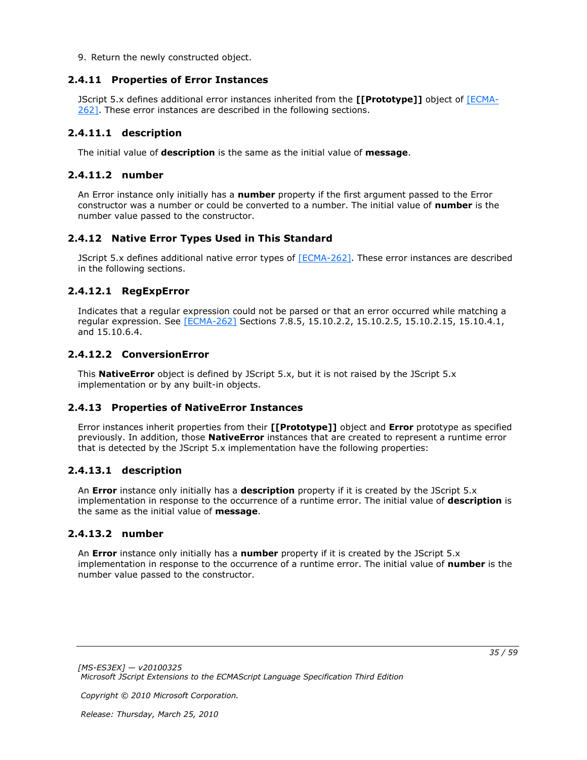9. Return the newly constructed object.

### 2.4.11 Properties of Error Instances

JScript 5.x defines additional error instances inherited from the **[[Prototype]]** object of [ECMA-262]. These error instances are described in the following sections.

#### 2.4.11.1 description

The initial value of **description** is the same as the initial value of **message**.

#### 2.4.11.2 number

An Error instance only initially has a **number** property if the first argument passed to the Error constructor was a number or could be converted to a number. The initial value of **number** is the number value passed to the constructor.

### 2.4.12 Native Error Types Used in This Standard

JScript 5.x defines additional native error types of [ECMA-262]. These error instances are described in the following sections.

#### 2.4.12.1 RegExpError

Indicates that a regular expression could not be parsed or that an error occurred while matching a regular expression. See [ECMA-262] Sections 7.8.5, 15.10.2.2, 15.10.2.5, 15.10.2.15, 15.10.4.1, and 15.10.6.4.

#### 2.4.12.2 ConversionError

This **NativeError** object is defined by JScript 5.x, but it is not raised by the JScript 5.x implementation or by any built-in objects.

### 2.4.13 Properties of NativeError Instances

Error instances inherit properties from their **[[Prototype]]** object and **Error** prototype as specified previously. In addition, those **NativeError** instances that are created to represent a runtime error that is detected by the JScript 5.x implementation have the following properties:

#### 2.4.13.1 description

An **Error** instance only initially has a **description** property if it is created by the JScript 5.x implementation in response to the occurrence of a runtime error. The initial value of **description** is the same as the initial value of **message**.

#### 2.4.13.2 number

An **Error** instance only initially has a **number** property if it is created by the JScript 5.x implementation in response to the occurrence of a runtime error. The initial value of **number** is the number value passed to the constructor.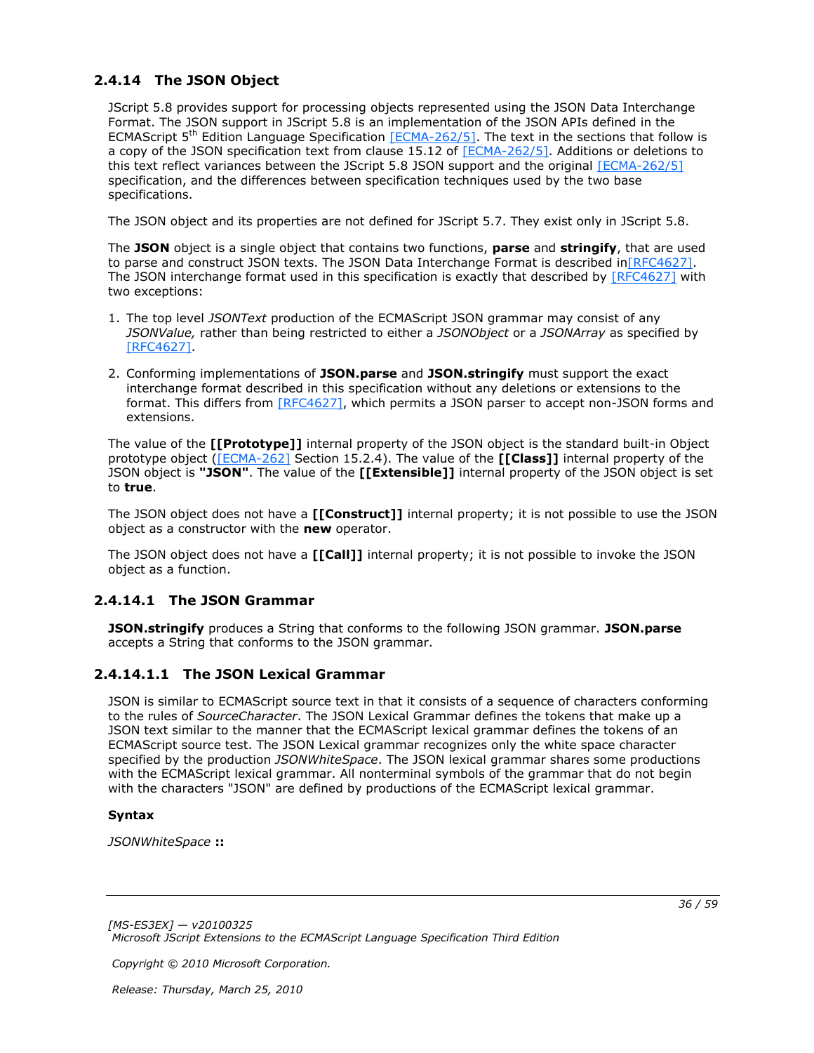### 2.4.14 The JSON Object

JScript 5.8 provides support for processing objects represented using the JSON Data Interchange Format. The JSON support in JScript 5.8 is an implementation of the JSON APIs defined in the ECMAScript 5th Edition Language Specification [ECMA-262/5]. The text in the sections that follow is a copy of the JSON specification text from clause 15.12 of [ECMA-262/5]. Additions or deletions to this text reflect variances between the JScript 5.8 JSON support and the original [ECMA-262/5] specification, and the differences between specification techniques used by the two base specifications.

The JSON object and its properties are not defined for JScript 5.7. They exist only in JScript 5.8.

The **JSON** object is a single object that contains two functions, **parse** and **stringify**, that are used to parse and construct JSON texts. The JSON Data Interchange Format is described in[RFC4627]. The JSON interchange format used in this specification is exactly that described by [RFC4627] with two exceptions:

1. The top level *JSONText* production of the ECMAScript JSON grammar may consist of any *JSONValue,* rather than being restricted to either a *JSONObject* or a *JSONArray* as specified by [RFC4627].

2. Conforming implementations of **JSON.parse** and **JSON.stringify** must support the exact interchange format described in this specification without any deletions or extensions to the format. This differs from [RFC4627], which permits a JSON parser to accept non-JSON forms and extensions.

The value of the **[[Prototype]]** internal property of the JSON object is the standard built-in Object prototype object ([ECMA-262] Section 15.2.4). The value of the **[[Class]]** internal property of the JSON object is **"JSON"**. The value of the **[[Extensible]]** internal property of the JSON object is set to **true**.

The JSON object does not have a **[[Construct]]** internal property; it is not possible to use the JSON object as a constructor with the **new** operator.

The JSON object does not have a **[[Call]]** internal property; it is not possible to invoke the JSON object as a function.

#### 2.4.14.1 The JSON Grammar

**JSON.stringify** produces a String that conforms to the following JSON grammar. **JSON.parse** accepts a String that conforms to the JSON grammar.

##### 2.4.14.1.1 The JSON Lexical Grammar

JSON is similar to ECMAScript source text in that it consists of a sequence of characters conforming to the rules of *SourceCharacter*. The JSON Lexical Grammar defines the tokens that make up a JSON text similar to the manner that the ECMAScript lexical grammar defines the tokens of an ECMAScript source test. The JSON Lexical grammar recognizes only the white space character specified by the production *JSONWhiteSpace*. The JSON lexical grammar shares some productions with the ECMAScript lexical grammar. All nonterminal symbols of the grammar that do not begin with the characters "JSON" are defined by productions of the ECMAScript lexical grammar.

**Syntax**

*JSONWhiteSpace* **::**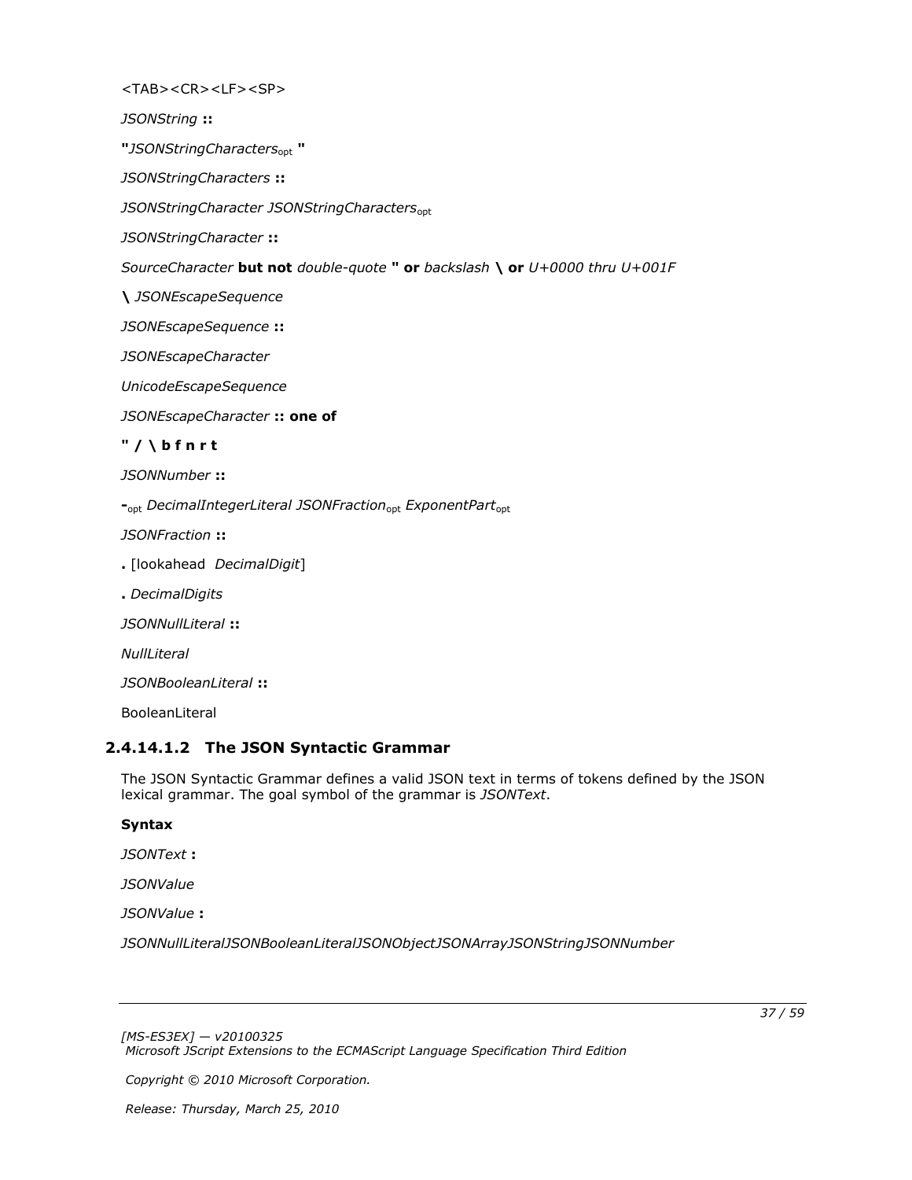<TAB><CR><LF><SP>

*JSONString* **::**

**"***JSONStringCharacters*opt **"**

*JSONStringCharacters* **::**

*JSONStringCharacter JSONStringCharacters*opt

*JSONStringCharacter* **::**

*SourceCharacter* **but not** *double-quote* **" or** *backslash* **\ or** *U+0000 thru U+001F*

**\** *JSONEscapeSequence*

*JSONEscapeSequence* **::**

*JSONEscapeCharacter*

*UnicodeEscapeSequence*

*JSONEscapeCharacter* **:: one of**

**" / \ b f n r t**

*JSONNumber* **::**

**-**opt *DecimalIntegerLiteral JSONFraction*opt *ExponentPart*opt

*JSONFraction* **::**

**.** [lookahead  *DecimalDigit*]

**.** *DecimalDigits*

*JSONNullLiteral* **::**

*NullLiteral*

*JSONBooleanLiteral* **::**

BooleanLiteral

#### 2.4.14.1.2 The JSON Syntactic Grammar

The JSON Syntactic Grammar defines a valid JSON text in terms of tokens defined by the JSON lexical grammar. The goal symbol of the grammar is *JSONText*.

**Syntax**

*JSONText* **:**

*JSONValue*

*JSONValue* **:**

*JSONNullLiteralJSONBooleanLiteralJSONObjectJSONArrayJSONStringJSONNumber*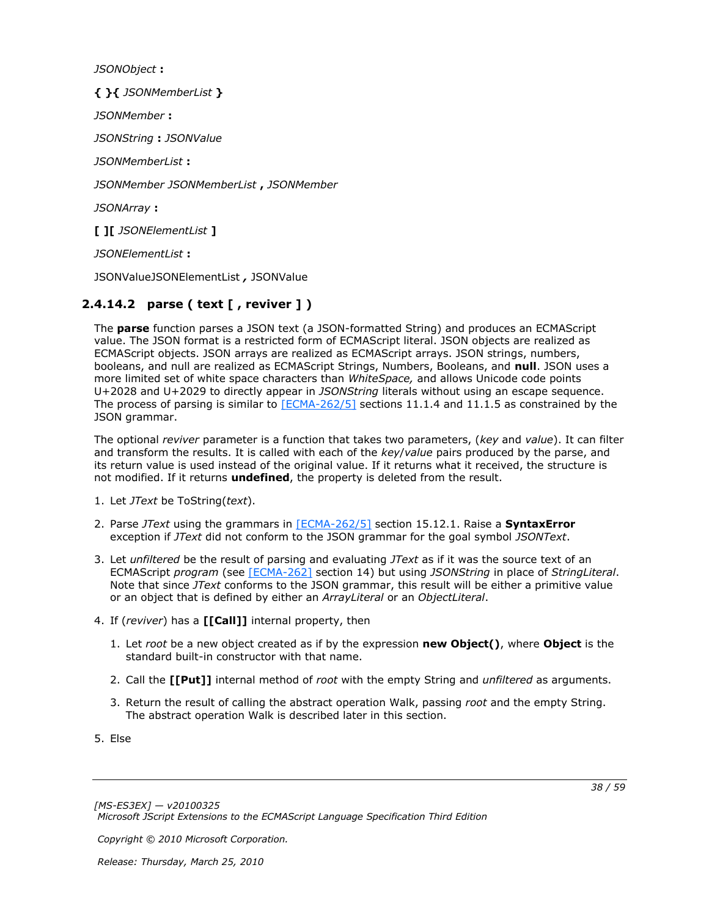*JSONObject* **:**

**{ }{** *JSONMemberList* **}**

*JSONMember* **:**

*JSONString* **:** *JSONValue*

*JSONMemberList* **:**

*JSONMember JSONMemberList* **,** *JSONMember*

*JSONArray* **:**

**[ ][** *JSONElementList* **]**

*JSONElementList* **:**

JSONValueJSONElementList ***,*** JSONValue

### 2.4.14.2 parse ( text [ , reviver ] )

The **parse** function parses a JSON text (a JSON-formatted String) and produces an ECMAScript value. The JSON format is a restricted form of ECMAScript literal. JSON objects are realized as ECMAScript objects. JSON arrays are realized as ECMAScript arrays. JSON strings, numbers, booleans, and null are realized as ECMAScript Strings, Numbers, Booleans, and **null**. JSON uses a more limited set of white space characters than *WhiteSpace,* and allows Unicode code points U+2028 and U+2029 to directly appear in *JSONString* literals without using an escape sequence. The process of parsing is similar to [ECMA-262/5] sections 11.1.4 and 11.1.5 as constrained by the JSON grammar.

The optional *reviver* parameter is a function that takes two parameters, (*key* and *value*). It can filter and transform the results. It is called with each of the *key*/*value* pairs produced by the parse, and its return value is used instead of the original value. If it returns what it received, the structure is not modified. If it returns **undefined**, the property is deleted from the result.

1. Let *JText* be ToString(*text*).
2. Parse *JText* using the grammars in [ECMA-262/5] section 15.12.1. Raise a **SyntaxError** exception if *JText* did not conform to the JSON grammar for the goal symbol *JSONText*.
3. Let *unfiltered* be the result of parsing and evaluating *JText* as if it was the source text of an ECMAScript *program* (see [ECMA-262] section 14) but using *JSONString* in place of *StringLiteral*. Note that since *JText* conforms to the JSON grammar, this result will be either a primitive value or an object that is defined by either an *ArrayLiteral* or an *ObjectLiteral*.
4. If (*reviver*) has a **[[Call]]** internal property, then
   1. Let *root* be a new object created as if by the expression **new Object()**, where **Object** is the standard built-in constructor with that name.
   2. Call the **[[Put]]** internal method of *root* with the empty String and *unfiltered* as arguments.
   3. Return the result of calling the abstract operation Walk, passing *root* and the empty String. The abstract operation Walk is described later in this section.
5. Else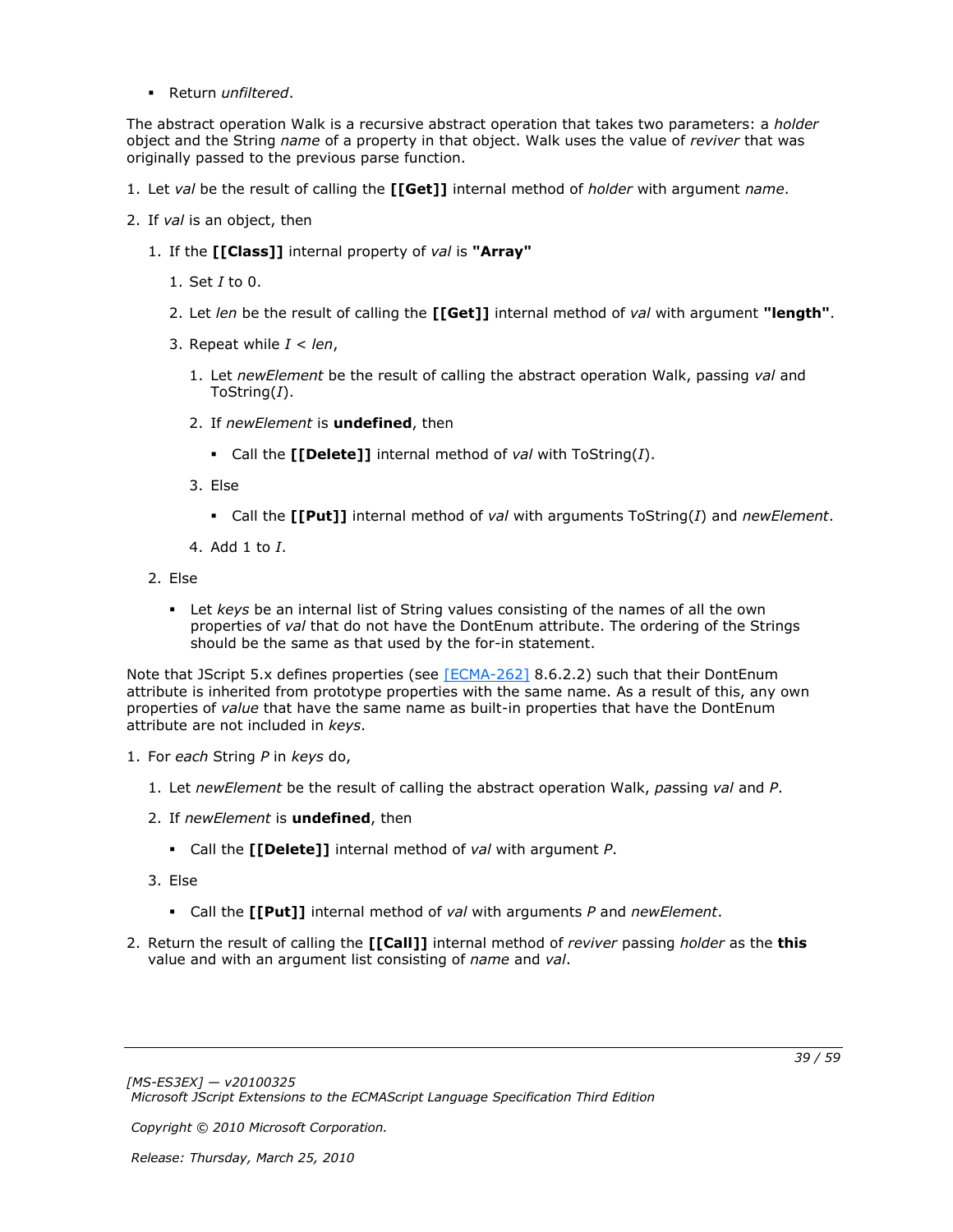- Return *unfiltered*.

The abstract operation Walk is a recursive abstract operation that takes two parameters: a *holder* object and the String *name* of a property in that object. Walk uses the value of *reviver* that was originally passed to the previous parse function.

1. Let *val* be the result of calling the **[[Get]]** internal method of *holder* with argument *name*.

2. If *val* is an object, then

   1. If the **[[Class]]** internal property of *val* is **"Array"**

      1. Set *I* to 0.

      2. Let *len* be the result of calling the **[[Get]]** internal method of *val* with argument **"length"**.

      3. Repeat while *I* < *len*,

         1. Let *newElement* be the result of calling the abstract operation Walk, passing *val* and ToString(*I*).

         2. If *newElement* is **undefined**, then

            - Call the **[[Delete]]** internal method of *val* with ToString(*I*).

         3. Else

            - Call the **[[Put]]** internal method of *val* with arguments ToString(*I*) and *newElement*.

         4. Add 1 to *I*.

   2. Else

      - Let *keys* be an internal list of String values consisting of the names of all the own properties of *val* that do not have the DontEnum attribute. The ordering of the Strings should be the same as that used by the for-in statement.

Note that JScript 5.x defines properties (see [ECMA-262] 8.6.2.2) such that their DontEnum attribute is inherited from prototype properties with the same name. As a result of this, any own properties of *value* that have the same name as built-in properties that have the DontEnum attribute are not included in *keys*.

1. For *each* String *P* in *keys* do,

   1. Let *newElement* be the result of calling the abstract operation Walk, *pa*ssing *val* and *P*.

   2. If *newElement* is **undefined**, then

      - Call the **[[Delete]]** internal method of *val* with argument *P*.

   3. Else

      - Call the **[[Put]]** internal method of *val* with arguments *P* and *newElement*.

2. Return the result of calling the **[[Call]]** internal method of *reviver* passing *holder* as the **this** value and with an argument list consisting of *name* and *val*.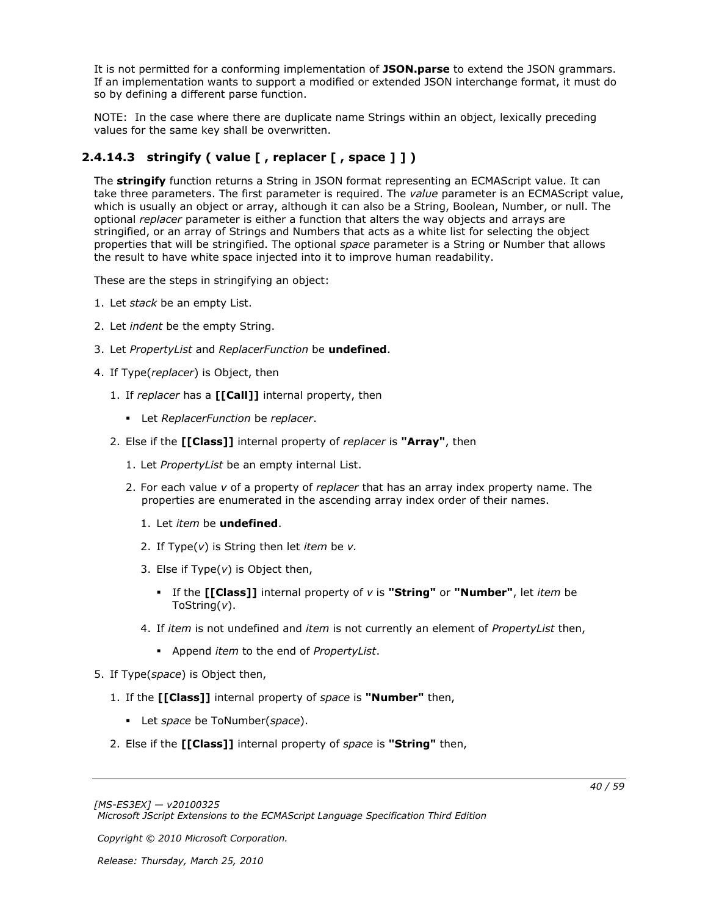It is not permitted for a conforming implementation of **JSON.parse** to extend the JSON grammars. If an implementation wants to support a modified or extended JSON interchange format, it must do so by defining a different parse function.

NOTE: In the case where there are duplicate name Strings within an object, lexically preceding values for the same key shall be overwritten.

### 2.4.14.3 stringify ( value [ , replacer [ , space ] ] )

The **stringify** function returns a String in JSON format representing an ECMAScript value. It can take three parameters. The first parameter is required. The *value* parameter is an ECMAScript value, which is usually an object or array, although it can also be a String, Boolean, Number, or null. The optional *replacer* parameter is either a function that alters the way objects and arrays are stringified, or an array of Strings and Numbers that acts as a white list for selecting the object properties that will be stringified. The optional *space* parameter is a String or Number that allows the result to have white space injected into it to improve human readability.

These are the steps in stringifying an object:

1. Let *stack* be an empty List.
2. Let *indent* be the empty String.
3. Let *PropertyList* and *ReplacerFunction* be **undefined**.
4. If Type(*replacer*) is Object, then
   1. If *replacer* has a **[[Call]]** internal property, then
      - Let *ReplacerFunction* be *replacer*.
   2. Else if the **[[Class]]** internal property of *replacer* is **"Array"**, then
      1. Let *PropertyList* be an empty internal List.
      2. For each value *v* of a property of *replacer* that has an array index property name. The properties are enumerated in the ascending array index order of their names.
         1. Let *item* be **undefined**.
         2. If Type(*v*) is String then let *item* be *v.*
         3. Else if Type(*v*) is Object then,
            - If the **[[Class]]** internal property of *v* is **"String"** or **"Number"**, let *item* be ToString(*v*).
         4. If *item* is not undefined and *item* is not currently an element of *PropertyList* then,
            - Append *item* to the end of *PropertyList*.
5. If Type(*space*) is Object then,
   1. If the **[[Class]]** internal property of *space* is **"Number"** then,
      - Let *space* be ToNumber(*space*).
   2. Else if the **[[Class]]** internal property of *space* is **"String"** then,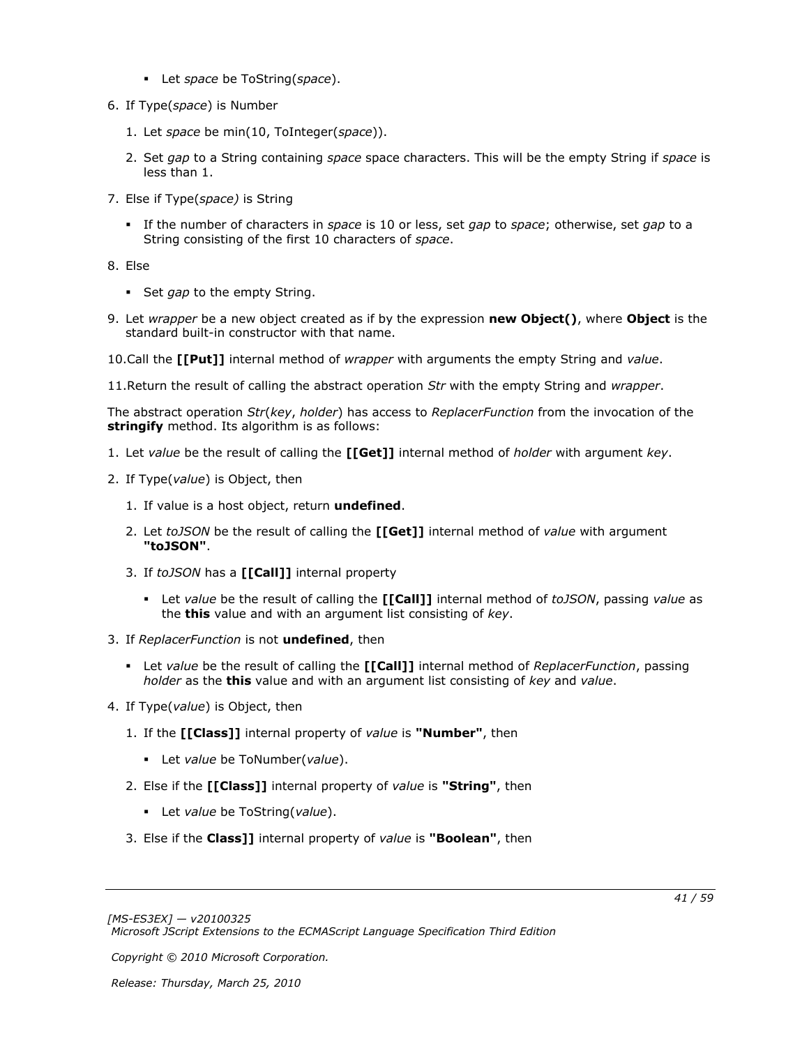- Let *space* be ToString(*space*).

6. If Type(*space*) is Number

   1. Let *space* be min(10, ToInteger(*space*)).

   2. Set *gap* to a String containing *space* space characters. This will be the empty String if *space* is less than 1.

7. Else if Type(*space)* is String

   - If the number of characters in *space* is 10 or less, set *gap* to *space*; otherwise, set *gap* to a String consisting of the first 10 characters of *space*.

8. Else

   - Set *gap* to the empty String.

9. Let *wrapper* be a new object created as if by the expression **new Object()**, where **Object** is the standard built-in constructor with that name.

10. Call the **[[Put]]** internal method of *wrapper* with arguments the empty String and *value*.

11. Return the result of calling the abstract operation *Str* with the empty String and *wrapper*.

The abstract operation *Str*(*key*, *holder*) has access to *ReplacerFunction* from the invocation of the **stringify** method. Its algorithm is as follows:

1. Let *value* be the result of calling the **[[Get]]** internal method of *holder* with argument *key*.

2. If Type(*value*) is Object, then

   1. If value is a host object, return **undefined**.

   2. Let *toJSON* be the result of calling the **[[Get]]** internal method of *value* with argument **"toJSON"**.

   3. If *toJSON* has a **[[Call]]** internal property

      - Let *value* be the result of calling the **[[Call]]** internal method of *toJSON*, passing *value* as the **this** value and with an argument list consisting of *key*.

3. If *ReplacerFunction* is not **undefined**, then

   - Let *value* be the result of calling the **[[Call]]** internal method of *ReplacerFunction*, passing *holder* as the **this** value and with an argument list consisting of *key* and *value*.

4. If Type(*value*) is Object, then

   1. If the **[[Class]]** internal property of *value* is **"Number"**, then

      - Let *value* be ToNumber(*value*).

   2. Else if the **[[Class]]** internal property of *value* is **"String"**, then

      - Let *value* be ToString(*value*).

   3. Else if the **Class]]** internal property of *value* is **"Boolean"**, then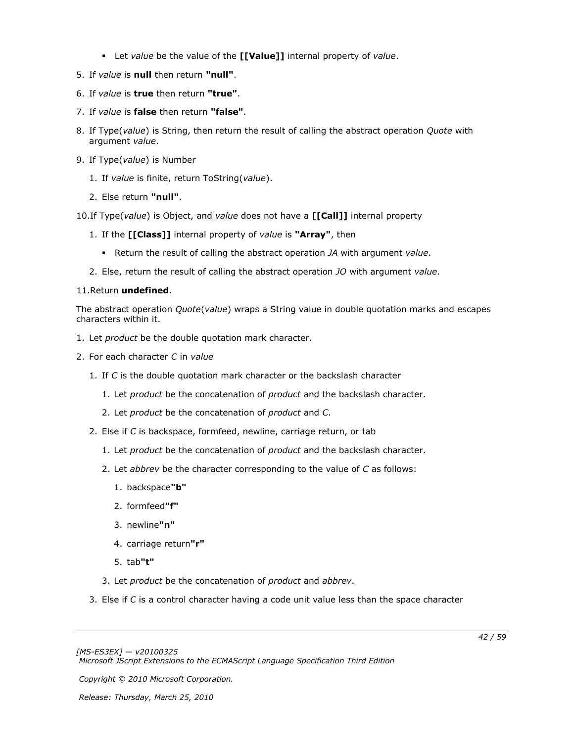- Let *value* be the value of the **[[Value]]** internal property of *value*.

5. If *value* is **null** then return **"null"**.

6. If *value* is **true** then return **"true"**.

7. If *value* is **false** then return **"false"**.

8. If Type(*value*) is String, then return the result of calling the abstract operation *Quote* with argument *value*.

9. If Type(*value*) is Number

   1. If *value* is finite, return ToString(*value*).

   2. Else return **"null"**.

10. If Type(*value*) is Object, and *value* does not have a **[[Call]]** internal property

    1. If the **[[Class]]** internal property of *value* is **"Array"**, then

       - Return the result of calling the abstract operation *JA* with argument *value*.

    2. Else, return the result of calling the abstract operation *JO* with argument *value*.

11. Return **undefined**.

The abstract operation *Quote*(*value*) wraps a String value in double quotation marks and escapes characters within it.

1. Let *product* be the double quotation mark character.

2. For each character *C* in *value*

   1. If *C* is the double quotation mark character or the backslash character

      1. Let *product* be the concatenation of *product* and the backslash character.

      2. Let *product* be the concatenation of *product* and *C*.

   2. Else if *C* is backspace, formfeed, newline, carriage return, or tab

      1. Let *product* be the concatenation of *product* and the backslash character.

      2. Let *abbrev* be the character corresponding to the value of *C* as follows:

         1. backspace**"b"**

         2. formfeed**"f"**

         3. newline**"n"**

         4. carriage return**"r"**

         5. tab**"t"**

      3. Let *product* be the concatenation of *product* and *abbrev*.

   3. Else if *C* is a control character having a code unit value less than the space character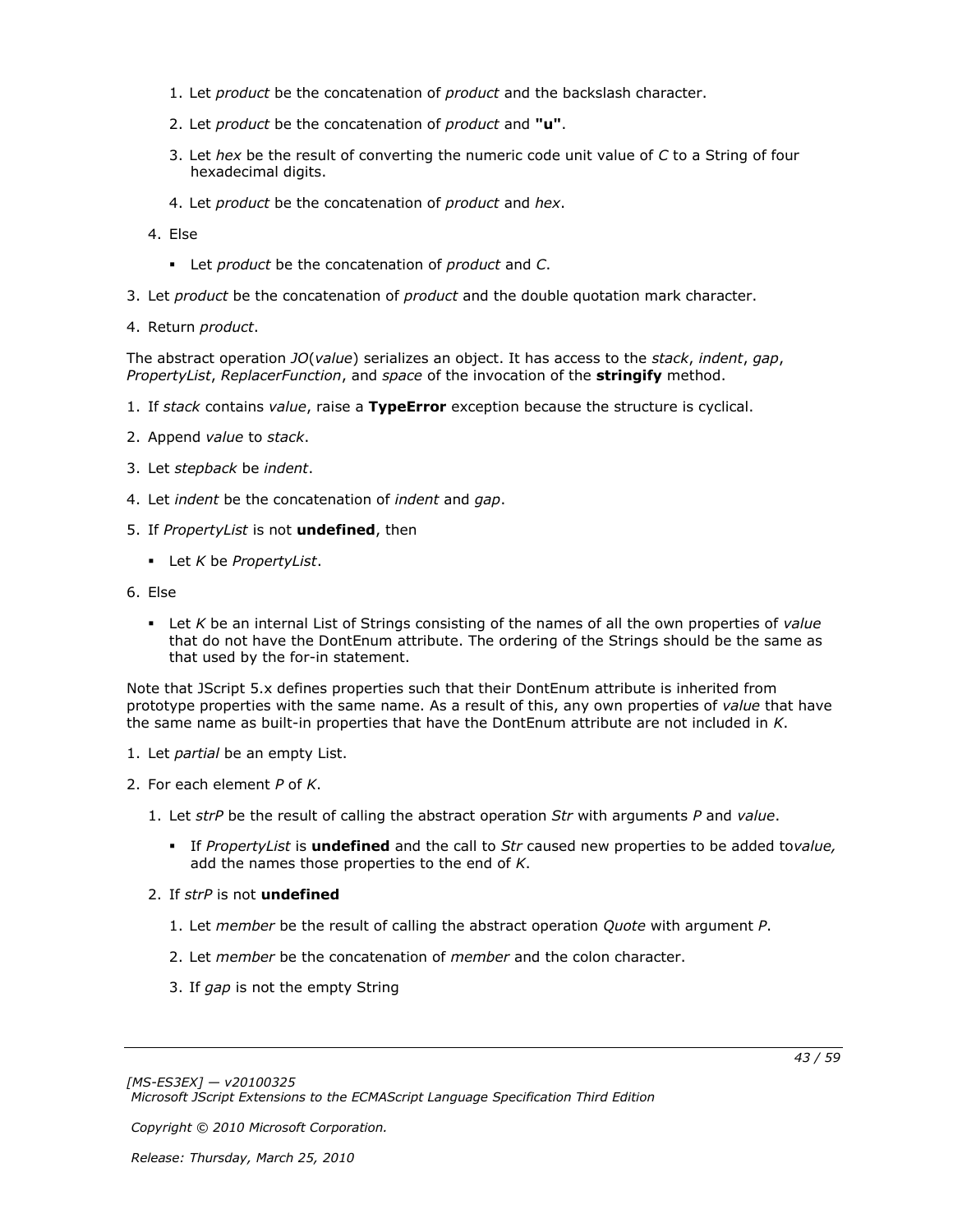1. Let *product* be the concatenation of *product* and the backslash character.
   2. Let *product* be the concatenation of *product* and **"u"**.
   3. Let *hex* be the result of converting the numeric code unit value of *C* to a String of four hexadecimal digits.
   4. Let *product* be the concatenation of *product* and *hex*.

4. Else
   - Let *product* be the concatenation of *product* and *C*.

3. Let *product* be the concatenation of *product* and the double quotation mark character.
4. Return *product*.

The abstract operation *JO*(*value*) serializes an object. It has access to the *stack*, *indent*, *gap*, *PropertyList*, *ReplacerFunction*, and *space* of the invocation of the **stringify** method.

1. If *stack* contains *value*, raise a **TypeError** exception because the structure is cyclical.
2. Append *value* to *stack*.
3. Let *stepback* be *indent*.
4. Let *indent* be the concatenation of *indent* and *gap*.
5. If *PropertyList* is not **undefined**, then
   - Let *K* be *PropertyList*.
6. Else
   - Let *K* be an internal List of Strings consisting of the names of all the own properties of *value* that do not have the DontEnum attribute. The ordering of the Strings should be the same as that used by the for-in statement.

Note that JScript 5.x defines properties such that their DontEnum attribute is inherited from prototype properties with the same name. As a result of this, any own properties of *value* that have the same name as built-in properties that have the DontEnum attribute are not included in *K*.

1. Let *partial* be an empty List.
2. For each element *P* of *K*.
   1. Let *strP* be the result of calling the abstract operation *Str* with arguments *P* and *value*.
      - If *PropertyList* is **undefined** and the call to *Str* caused new properties to be added to*value,* add the names those properties to the end of *K*.
   2. If *strP* is not **undefined**
      1. Let *member* be the result of calling the abstract operation *Quote* with argument *P*.
      2. Let *member* be the concatenation of *member* and the colon character.
      3. If *gap* is not the empty String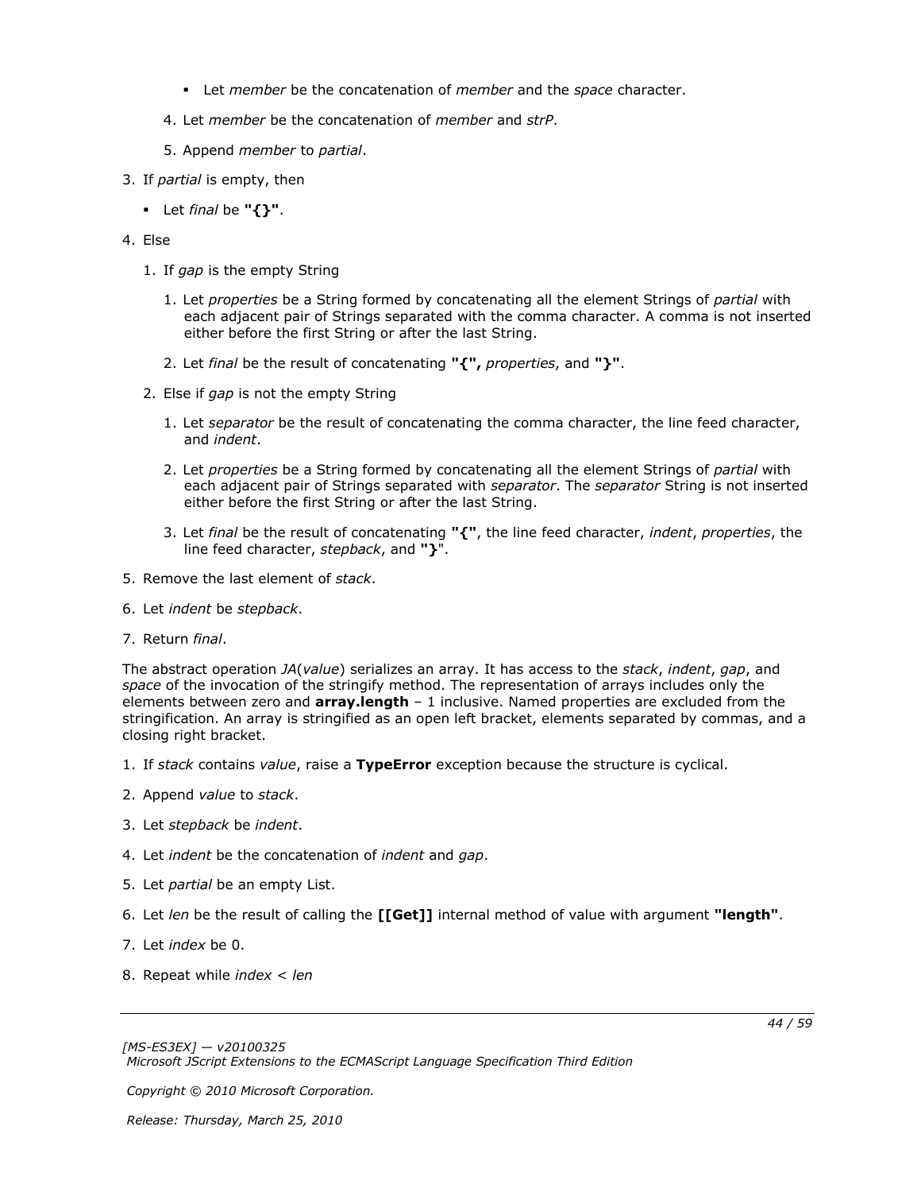- Let *member* be the concatenation of *member* and the *space* character.

  4. Let *member* be the concatenation of *member* and *strP*.

  5. Append *member* to *partial*.

3. If *partial* is empty, then

   - Let *final* be **"{}"**.

4. Else

   1. If *gap* is the empty String

      1. Let *properties* be a String formed by concatenating all the element Strings of *partial* with each adjacent pair of Strings separated with the comma character. A comma is not inserted either before the first String or after the last String.

      2. Let *final* be the result of concatenating **"{",** *properties*, and **"}"**.

   2. Else if *gap* is not the empty String

      1. Let *separator* be the result of concatenating the comma character, the line feed character, and *indent*.

      2. Let *properties* be a String formed by concatenating all the element Strings of *partial* with each adjacent pair of Strings separated with *separator*. The *separator* String is not inserted either before the first String or after the last String.

      3. Let *final* be the result of concatenating **"{"**, the line feed character, *indent*, *properties*, the line feed character, *stepback*, and **"}"**.

5. Remove the last element of *stack*.

6. Let *indent* be *stepback*.

7. Return *final*.

The abstract operation *JA*(*value*) serializes an array. It has access to the *stack*, *indent*, *gap*, and *space* of the invocation of the stringify method. The representation of arrays includes only the elements between zero and **array.length** – 1 inclusive. Named properties are excluded from the stringification. An array is stringified as an open left bracket, elements separated by commas, and a closing right bracket.

1. If *stack* contains *value*, raise a **TypeError** exception because the structure is cyclical.

2. Append *value* to *stack*.

3. Let *stepback* be *indent*.

4. Let *indent* be the concatenation of *indent* and *gap*.

5. Let *partial* be an empty List.

6. Let *len* be the result of calling the **[[Get]]** internal method of value with argument **"length"**.

7. Let *index* be 0.

8. Repeat while *index* < *len*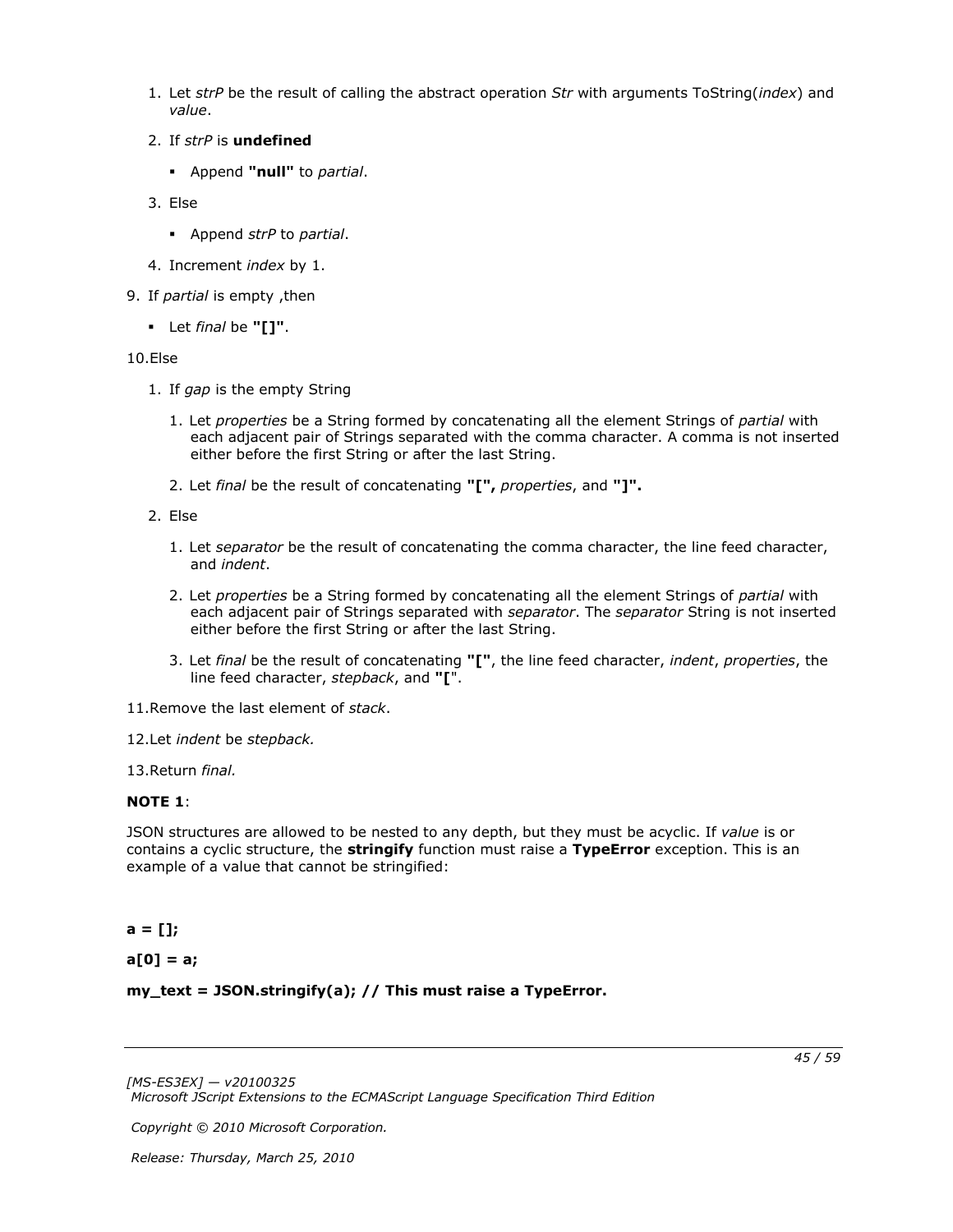1. Let *strP* be the result of calling the abstract operation *Str* with arguments ToString(*index*) and *value*.
2. If *strP* is **undefined**
   - Append **"null"** to *partial*.
3. Else
   - Append *strP* to *partial*.
4. Increment *index* by 1.

9. If *partial* is empty ,then
   - Let *final* be **"[]"**.

10. Else
    1. If *gap* is the empty String
       1. Let *properties* be a String formed by concatenating all the element Strings of *partial* with each adjacent pair of Strings separated with the comma character. A comma is not inserted either before the first String or after the last String.
       2. Let *final* be the result of concatenating **"[",** *properties*, and **"]".**
    2. Else
       1. Let *separator* be the result of concatenating the comma character, the line feed character, and *indent*.
       2. Let *properties* be a String formed by concatenating all the element Strings of *partial* with each adjacent pair of Strings separated with *separator*. The *separator* String is not inserted either before the first String or after the last String.
       3. Let *final* be the result of concatenating **"["**, the line feed character, *indent*, *properties*, the line feed character, *stepback*, and **"["**.

11. Remove the last element of *stack*.

12. Let *indent* be *stepback.*

13. Return *final.*

**NOTE 1**:

JSON structures are allowed to be nested to any depth, but they must be acyclic. If *value* is or contains a cyclic structure, the **stringify** function must raise a **TypeError** exception. This is an example of a value that cannot be stringified:

```
a = [];
a[0] = a;
my_text = JSON.stringify(a); // This must raise a TypeError.
```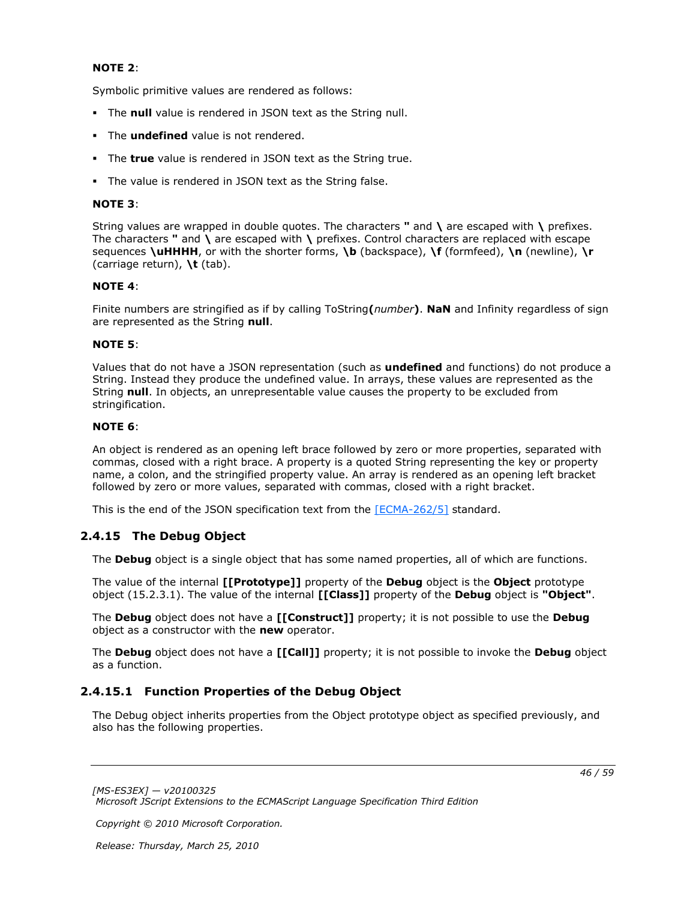**NOTE 2**:

Symbolic primitive values are rendered as follows:

- The **null** value is rendered in JSON text as the String null.
- The **undefined** value is not rendered.
- The **true** value is rendered in JSON text as the String true.
- The value is rendered in JSON text as the String false.

**NOTE 3**:

String values are wrapped in double quotes. The characters **"** and **\** are escaped with **\** prefixes. The characters **"** and **\** are escaped with **\** prefixes. Control characters are replaced with escape sequences **\uHHHH**, or with the shorter forms, **\b** (backspace), **\f** (formfeed), **\n** (newline), **\r** (carriage return), **\t** (tab).

**NOTE 4**:

Finite numbers are stringified as if by calling ToString**(***number***)**. **NaN** and Infinity regardless of sign are represented as the String **null**.

**NOTE 5**:

Values that do not have a JSON representation (such as **undefined** and functions) do not produce a String. Instead they produce the undefined value. In arrays, these values are represented as the String **null**. In objects, an unrepresentable value causes the property to be excluded from stringification.

**NOTE 6**:

An object is rendered as an opening left brace followed by zero or more properties, separated with commas, closed with a right brace. A property is a quoted String representing the key or property name, a colon, and the stringified property value. An array is rendered as an opening left bracket followed by zero or more values, separated with commas, closed with a right bracket.

This is the end of the JSON specification text from the [ECMA-262/5] standard.

### 2.4.15 The Debug Object

The **Debug** object is a single object that has some named properties, all of which are functions.

The value of the internal **[[Prototype]]** property of the **Debug** object is the **Object** prototype object (15.2.3.1). The value of the internal **[[Class]]** property of the **Debug** object is **"Object"**.

The **Debug** object does not have a **[[Construct]]** property; it is not possible to use the **Debug** object as a constructor with the **new** operator.

The **Debug** object does not have a **[[Call]]** property; it is not possible to invoke the **Debug** object as a function.

#### 2.4.15.1 Function Properties of the Debug Object

The Debug object inherits properties from the Object prototype object as specified previously, and also has the following properties.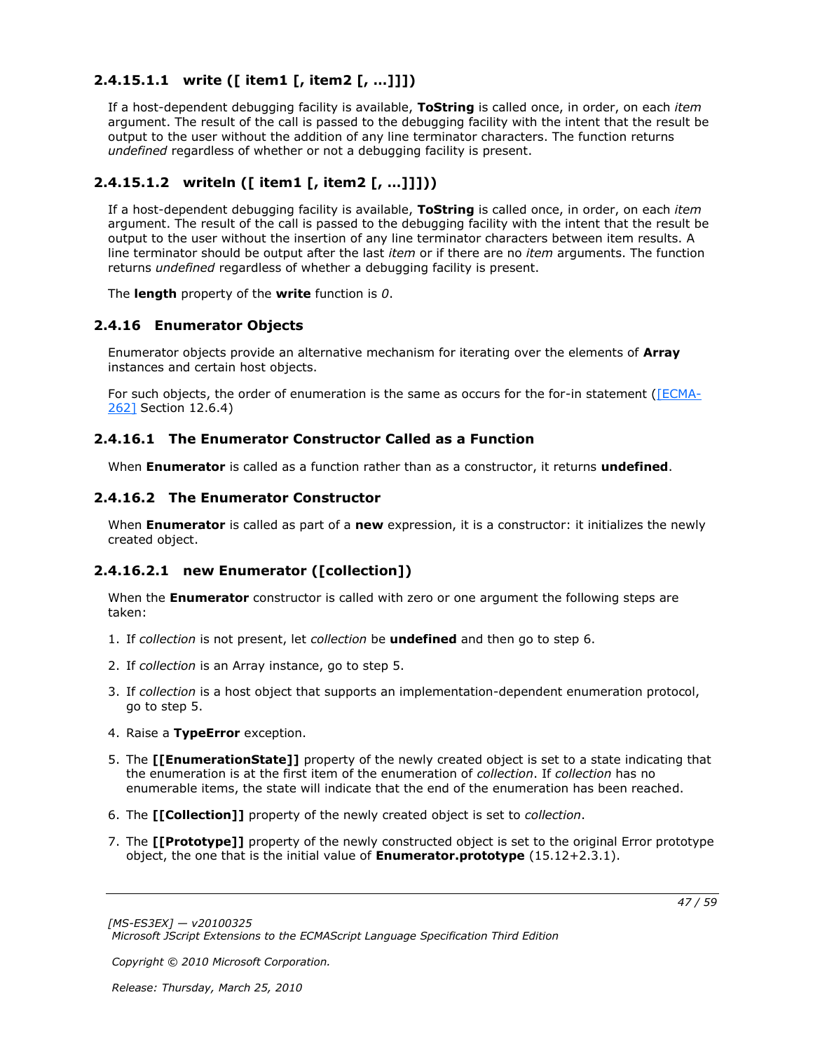#### 2.4.15.1.1 write ([ item1 [, item2 [, …]]])

If a host-dependent debugging facility is available, **ToString** is called once, in order, on each *item* argument. The result of the call is passed to the debugging facility with the intent that the result be output to the user without the addition of any line terminator characters. The function returns *undefined* regardless of whether or not a debugging facility is present.

#### 2.4.15.1.2 writeln ([ item1 [, item2 [, …]]]))

If a host-dependent debugging facility is available, **ToString** is called once, in order, on each *item* argument. The result of the call is passed to the debugging facility with the intent that the result be output to the user without the insertion of any line terminator characters between item results. A line terminator should be output after the last *item* or if there are no *item* arguments. The function returns *undefined* regardless of whether a debugging facility is present.

The **length** property of the **write** function is *0*.

### 2.4.16 Enumerator Objects

Enumerator objects provide an alternative mechanism for iterating over the elements of **Array** instances and certain host objects.

For such objects, the order of enumeration is the same as occurs for the for-in statement ([ECMA-262] Section 12.6.4)

#### 2.4.16.1 The Enumerator Constructor Called as a Function

When **Enumerator** is called as a function rather than as a constructor, it returns **undefined**.

#### 2.4.16.2 The Enumerator Constructor

When **Enumerator** is called as part of a **new** expression, it is a constructor: it initializes the newly created object.

#### 2.4.16.2.1 new Enumerator ([collection])

When the **Enumerator** constructor is called with zero or one argument the following steps are taken:

1. If *collection* is not present, let *collection* be **undefined** and then go to step 6.
2. If *collection* is an Array instance, go to step 5.
3. If *collection* is a host object that supports an implementation-dependent enumeration protocol, go to step 5.
4. Raise a **TypeError** exception.
5. The **[[EnumerationState]]** property of the newly created object is set to a state indicating that the enumeration is at the first item of the enumeration of *collection*. If *collection* has no enumerable items, the state will indicate that the end of the enumeration has been reached.
6. The **[[Collection]]** property of the newly created object is set to *collection*.
7. The **[[Prototype]]** property of the newly constructed object is set to the original Error prototype object, the one that is the initial value of **Enumerator.prototype** (15.12+2.3.1).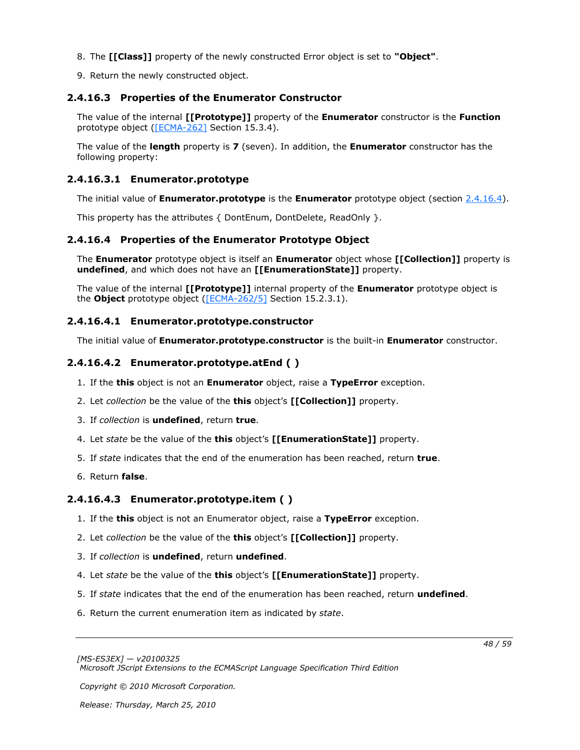8. The **[[Class]]** property of the newly constructed Error object is set to **"Object"**.

9. Return the newly constructed object.

### 2.4.16.3 Properties of the Enumerator Constructor

The value of the internal **[[Prototype]]** property of the **Enumerator** constructor is the **Function** prototype object ([ECMA-262] Section 15.3.4).

The value of the **length** property is **7** (seven). In addition, the **Enumerator** constructor has the following property:

#### 2.4.16.3.1 Enumerator.prototype

The initial value of **Enumerator.prototype** is the **Enumerator** prototype object (section 2.4.16.4).

This property has the attributes { DontEnum, DontDelete, ReadOnly }.

### 2.4.16.4 Properties of the Enumerator Prototype Object

The **Enumerator** prototype object is itself an **Enumerator** object whose **[[Collection]]** property is **undefined**, and which does not have an **[[EnumerationState]]** property.

The value of the internal **[[Prototype]]** internal property of the **Enumerator** prototype object is the **Object** prototype object ([ECMA-262/5] Section 15.2.3.1).

#### 2.4.16.4.1 Enumerator.prototype.constructor

The initial value of **Enumerator.prototype.constructor** is the built-in **Enumerator** constructor.

#### 2.4.16.4.2 Enumerator.prototype.atEnd ( )

1. If the **this** object is not an **Enumerator** object, raise a **TypeError** exception.
2. Let *collection* be the value of the **this** object's **[[Collection]]** property.
3. If *collection* is **undefined**, return **true**.
4. Let *state* be the value of the **this** object's **[[EnumerationState]]** property.
5. If *state* indicates that the end of the enumeration has been reached, return **true**.
6. Return **false**.

#### 2.4.16.4.3 Enumerator.prototype.item ( )

1. If the **this** object is not an Enumerator object, raise a **TypeError** exception.
2. Let *collection* be the value of the **this** object's **[[Collection]]** property.
3. If *collection* is **undefined**, return **undefined**.
4. Let *state* be the value of the **this** object's **[[EnumerationState]]** property.
5. If *state* indicates that the end of the enumeration has been reached, return **undefined**.
6. Return the current enumeration item as indicated by *state*.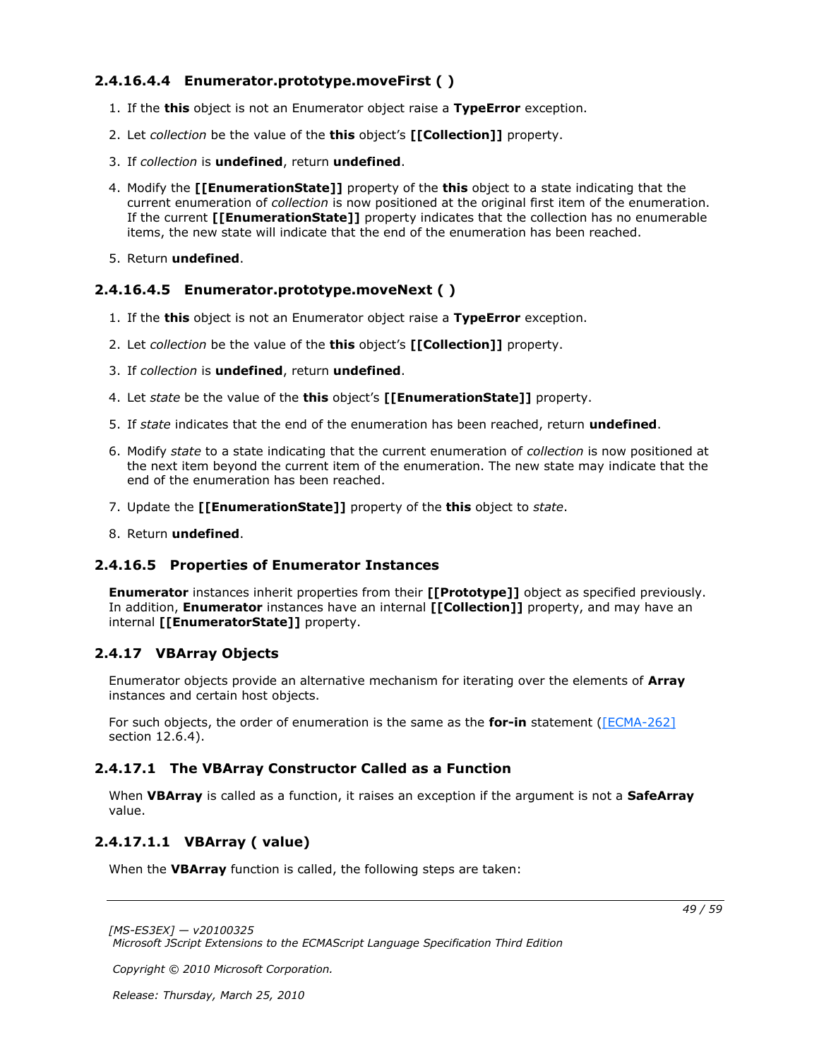#### 2.4.16.4.4 Enumerator.prototype.moveFirst ( )

1. If the **this** object is not an Enumerator object raise a **TypeError** exception.
2. Let *collection* be the value of the **this** object's **[[Collection]]** property.
3. If *collection* is **undefined**, return **undefined**.
4. Modify the **[[EnumerationState]]** property of the **this** object to a state indicating that the current enumeration of *collection* is now positioned at the original first item of the enumeration. If the current **[[EnumerationState]]** property indicates that the collection has no enumerable items, the new state will indicate that the end of the enumeration has been reached.
5. Return **undefined**.

#### 2.4.16.4.5 Enumerator.prototype.moveNext ( )

1. If the **this** object is not an Enumerator object raise a **TypeError** exception.
2. Let *collection* be the value of the **this** object's **[[Collection]]** property.
3. If *collection* is **undefined**, return **undefined**.
4. Let *state* be the value of the **this** object's **[[EnumerationState]]** property.
5. If *state* indicates that the end of the enumeration has been reached, return **undefined**.
6. Modify *state* to a state indicating that the current enumeration of *collection* is now positioned at the next item beyond the current item of the enumeration. The new state may indicate that the end of the enumeration has been reached.
7. Update the **[[EnumerationState]]** property of the **this** object to *state*.
8. Return **undefined**.

### 2.4.16.5 Properties of Enumerator Instances

**Enumerator** instances inherit properties from their **[[Prototype]]** object as specified previously. In addition, **Enumerator** instances have an internal **[[Collection]]** property, and may have an internal **[[EnumeratorState]]** property.

## 2.4.17 VBArray Objects

Enumerator objects provide an alternative mechanism for iterating over the elements of **Array** instances and certain host objects.

For such objects, the order of enumeration is the same as the **for-in** statement ([ECMA-262] section 12.6.4).

### 2.4.17.1 The VBArray Constructor Called as a Function

When **VBArray** is called as a function, it raises an exception if the argument is not a **SafeArray** value.

#### 2.4.17.1.1 VBArray ( value)

When the **VBArray** function is called, the following steps are taken: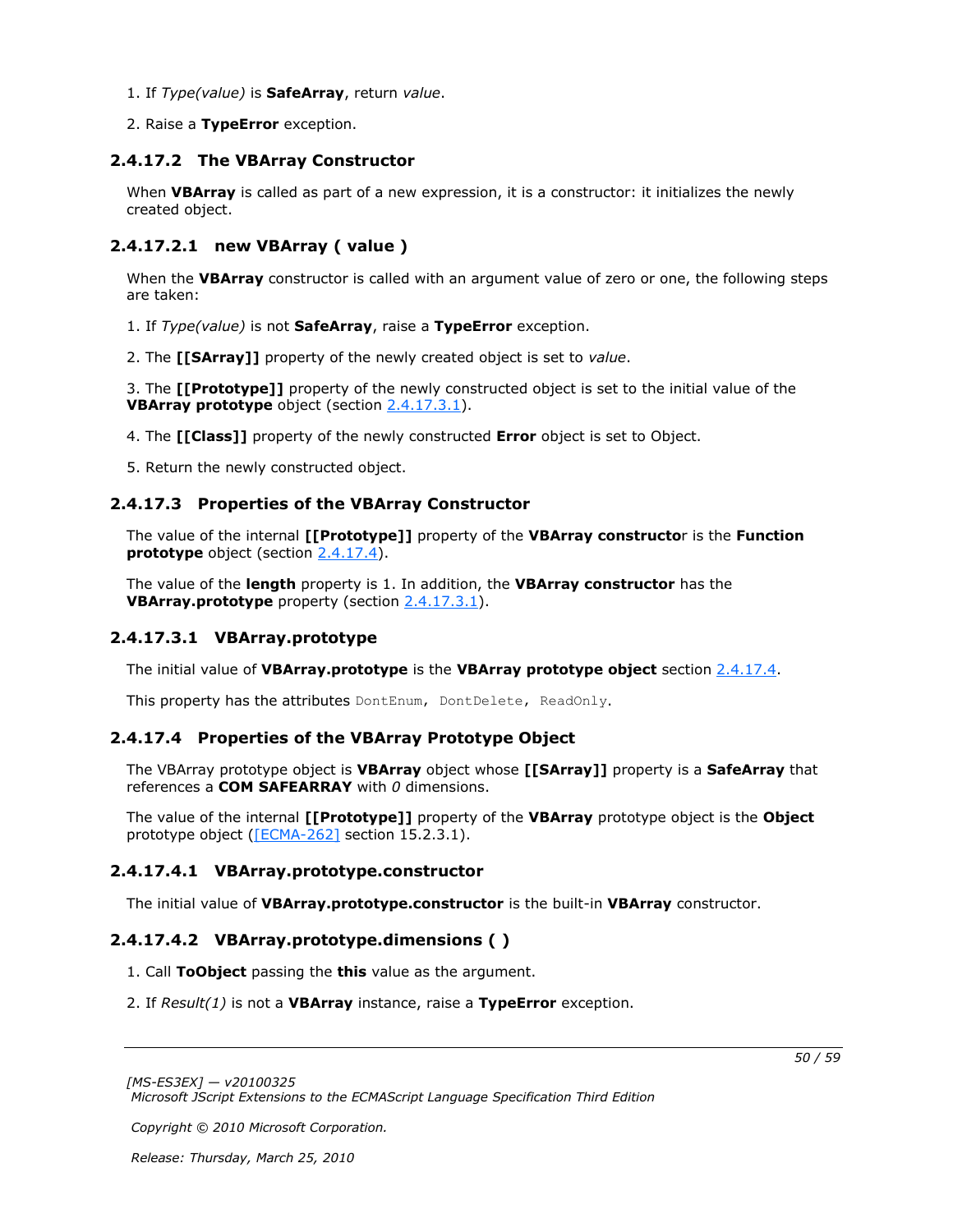1. If *Type(value)* is **SafeArray**, return *value*.

2. Raise a **TypeError** exception.

### 2.4.17.2 The VBArray Constructor

When **VBArray** is called as part of a new expression, it is a constructor: it initializes the newly created object.

#### 2.4.17.2.1 new VBArray ( value )

When the **VBArray** constructor is called with an argument value of zero or one, the following steps are taken:

1. If *Type(value)* is not **SafeArray**, raise a **TypeError** exception.

2. The **[[SArray]]** property of the newly created object is set to *value*.

3. The **[[Prototype]]** property of the newly constructed object is set to the initial value of the **VBArray prototype** object (section 2.4.17.3.1).

4. The **[[Class]]** property of the newly constructed **Error** object is set to Object.

5. Return the newly constructed object.

### 2.4.17.3 Properties of the VBArray Constructor

The value of the internal **[[Prototype]]** property of the **VBArray constructo**r is the **Function prototype** object (section 2.4.17.4).

The value of the **length** property is 1. In addition, the **VBArray constructor** has the **VBArray.prototype** property (section 2.4.17.3.1).

#### 2.4.17.3.1 VBArray.prototype

The initial value of **VBArray.prototype** is the **VBArray prototype object** section 2.4.17.4.

This property has the attributes `DontEnum, DontDelete, ReadOnly`.

### 2.4.17.4 Properties of the VBArray Prototype Object

The VBArray prototype object is **VBArray** object whose **[[SArray]]** property is a **SafeArray** that references a **COM SAFEARRAY** with *0* dimensions.

The value of the internal **[[Prototype]]** property of the **VBArray** prototype object is the **Object** prototype object ([ECMA-262] section 15.2.3.1).

#### 2.4.17.4.1 VBArray.prototype.constructor

The initial value of **VBArray.prototype.constructor** is the built-in **VBArray** constructor.

#### 2.4.17.4.2 VBArray.prototype.dimensions ( )

1. Call **ToObject** passing the **this** value as the argument.

2. If *Result(1)* is not a **VBArray** instance, raise a **TypeError** exception.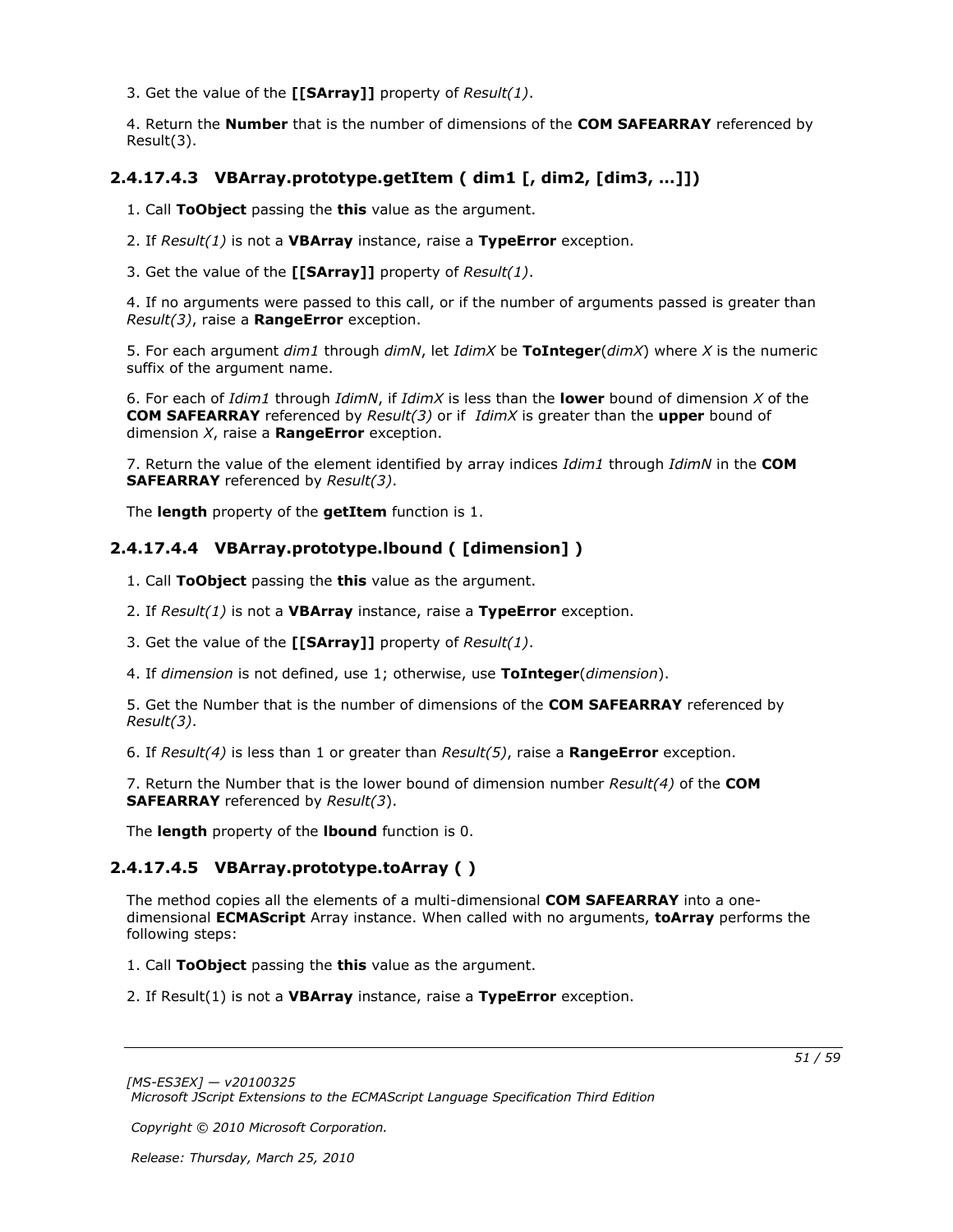3. Get the value of the **[[SArray]]** property of *Result(1)*.

4. Return the **Number** that is the number of dimensions of the **COM SAFEARRAY** referenced by Result(3).

### 2.4.17.4.3 VBArray.prototype.getItem ( dim1 [, dim2, [dim3, ...]])

1. Call **ToObject** passing the **this** value as the argument.

2. If *Result(1)* is not a **VBArray** instance, raise a **TypeError** exception.

3. Get the value of the **[[SArray]]** property of *Result(1)*.

4. If no arguments were passed to this call, or if the number of arguments passed is greater than *Result(3)*, raise a **RangeError** exception.

5. For each argument *dim1* through *dimN*, let *IdimX* be **ToInteger**(*dimX*) where *X* is the numeric suffix of the argument name.

6. For each of *Idim1* through *IdimN*, if *IdimX* is less than the **lower** bound of dimension *X* of the **COM SAFEARRAY** referenced by *Result(3)* or if *IdimX* is greater than the **upper** bound of dimension *X*, raise a **RangeError** exception.

7. Return the value of the element identified by array indices *Idim1* through *IdimN* in the **COM SAFEARRAY** referenced by *Result(3)*.

The **length** property of the **getItem** function is 1.

### 2.4.17.4.4 VBArray.prototype.lbound ( [dimension] )

1. Call **ToObject** passing the **this** value as the argument.

2. If *Result(1)* is not a **VBArray** instance, raise a **TypeError** exception.

3. Get the value of the **[[SArray]]** property of *Result(1)*.

4. If *dimension* is not defined, use 1; otherwise, use **ToInteger**(*dimension*).

5. Get the Number that is the number of dimensions of the **COM SAFEARRAY** referenced by *Result(3)*.

6. If *Result(4)* is less than 1 or greater than *Result(5)*, raise a **RangeError** exception.

7. Return the Number that is the lower bound of dimension number *Result(4)* of the **COM SAFEARRAY** referenced by *Result(3)*.

The **length** property of the **lbound** function is 0.

### 2.4.17.4.5 VBArray.prototype.toArray ( )

The method copies all the elements of a multi-dimensional **COM SAFEARRAY** into a one-dimensional **ECMAScript** Array instance. When called with no arguments, **toArray** performs the following steps:

1. Call **ToObject** passing the **this** value as the argument.

2. If Result(1) is not a **VBArray** instance, raise a **TypeError** exception.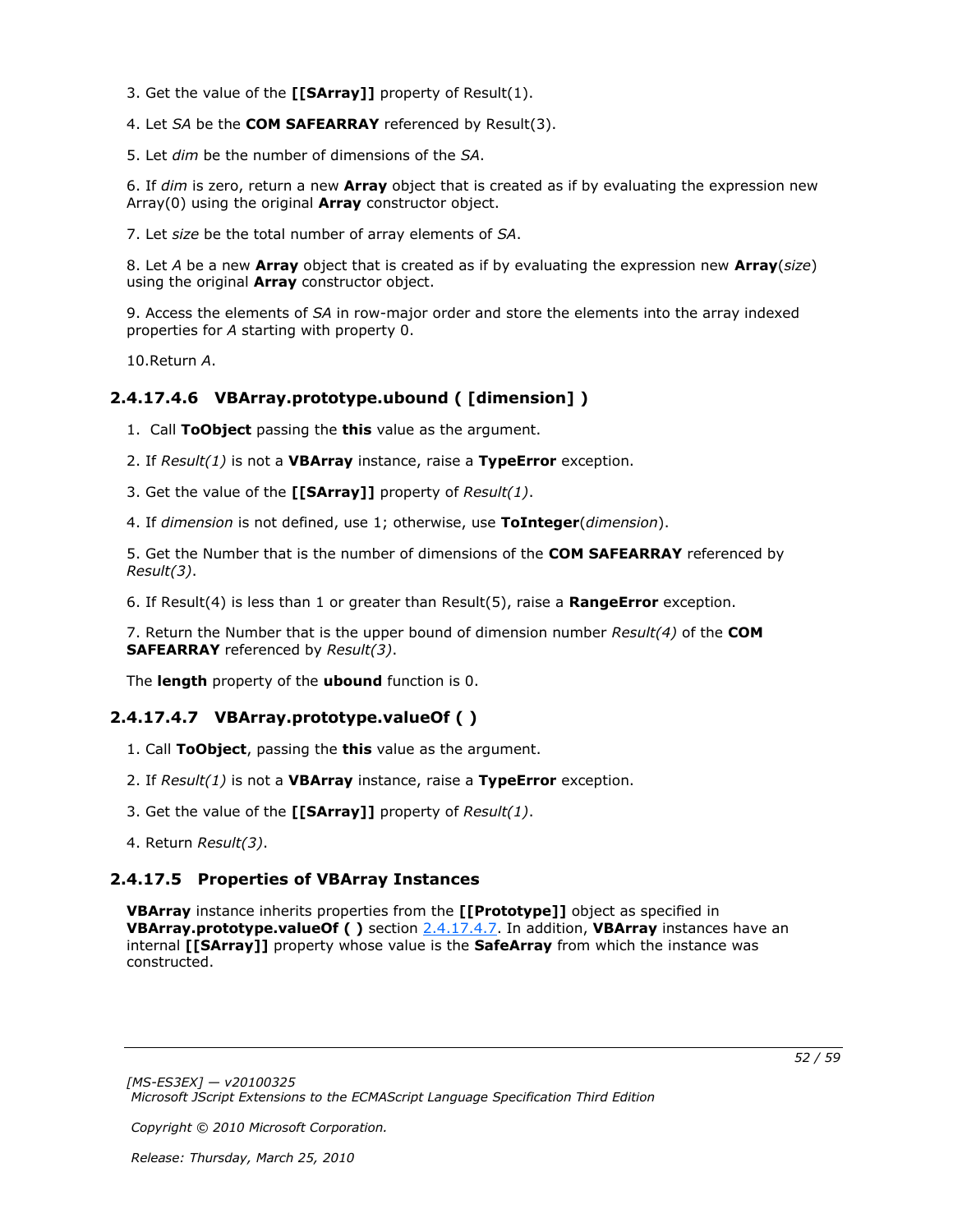3. Get the value of the **[[SArray]]** property of Result(1).

4. Let *SA* be the **COM SAFEARRAY** referenced by Result(3).

5. Let *dim* be the number of dimensions of the *SA*.

6. If *dim* is zero, return a new **Array** object that is created as if by evaluating the expression new Array(0) using the original **Array** constructor object.

7. Let *size* be the total number of array elements of *SA*.

8. Let *A* be a new **Array** object that is created as if by evaluating the expression new **Array**(*size*) using the original **Array** constructor object.

9. Access the elements of *SA* in row-major order and store the elements into the array indexed properties for *A* starting with property 0.

10.Return *A*.

#### 2.4.17.4.6 VBArray.prototype.ubound ( [dimension] )

1. Call **ToObject** passing the **this** value as the argument.

2. If *Result(1)* is not a **VBArray** instance, raise a **TypeError** exception.

3. Get the value of the **[[SArray]]** property of *Result(1)*.

4. If *dimension* is not defined, use 1; otherwise, use **ToInteger**(*dimension*).

5. Get the Number that is the number of dimensions of the **COM SAFEARRAY** referenced by *Result(3)*.

6. If Result(4) is less than 1 or greater than Result(5), raise a **RangeError** exception.

7. Return the Number that is the upper bound of dimension number *Result(4)* of the **COM SAFEARRAY** referenced by *Result(3)*.

The **length** property of the **ubound** function is 0.

#### 2.4.17.4.7 VBArray.prototype.valueOf ( )

1. Call **ToObject**, passing the **this** value as the argument.

2. If *Result(1)* is not a **VBArray** instance, raise a **TypeError** exception.

3. Get the value of the **[[SArray]]** property of *Result(1)*.

4. Return *Result(3)*.

### 2.4.17.5 Properties of VBArray Instances

**VBArray** instance inherits properties from the **[[Prototype]]** object as specified in **VBArray.prototype.valueOf ( )** section 2.4.17.4.7. In addition, **VBArray** instances have an internal **[[SArray]]** property whose value is the **SafeArray** from which the instance was constructed.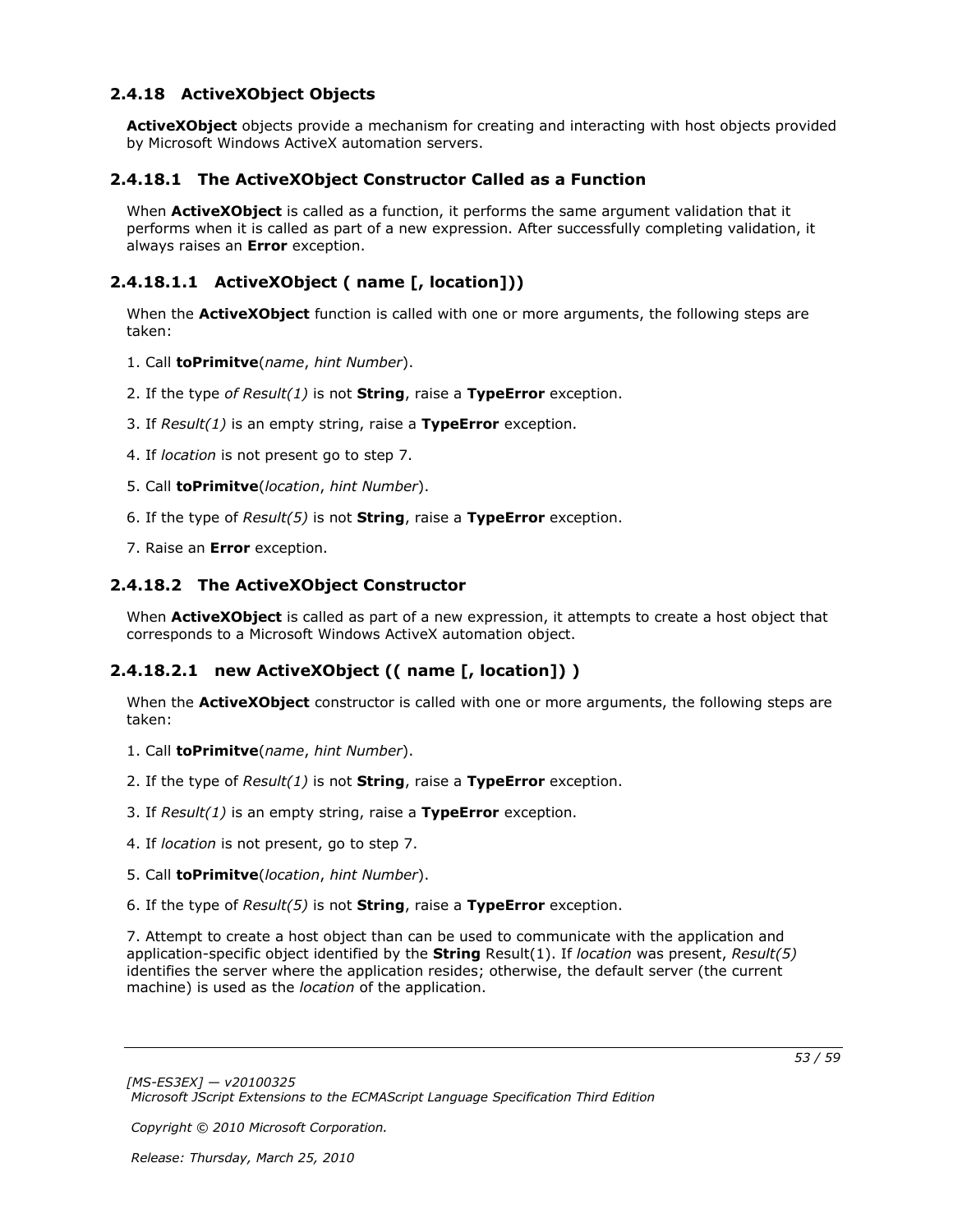### 2.4.18 ActiveXObject Objects

**ActiveXObject** objects provide a mechanism for creating and interacting with host objects provided by Microsoft Windows ActiveX automation servers.

### 2.4.18.1 The ActiveXObject Constructor Called as a Function

When **ActiveXObject** is called as a function, it performs the same argument validation that it performs when it is called as part of a new expression. After successfully completing validation, it always raises an **Error** exception.

### 2.4.18.1.1 ActiveXObject ( name [, location]))

When the **ActiveXObject** function is called with one or more arguments, the following steps are taken:

1. Call **toPrimitve**(*name*, *hint Number*).

2. If the type *of Result(1)* is not **String**, raise a **TypeError** exception.

3. If *Result(1)* is an empty string, raise a **TypeError** exception.

4. If *location* is not present go to step 7.

5. Call **toPrimitve**(*location*, *hint Number*).

6. If the type of *Result(5)* is not **String**, raise a **TypeError** exception.

7. Raise an **Error** exception.

### 2.4.18.2 The ActiveXObject Constructor

When **ActiveXObject** is called as part of a new expression, it attempts to create a host object that corresponds to a Microsoft Windows ActiveX automation object.

### 2.4.18.2.1 new ActiveXObject (( name [, location]) )

When the **ActiveXObject** constructor is called with one or more arguments, the following steps are taken:

1. Call **toPrimitve**(*name*, *hint Number*).

2. If the type of *Result(1)* is not **String**, raise a **TypeError** exception.

3. If *Result(1)* is an empty string, raise a **TypeError** exception.

4. If *location* is not present, go to step 7.

5. Call **toPrimitve**(*location*, *hint Number*).

6. If the type of *Result(5)* is not **String**, raise a **TypeError** exception.

7. Attempt to create a host object than can be used to communicate with the application and application-specific object identified by the **String** Result(1). If *location* was present, *Result(5)* identifies the server where the application resides; otherwise, the default server (the current machine) is used as the *location* of the application.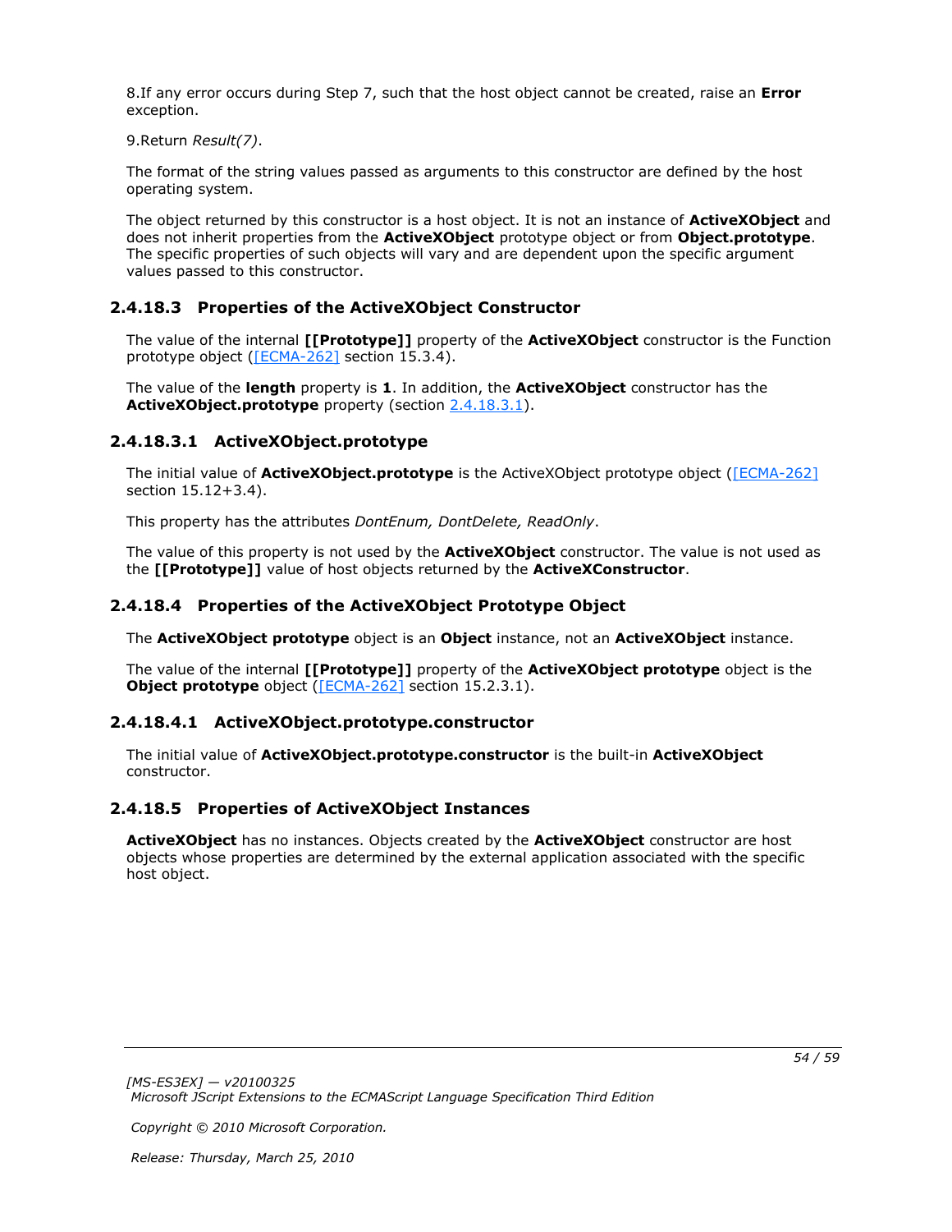8.If any error occurs during Step 7, such that the host object cannot be created, raise an **Error** exception.

9.Return *Result(7)*.

The format of the string values passed as arguments to this constructor are defined by the host operating system.

The object returned by this constructor is a host object. It is not an instance of **ActiveXObject** and does not inherit properties from the **ActiveXObject** prototype object or from **Object.prototype**. The specific properties of such objects will vary and are dependent upon the specific argument values passed to this constructor.

### 2.4.18.3 Properties of the ActiveXObject Constructor

The value of the internal **[[Prototype]]** property of the **ActiveXObject** constructor is the Function prototype object ([ECMA-262] section 15.3.4).

The value of the **length** property is **1**. In addition, the **ActiveXObject** constructor has the **ActiveXObject.prototype** property (section 2.4.18.3.1).

#### 2.4.18.3.1 ActiveXObject.prototype

The initial value of **ActiveXObject.prototype** is the ActiveXObject prototype object ([ECMA-262] section 15.12+3.4).

This property has the attributes *DontEnum, DontDelete, ReadOnly*.

The value of this property is not used by the **ActiveXObject** constructor. The value is not used as the **[[Prototype]]** value of host objects returned by the **ActiveXConstructor**.

### 2.4.18.4 Properties of the ActiveXObject Prototype Object

The **ActiveXObject prototype** object is an **Object** instance, not an **ActiveXObject** instance.

The value of the internal **[[Prototype]]** property of the **ActiveXObject prototype** object is the **Object prototype** object ([ECMA-262] section 15.2.3.1).

#### 2.4.18.4.1 ActiveXObject.prototype.constructor

The initial value of **ActiveXObject.prototype.constructor** is the built-in **ActiveXObject** constructor.

### 2.4.18.5 Properties of ActiveXObject Instances

**ActiveXObject** has no instances. Objects created by the **ActiveXObject** constructor are host objects whose properties are determined by the external application associated with the specific host object.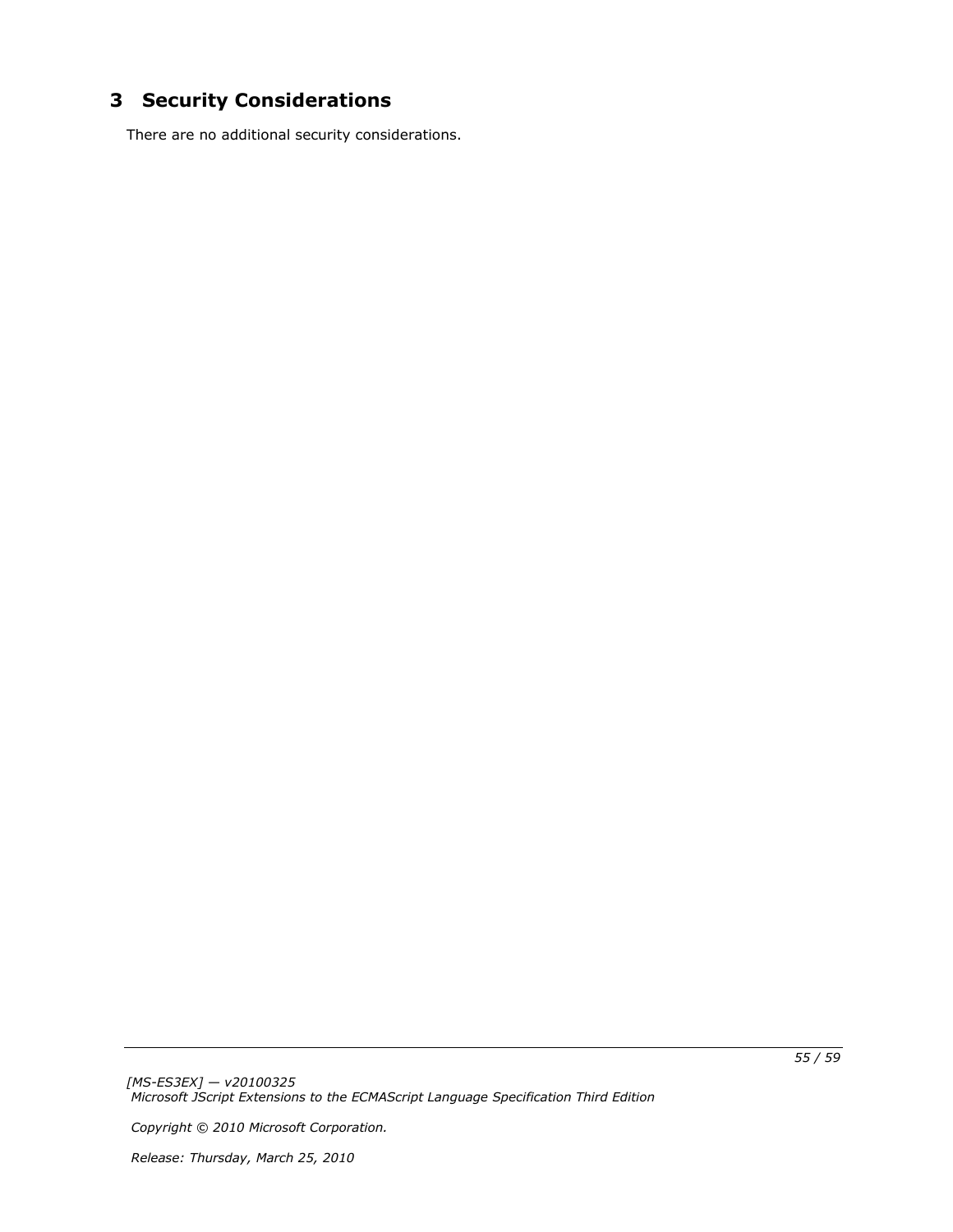# 3 Security Considerations

There are no additional security considerations.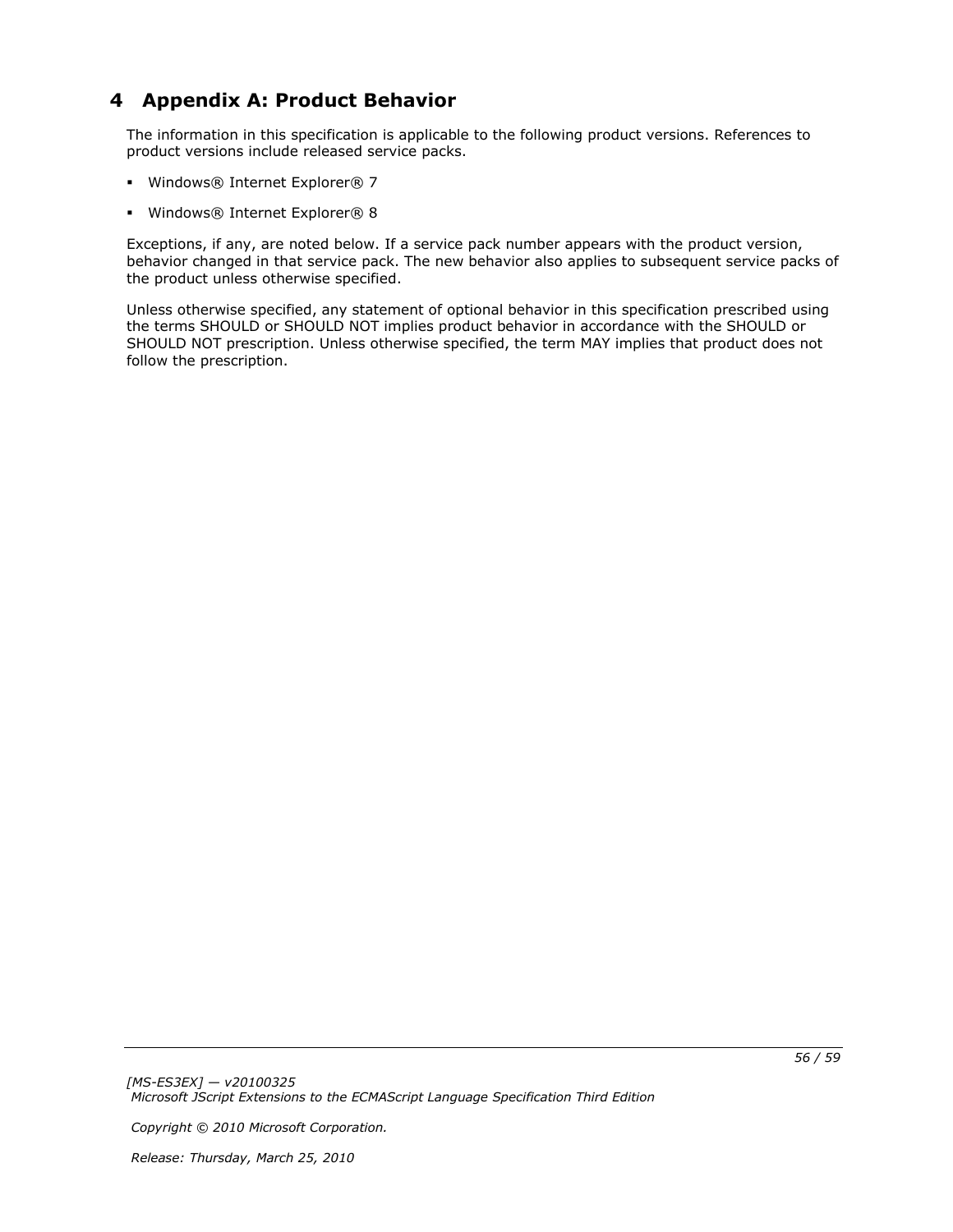# 4 Appendix A: Product Behavior

The information in this specification is applicable to the following product versions. References to product versions include released service packs.

- Windows® Internet Explorer® 7
- Windows® Internet Explorer® 8

Exceptions, if any, are noted below. If a service pack number appears with the product version, behavior changed in that service pack. The new behavior also applies to subsequent service packs of the product unless otherwise specified.

Unless otherwise specified, any statement of optional behavior in this specification prescribed using the terms SHOULD or SHOULD NOT implies product behavior in accordance with the SHOULD or SHOULD NOT prescription. Unless otherwise specified, the term MAY implies that product does not follow the prescription.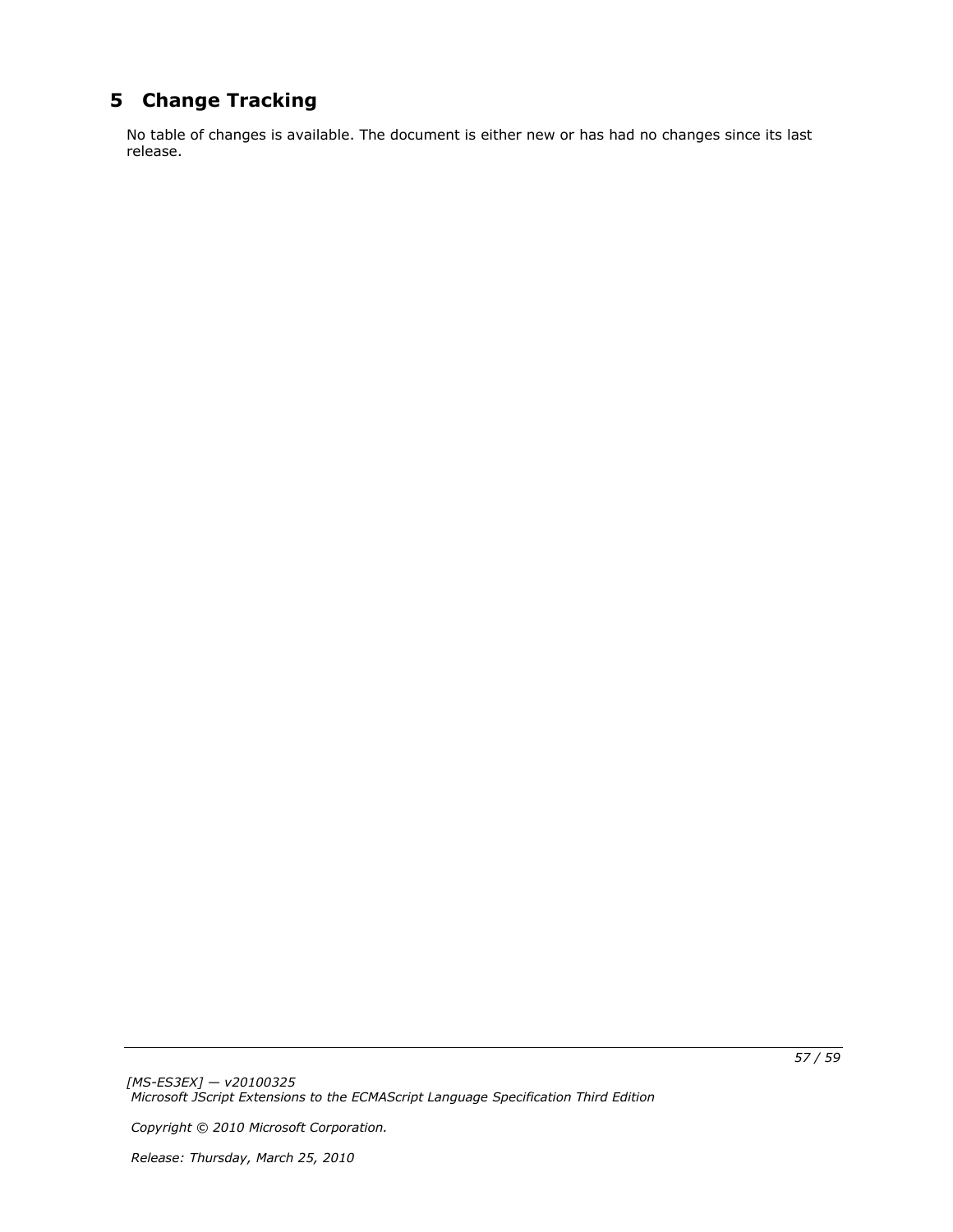# 5 Change Tracking

No table of changes is available. The document is either new or has had no changes since its last release.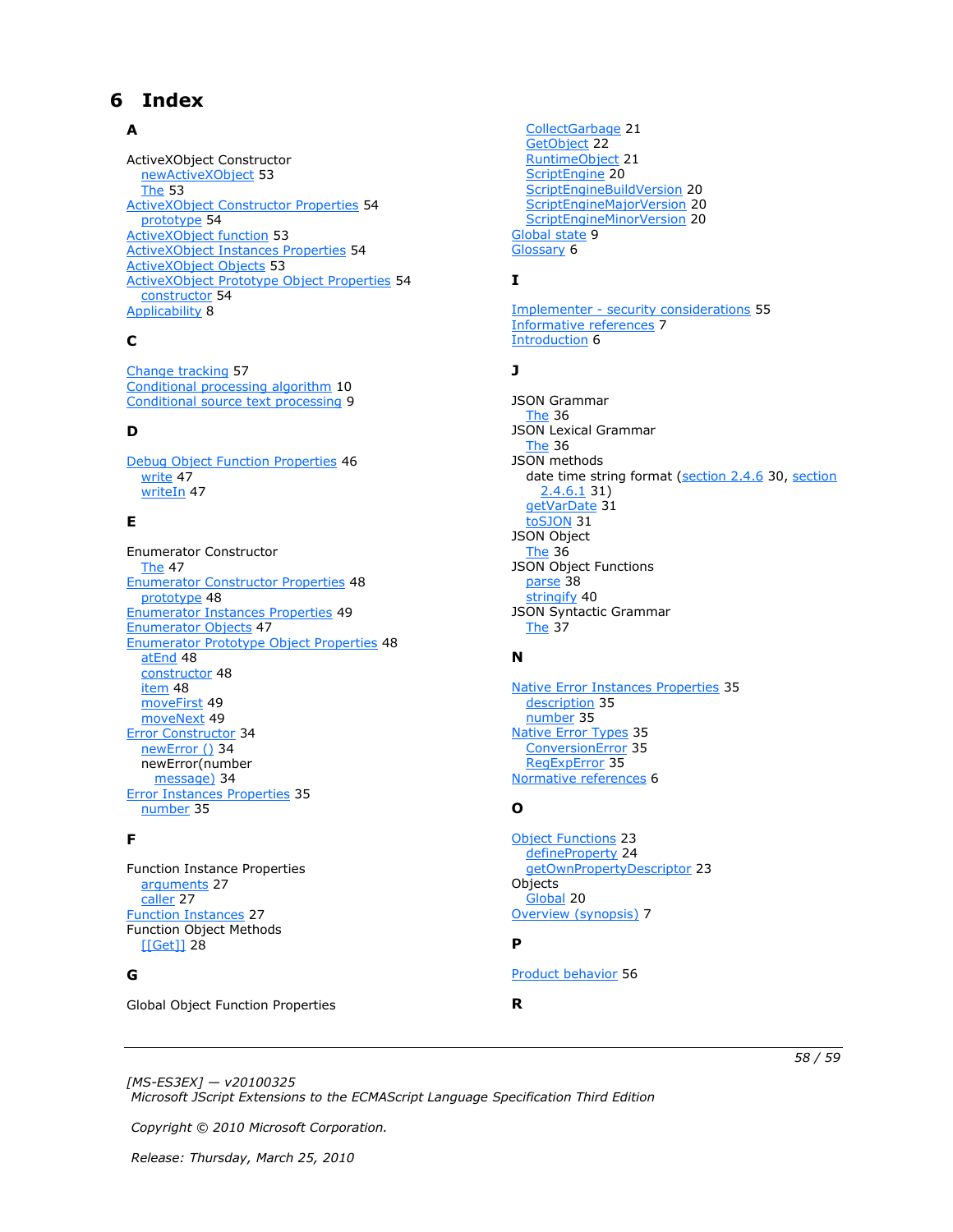# 6 Index

**A**

ActiveXObject Constructor
  newActiveXObject 53
  The 53
ActiveXObject Constructor Properties 54
  prototype 54
ActiveXObject function 53
ActiveXObject Instances Properties 54
ActiveXObject Objects 53
ActiveXObject Prototype Object Properties 54
  constructor 54
Applicability 8

**C**

Change tracking 57
Conditional processing algorithm 10
Conditional source text processing 9

**D**

Debug Object Function Properties 46
  write 47
  writeln 47

**E**

Enumerator Constructor
  The 47
Enumerator Constructor Properties 48
  prototype 48
Enumerator Instances Properties 49
Enumerator Objects 47
Enumerator Prototype Object Properties 48
  atEnd 48
  constructor 48
  item 48
  moveFirst 49
  moveNext 49
Error Constructor 34
  newError () 34
  newError(number
    message) 34
Error Instances Properties 35
  number 35

**F**

Function Instance Properties
  arguments 27
  caller 27
Function Instances 27
Function Object Methods
  [[Get]] 28

**G**

Global Object Function Properties
  CollectGarbage 21
  GetObject 22
  RuntimeObject 21
  ScriptEngine 20
  ScriptEngineBuildVersion 20
  ScriptEngineMajorVersion 20
  ScriptEngineMinorVersion 20
Global state 9
Glossary 6

**I**

Implementer - security considerations 55
Informative references 7
Introduction 6

**J**

JSON Grammar
  The 36
JSON Lexical Grammar
  The 36
JSON methods
  date time string format (section 2.4.6 30, section
    2.4.6.1 31)
  getVarDate 31
  toSJON 31
JSON Object
  The 36
JSON Object Functions
  parse 38
  stringify 40
JSON Syntactic Grammar
  The 37

**N**

Native Error Instances Properties 35
  description 35
  number 35
Native Error Types 35
  ConversionError 35
  RegExpError 35
Normative references 6

**O**

Object Functions 23
  defineProperty 24
  getOwnPropertyDescriptor 23
Objects
  Global 20
Overview (synopsis) 7

**P**

Product behavior 56

**R**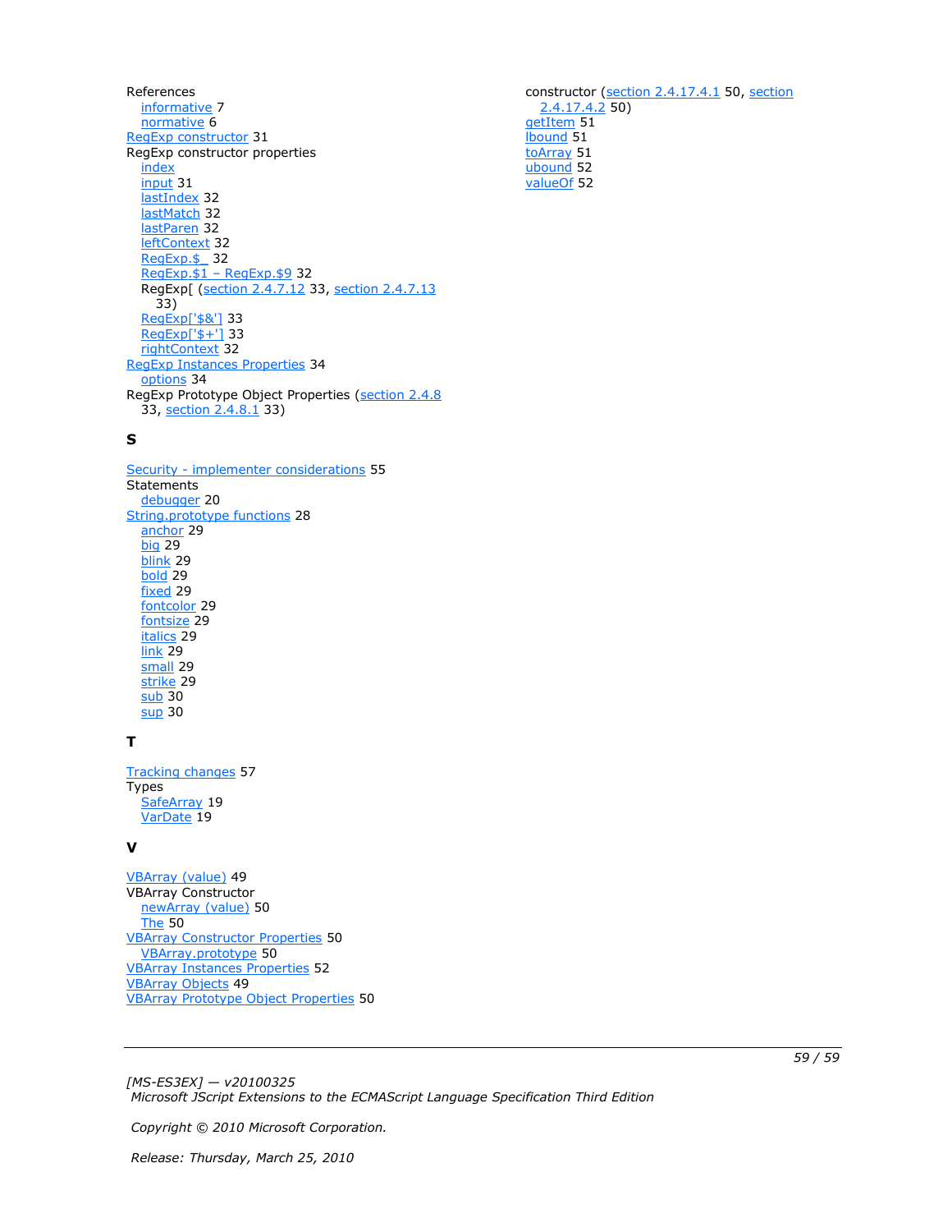References
  informative 7
  normative 6
RegExp constructor 31
RegExp constructor properties
  index
  input 31
  lastIndex 32
  lastMatch 32
  lastParen 32
  leftContext 32
  RegExp.$_ 32
  RegExp.$1 – RegExp.$9 32
  RegExp[ (section 2.4.7.12 33, section 2.4.7.13 33)
  RegExp['$&'] 33
  RegExp['$+'] 33
  rightContext 32
RegExp Instances Properties 34
  options 34
RegExp Prototype Object Properties (section 2.4.8 33, section 2.4.8.1 33)

### S

Security - implementer considerations 55
Statements
  debugger 20
String.prototype functions 28
  anchor 29
  big 29
  blink 29
  bold 29
  fixed 29
  fontcolor 29
  fontsize 29
  italics 29
  link 29
  small 29
  strike 29
  sub 30
  sup 30

### T

Tracking changes 57
Types
  SafeArray 19
  VarDate 19

### V

VBArray (value) 49
VBArray Constructor
  newArray (value) 50
  The 50
VBArray Constructor Properties 50
  VBArray.prototype 50
VBArray Instances Properties 52
VBArray Objects 49
VBArray Prototype Object Properties 50
  constructor (section 2.4.17.4.1 50, section 2.4.17.4.2 50)
  getItem 51
  lbound 51
  toArray 51
  ubound 52
  valueOf 52